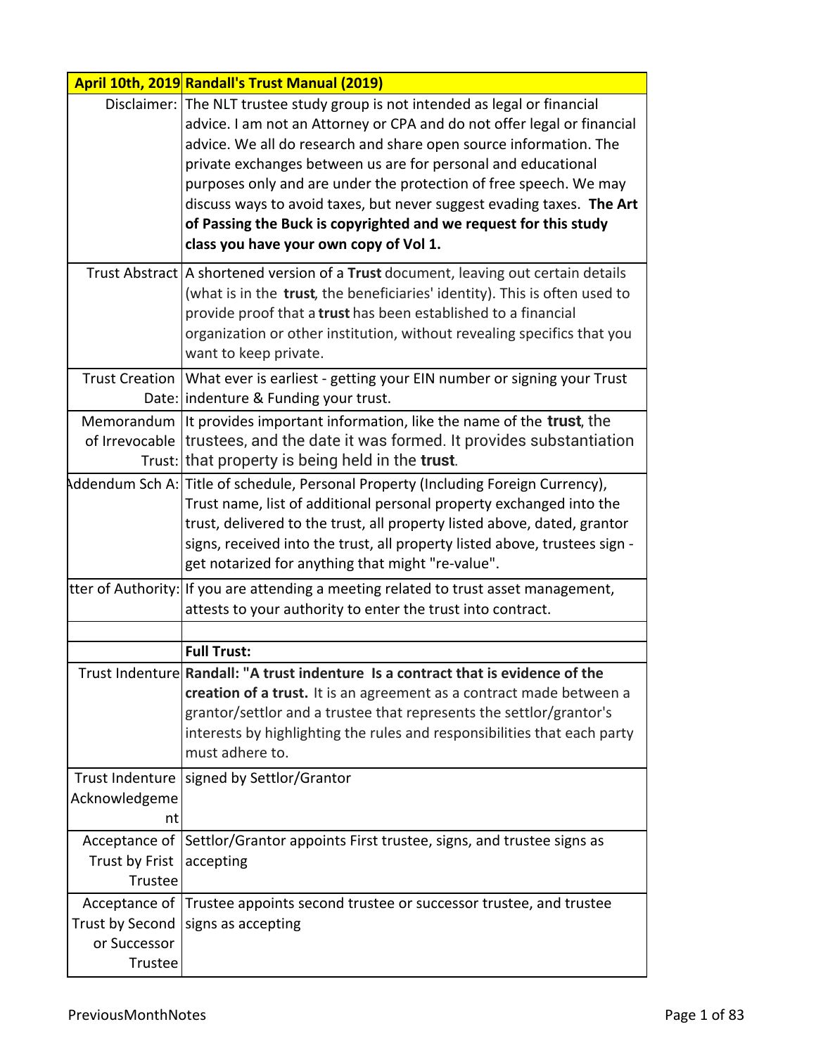| April 10th, 2019 | Randall's Trust Manual (2019) |
|---|---|
| Disclaimer: | The NLT trustee study group is not intended as legal or financial advice. I am not an Attorney or CPA and do not offer legal or financial advice. We all do research and share open source information. The private exchanges between us are for personal and educational purposes only and are under the protection of free speech. We may discuss ways to avoid taxes, but never suggest evading taxes. **The Art of Passing the Buck is copyrighted and we request for this study class you have your own copy of Vol 1.** |
| Trust Abstract | A shortened version of a **Trust** document, leaving out certain details (what is in the **trust**, the beneficiaries' identity). This is often used to provide proof that a **trust** has been established to a financial organization or other institution, without revealing specifics that you want to keep private. |
| Trust Creation Date: | What ever is earliest - getting your EIN number or signing your Trust indenture & Funding your trust. |
| Memorandum of Irrevocable Trust: | It provides important information, like the name of the **trust**, the trustees, and the date it was formed. It provides substantiation that property is being held in the **trust**. |
| Addendum Sch A: | Title of schedule, Personal Property (Including Foreign Currency), Trust name, list of additional personal property exchanged into the trust, delivered to the trust, all property listed above, dated, grantor signs, received into the trust, all property listed above, trustees sign - get notarized for anything that might "re-value". |
| Letter of Authority: | If you are attending a meeting related to trust asset management, attests to your authority to enter the trust into contract. |
| | |
| | **Full Trust:** |
| Trust Indenture | **Randall: "A trust indenture Is a contract that is evidence of the creation of a trust.** It is an agreement as a contract made between a grantor/settlor and a trustee that represents the settlor/grantor's interests by highlighting the rules and responsibilities that each party must adhere to. |
| Trust Indenture Acknowledgement | signed by Settlor/Grantor |
| Acceptance of Trust by Frist Trustee | Settlor/Grantor appoints First trustee, signs, and trustee signs as accepting |
| Acceptance of Trust by Second or Successor Trustee | Trustee appoints second trustee or successor trustee, and trustee signs as accepting |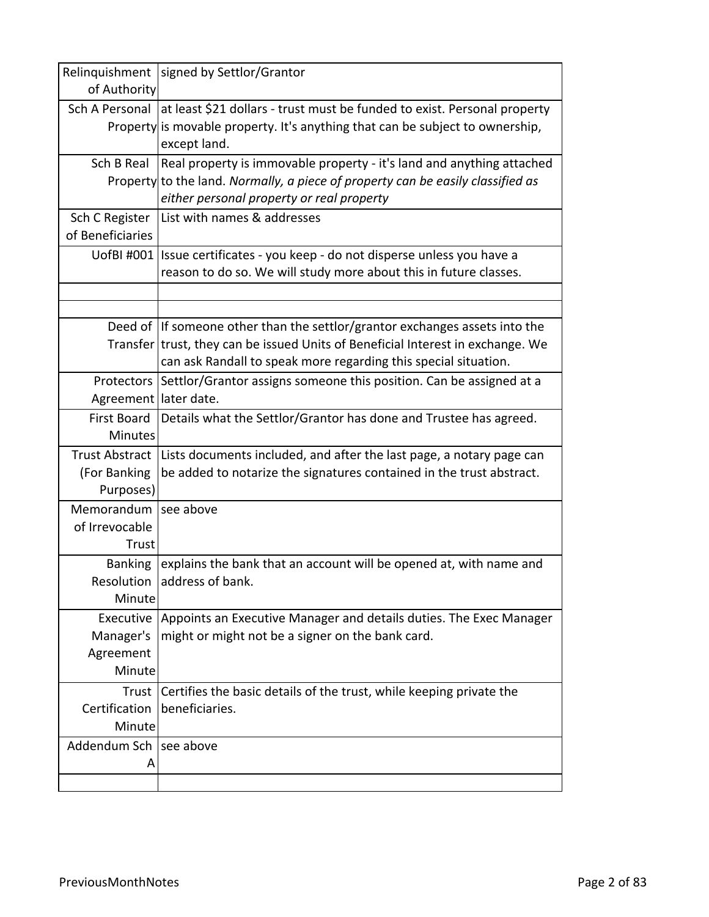| | |
|---|---|
| Relinquishment of Authority | signed by Settlor/Grantor |
| Sch A Personal Property | at least $21 dollars - trust must be funded to exist. Personal property is movable property. It's anything that can be subject to ownership, except land. |
| Sch B Real Property | Real property is immovable property - it's land and anything attached to the land. *Normally, a piece of property can be easily classified as either personal property or real property* |
| Sch C Register of Beneficiaries | List with names & addresses |
| UofBI #001 | Issue certificates - you keep - do not disperse unless you have a reason to do so. We will study more about this in future classes. |
| | |
| | |
| Deed of Transfer | If someone other than the settlor/grantor exchanges assets into the trust, they can be issued Units of Beneficial Interest in exchange. We can ask Randall to speak more regarding this special situation. |
| Protectors Agreement | Settlor/Grantor assigns someone this position. Can be assigned at a later date. |
| First Board Minutes | Details what the Settlor/Grantor has done and Trustee has agreed. |
| Trust Abstract (For Banking Purposes) | Lists documents included, and after the last page, a notary page can be added to notarize the signatures contained in the trust abstract. |
| Memorandum of Irrevocable Trust | see above |
| Banking Resolution Minute | explains the bank that an account will be opened at, with name and address of bank. |
| Executive Manager's Agreement Minute | Appoints an Executive Manager and details duties. The Exec Manager might or might not be a signer on the bank card. |
| Trust Certification Minute | Certifies the basic details of the trust, while keeping private the beneficiaries. |
| Addendum Sch A | see above |
| | |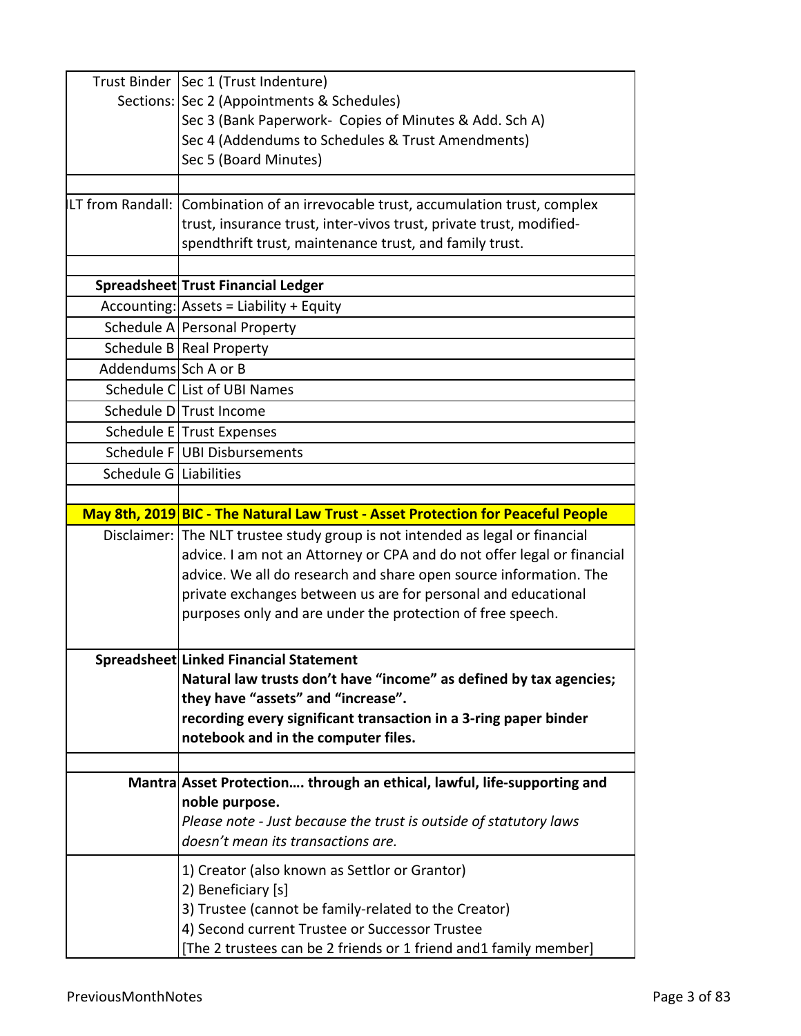| | |
|---|---|
| Trust Binder Sections: | Sec 1 (Trust Indenture)<br>Sec 2 (Appointments & Schedules)<br>Sec 3 (Bank Paperwork- Copies of Minutes & Add. Sch A)<br>Sec 4 (Addendums to Schedules & Trust Amendments)<br>Sec 5 (Board Minutes) |
| | |
| ILT from Randall: | Combination of an irrevocable trust, accumulation trust, complex trust, insurance trust, inter-vivos trust, private trust, modified-spendthrift trust, maintenance trust, and family trust. |
| | |
| **Spreadsheet** | **Trust Financial Ledger** |
| Accounting: | Assets = Liability + Equity |
| Schedule A | Personal Property |
| Schedule B | Real Property |
| Addendums | Sch A or B |
| Schedule C | List of UBI Names |
| Schedule D | Trust Income |
| Schedule E | Trust Expenses |
| Schedule F | UBI Disbursements |
| Schedule G | Liabilities |
| | |
| **May 8th, 2019** | **BIC - The Natural Law Trust - Asset Protection for Peaceful People** |
| Disclaimer: | The NLT trustee study group is not intended as legal or financial advice. I am not an Attorney or CPA and do not offer legal or financial advice. We all do research and share open source information. The private exchanges between us are for personal and educational purposes only and are under the protection of free speech. |
| **Spreadsheet** | **Linked Financial Statement**<br>**Natural law trusts don't have "income" as defined by tax agencies; they have "assets" and "increase".**<br>**recording every significant transaction in a 3-ring paper binder notebook and in the computer files.** |
| | |
| **Mantra** | **Asset Protection…. through an ethical, lawful, life-supporting and noble purpose.**<br>*Please note - Just because the trust is outside of statutory laws doesn't mean its transactions are.* |
| | 1) Creator (also known as Settlor or Grantor)<br>2) Beneficiary [s]<br>3) Trustee (cannot be family-related to the Creator)<br>4) Second current Trustee or Successor Trustee<br>[The 2 trustees can be 2 friends or 1 friend and1 family member] |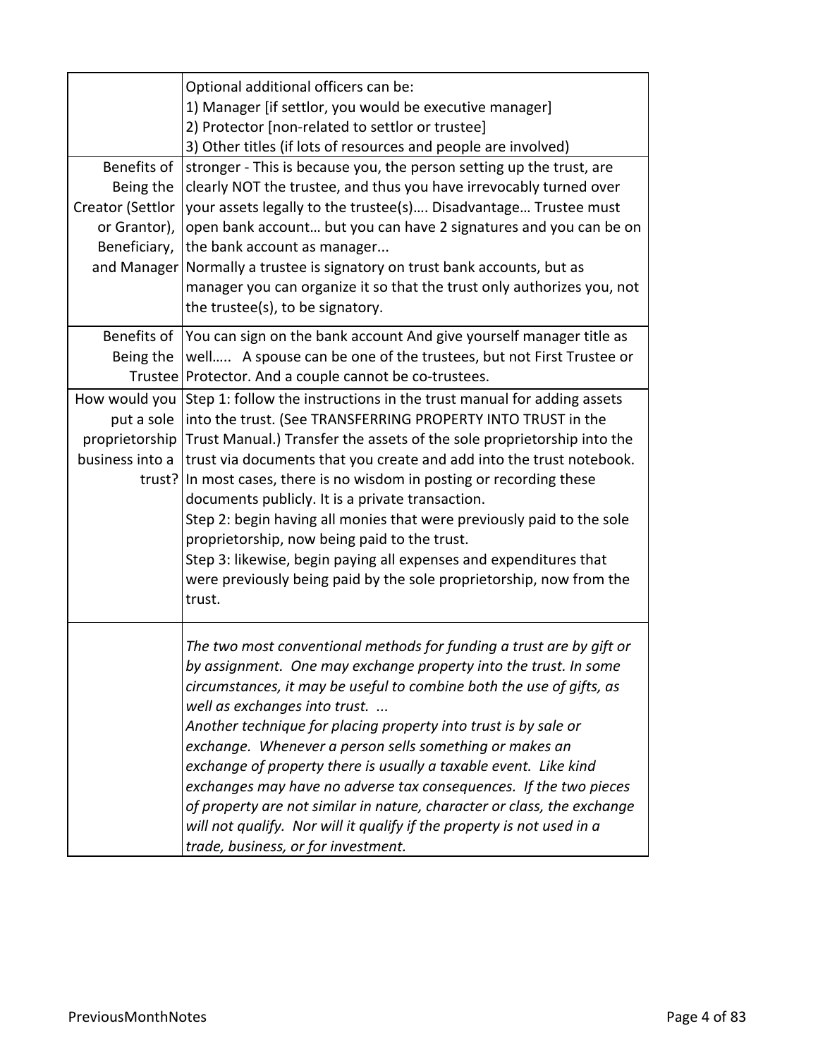| | |
|---|---|
| | Optional additional officers can be:<br>1) Manager [if settlor, you would be executive manager]<br>2) Protector [non-related to settlor or trustee]<br>3) Other titles (if lots of resources and people are involved) |
| Benefits of Being the Creator (Settlor or Grantor), Beneficiary, and Manager | stronger - This is because you, the person setting up the trust, are clearly NOT the trustee, and thus you have irrevocably turned over your assets legally to the trustee(s)…. Disadvantage… Trustee must open bank account… but you can have 2 signatures and you can be on the bank account as manager...<br>Normally a trustee is signatory on trust bank accounts, but as manager you can organize it so that the trust only authorizes you, not the trustee(s), to be signatory. |
| Benefits of Being the Trustee | You can sign on the bank account And give yourself manager title as well….. A spouse can be one of the trustees, but not First Trustee or Protector. And a couple cannot be co-trustees. |
| How would you put a sole proprietorship business into a trust? | Step 1: follow the instructions in the trust manual for adding assets into the trust. (See TRANSFERRING PROPERTY INTO TRUST in the Trust Manual.) Transfer the assets of the sole proprietorship into the trust via documents that you create and add into the trust notebook. In most cases, there is no wisdom in posting or recording these documents publicly. It is a private transaction.<br>Step 2: begin having all monies that were previously paid to the sole proprietorship, now being paid to the trust.<br>Step 3: likewise, begin paying all expenses and expenditures that were previously being paid by the sole proprietorship, now from the trust. |
| | *The two most conventional methods for funding a trust are by gift or by assignment. One may exchange property into the trust. In some circumstances, it may be useful to combine both the use of gifts, as well as exchanges into trust. ...*<br>*Another technique for placing property into trust is by sale or exchange. Whenever a person sells something or makes an exchange of property there is usually a taxable event. Like kind exchanges may have no adverse tax consequences. If the two pieces of property are not similar in nature, character or class, the exchange will not qualify. Nor will it qualify if the property is not used in a trade, business, or for investment.* |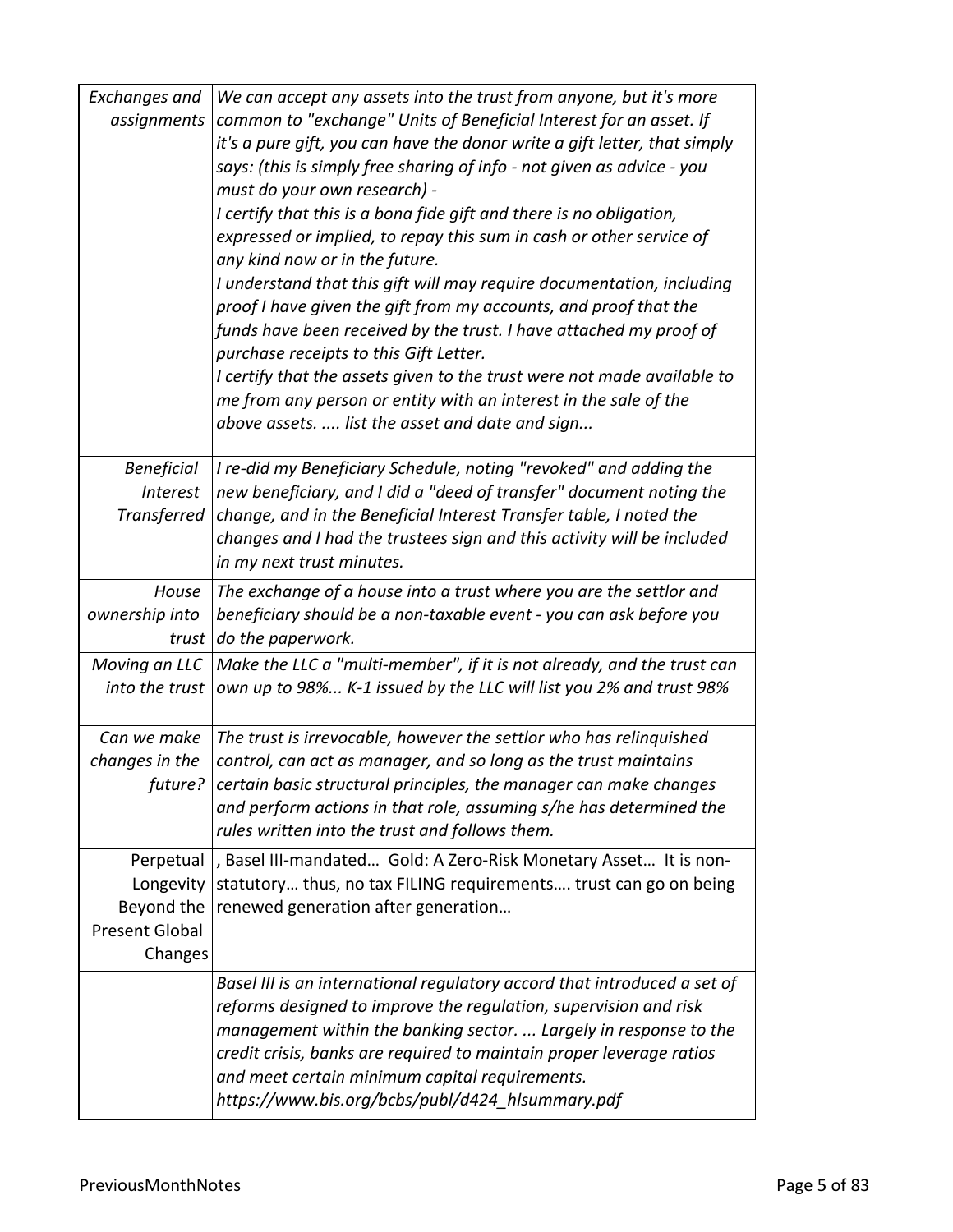| | |
|---|---|
| *Exchanges and assignments* | *We can accept any assets into the trust from anyone, but it's more common to "exchange" Units of Beneficial Interest for an asset. If it's a pure gift, you can have the donor write a gift letter, that simply says: (this is simply free sharing of info - not given as advice - you must do your own research) -*<br>*I certify that this is a bona fide gift and there is no obligation, expressed or implied, to repay this sum in cash or other service of any kind now or in the future.*<br>*I understand that this gift will may require documentation, including proof I have given the gift from my accounts, and proof that the funds have been received by the trust. I have attached my proof of purchase receipts to this Gift Letter.*<br>*I certify that the assets given to the trust were not made available to me from any person or entity with an interest in the sale of the above assets. .... list the asset and date and sign...* |
| *Beneficial Interest Transferred* | *I re-did my Beneficiary Schedule, noting "revoked" and adding the new beneficiary, and I did a "deed of transfer" document noting the change, and in the Beneficial Interest Transfer table, I noted the changes and I had the trustees sign and this activity will be included in my next trust minutes.* |
| *House ownership into trust* | *The exchange of a house into a trust where you are the settlor and beneficiary should be a non-taxable event - you can ask before you do the paperwork.* |
| *Moving an LLC into the trust* | *Make the LLC a "multi-member", if it is not already, and the trust can own up to 98%... K-1 issued by the LLC will list you 2% and trust 98%* |
| *Can we make changes in the future?* | *The trust is irrevocable, however the settlor who has relinquished control, can act as manager, and so long as the trust maintains certain basic structural principles, the manager can make changes and perform actions in that role, assuming s/he has determined the rules written into the trust and follows them.* |
| Perpetual Longevity Beyond the Present Global Changes | , Basel III-mandated… Gold: A Zero-Risk Monetary Asset… It is non-statutory… thus, no tax FILING requirements…. trust can go on being renewed generation after generation… |
| | *Basel III is an international regulatory accord that introduced a set of reforms designed to improve the regulation, supervision and risk management within the banking sector. ... Largely in response to the credit crisis, banks are required to maintain proper leverage ratios and meet certain minimum capital requirements.*<br>*https://www.bis.org/bcbs/publ/d424_hlsummary.pdf* |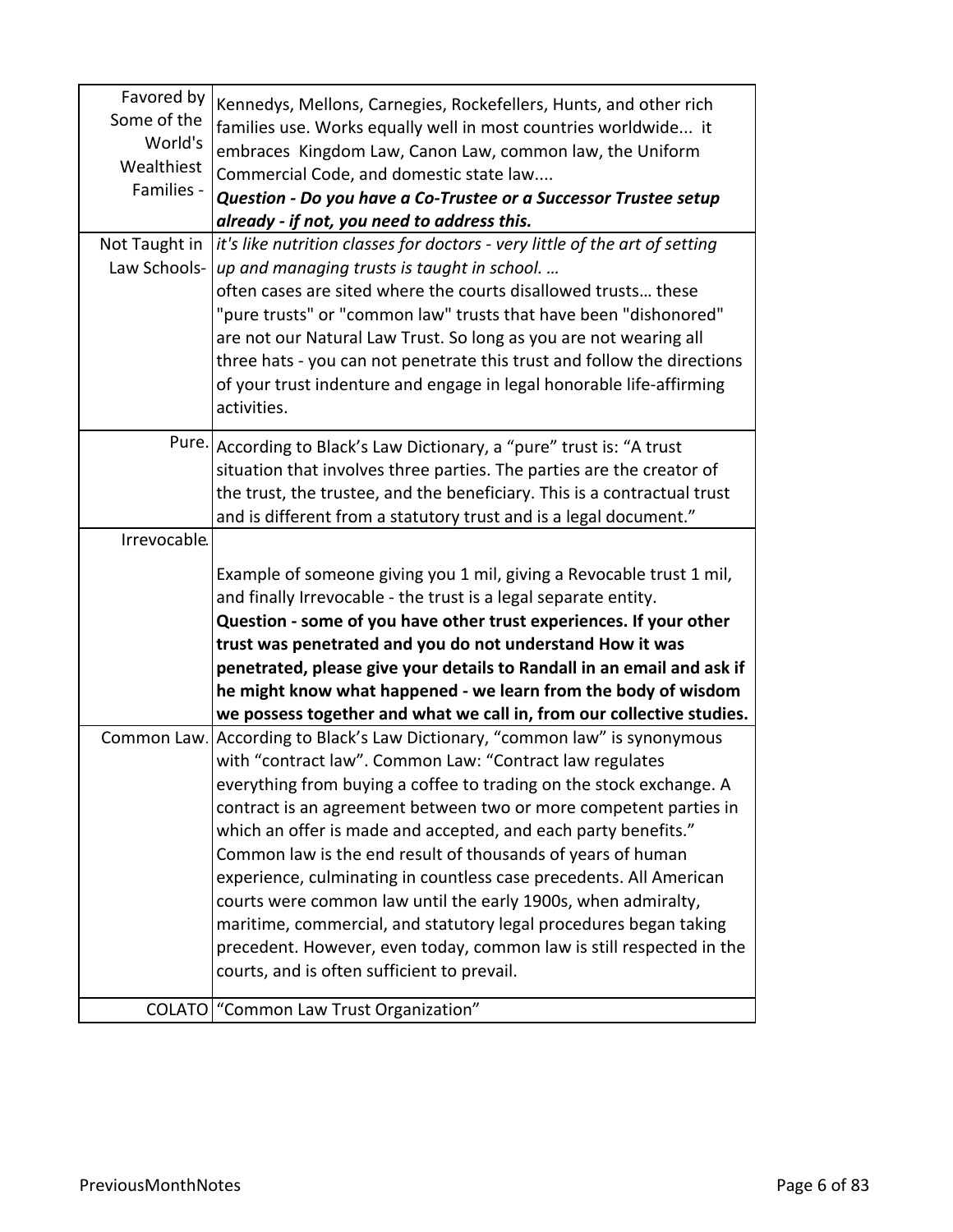| | |
|---|---|
| Favored by Some of the World's Wealthiest Families - | Kennedys, Mellons, Carnegies, Rockefellers, Hunts, and other rich families use. Works equally well in most countries worldwide... it embraces Kingdom Law, Canon Law, common law, the Uniform Commercial Code, and domestic state law.... ***Question - Do you have a Co-Trustee or a Successor Trustee setup already - if not, you need to address this.*** |
| Not Taught in Law Schools- | *it's like nutrition classes for doctors - very little of the art of setting up and managing trusts is taught in school. …* often cases are sited where the courts disallowed trusts… these "pure trusts" or "common law" trusts that have been "dishonored" are not our Natural Law Trust. So long as you are not wearing all three hats - you can not penetrate this trust and follow the directions of your trust indenture and engage in legal honorable life-affirming activities. |
| Pure. | According to Black's Law Dictionary, a "pure" trust is: "A trust situation that involves three parties. The parties are the creator of the trust, the trustee, and the beneficiary. This is a contractual trust and is different from a statutory trust and is a legal document." |
| Irrevocable. | Example of someone giving you 1 mil, giving a Revocable trust 1 mil, and finally Irrevocable - the trust is a legal separate entity. **Question - some of you have other trust experiences. If your other trust was penetrated and you do not understand How it was penetrated, please give your details to Randall in an email and ask if he might know what happened - we learn from the body of wisdom we possess together and what we call in, from our collective studies.** |
| Common Law. | According to Black's Law Dictionary, "common law" is synonymous with "contract law". Common Law: "Contract law regulates everything from buying a coffee to trading on the stock exchange. A contract is an agreement between two or more competent parties in which an offer is made and accepted, and each party benefits." Common law is the end result of thousands of years of human experience, culminating in countless case precedents. All American courts were common law until the early 1900s, when admiralty, maritime, commercial, and statutory legal procedures began taking precedent. However, even today, common law is still respected in the courts, and is often sufficient to prevail. |
| COLATO | "Common Law Trust Organization" |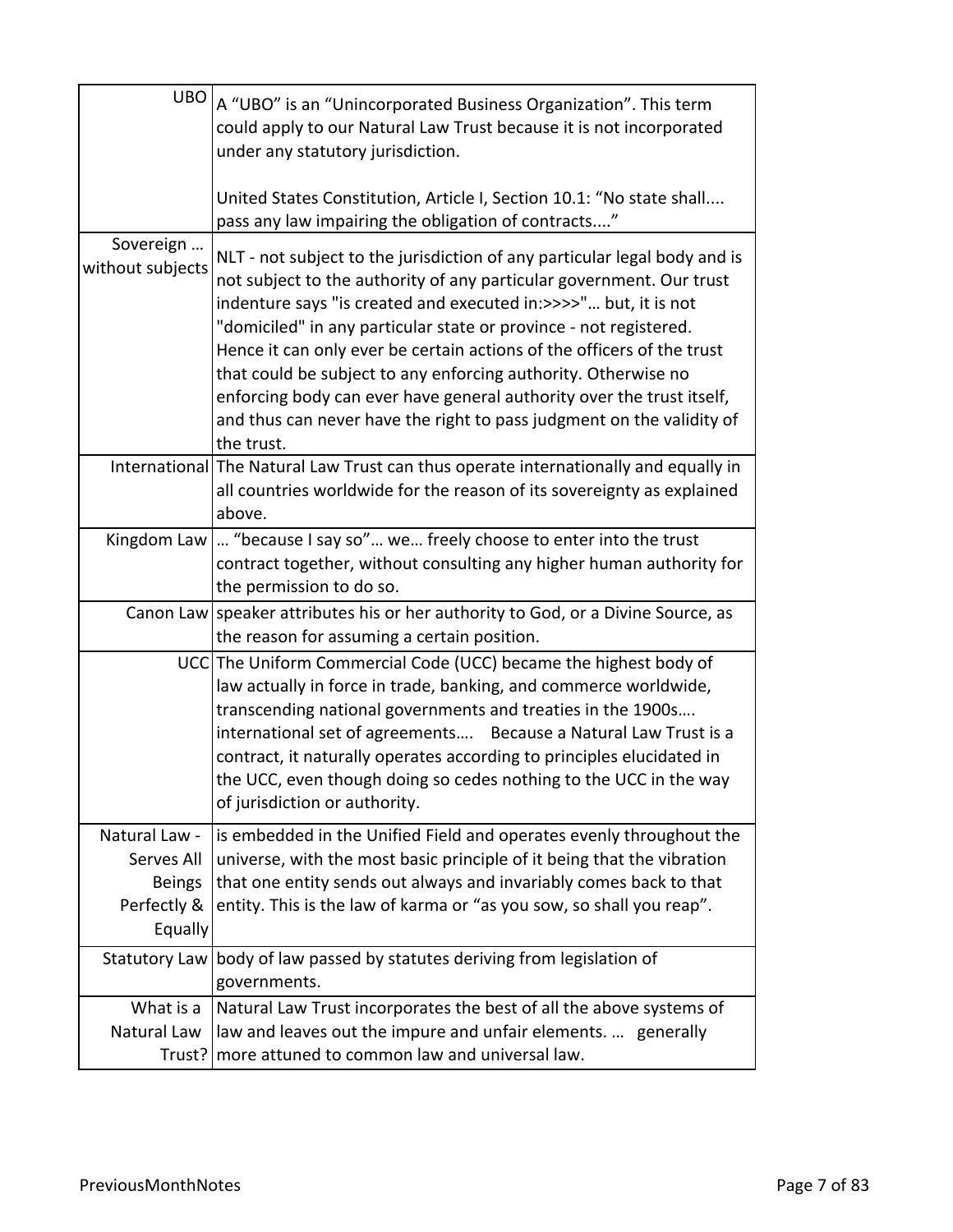| UBO | A “UBO” is an “Unincorporated Business Organization”. This term could apply to our Natural Law Trust because it is not incorporated under any statutory jurisdiction.<br><br>United States Constitution, Article I, Section 10.1: “No state shall.... pass any law impairing the obligation of contracts....” |
|---|---|
| Sovereign … without subjects | NLT - not subject to the jurisdiction of any particular legal body and is not subject to the authority of any particular government. Our trust indenture says "is created and executed in:>>>>"… but, it is not "domiciled" in any particular state or province - not registered. Hence it can only ever be certain actions of the officers of the trust that could be subject to any enforcing authority. Otherwise no enforcing body can ever have general authority over the trust itself, and thus can never have the right to pass judgment on the validity of the trust. |
| International | The Natural Law Trust can thus operate internationally and equally in all countries worldwide for the reason of its sovereignty as explained above. |
| Kingdom Law | … “because I say so”… we… freely choose to enter into the trust contract together, without consulting any higher human authority for the permission to do so. |
| Canon Law | speaker attributes his or her authority to God, or a Divine Source, as the reason for assuming a certain position. |
| UCC | The Uniform Commercial Code (UCC) became the highest body of law actually in force in trade, banking, and commerce worldwide, transcending national governments and treaties in the 1900s…. international set of agreements…. Because a Natural Law Trust is a contract, it naturally operates according to principles elucidated in the UCC, even though doing so cedes nothing to the UCC in the way of jurisdiction or authority. |
| Natural Law - Serves All Beings Perfectly & Equally | is embedded in the Unified Field and operates evenly throughout the universe, with the most basic principle of it being that the vibration that one entity sends out always and invariably comes back to that entity. This is the law of karma or “as you sow, so shall you reap”. |
| Statutory Law | body of law passed by statutes deriving from legislation of governments. |
| What is a Natural Law Trust? | Natural Law Trust incorporates the best of all the above systems of law and leaves out the impure and unfair elements. … generally more attuned to common law and universal law. |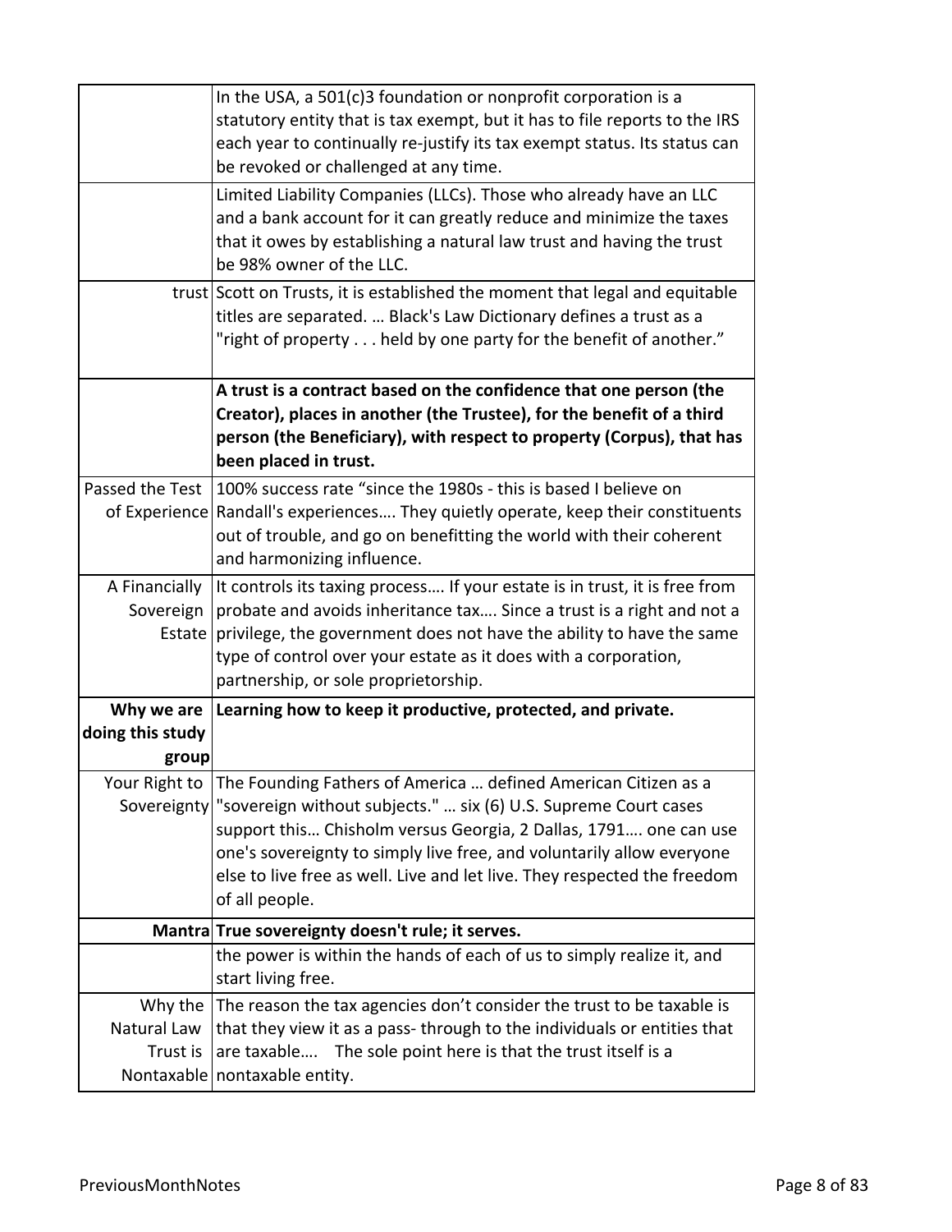| | |
|---|---|
| | In the USA, a 501(c)3 foundation or nonprofit corporation is a statutory entity that is tax exempt, but it has to file reports to the IRS each year to continually re-justify its tax exempt status. Its status can be revoked or challenged at any time. |
| | Limited Liability Companies (LLCs). Those who already have an LLC and a bank account for it can greatly reduce and minimize the taxes that it owes by establishing a natural law trust and having the trust be 98% owner of the LLC. |
| trust | Scott on Trusts, it is established the moment that legal and equitable titles are separated. … Black's Law Dictionary defines a trust as a "right of property . . . held by one party for the benefit of another." |
| | **A trust is a contract based on the confidence that one person (the Creator), places in another (the Trustee), for the benefit of a third person (the Beneficiary), with respect to property (Corpus), that has been placed in trust.** |
| Passed the Test of Experience | 100% success rate "since the 1980s - this is based I believe on Randall's experiences…. They quietly operate, keep their constituents out of trouble, and go on benefitting the world with their coherent and harmonizing influence. |
| A Financially Sovereign Estate | It controls its taxing process…. If your estate is in trust, it is free from probate and avoids inheritance tax…. Since a trust is a right and not a privilege, the government does not have the ability to have the same type of control over your estate as it does with a corporation, partnership, or sole proprietorship. |
| **Why we are doing this study group** | **Learning how to keep it productive, protected, and private.** |
| Your Right to Sovereignty | The Founding Fathers of America … defined American Citizen as a "sovereign without subjects." … six (6) U.S. Supreme Court cases support this… Chisholm versus Georgia, 2 Dallas, 1791…. one can use one's sovereignty to simply live free, and voluntarily allow everyone else to live free as well. Live and let live. They respected the freedom of all people. |
| **Mantra** | **True sovereignty doesn't rule; it serves.** |
| | the power is within the hands of each of us to simply realize it, and start living free. |
| Why the Natural Law Trust is Nontaxable | The reason the tax agencies don't consider the trust to be taxable is that they view it as a pass- through to the individuals or entities that are taxable…. The sole point here is that the trust itself is a nontaxable entity. |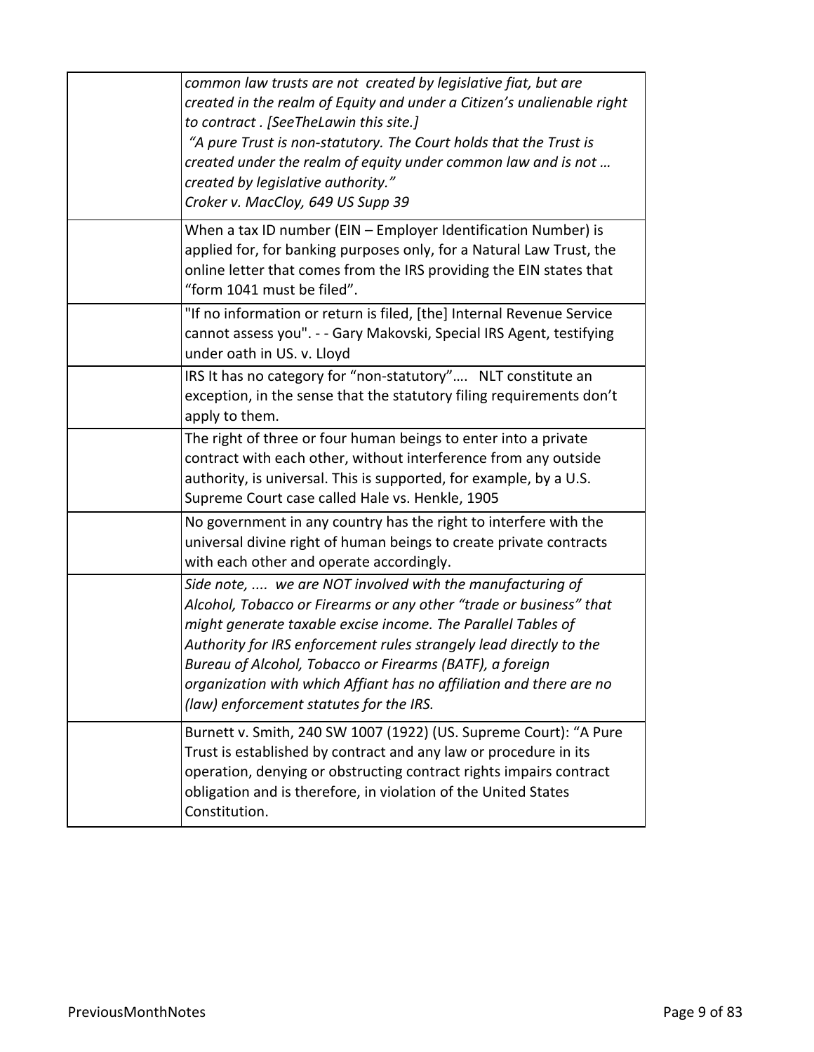| | |
|---|---|
| | *common law trusts are not created by legislative fiat, but are created in the realm of Equity and under a Citizen's unalienable right to contract . [SeeTheLawin this site.]*<br>*"A pure Trust is non-statutory. The Court holds that the Trust is created under the realm of equity under common law and is not … created by legislative authority."*<br>*Croker v. MacCloy, 649 US Supp 39* |
| | When a tax ID number (EIN – Employer Identification Number) is applied for, for banking purposes only, for a Natural Law Trust, the online letter that comes from the IRS providing the EIN states that "form 1041 must be filed". |
| | "If no information or return is filed, [the] Internal Revenue Service cannot assess you". - - Gary Makovski, Special IRS Agent, testifying under oath in US. v. Lloyd |
| | IRS It has no category for "non-statutory"…. NLT constitute an exception, in the sense that the statutory filing requirements don't apply to them. |
| | The right of three or four human beings to enter into a private contract with each other, without interference from any outside authority, is universal. This is supported, for example, by a U.S. Supreme Court case called Hale vs. Henkle, 1905 |
| | No government in any country has the right to interfere with the universal divine right of human beings to create private contracts with each other and operate accordingly. |
| | *Side note, .... we are NOT involved with the manufacturing of Alcohol, Tobacco or Firearms or any other "trade or business" that might generate taxable excise income. The Parallel Tables of Authority for IRS enforcement rules strangely lead directly to the Bureau of Alcohol, Tobacco or Firearms (BATF), a foreign organization with which Affiant has no affiliation and there are no (law) enforcement statutes for the IRS.* |
| | Burnett v. Smith, 240 SW 1007 (1922) (US. Supreme Court): "A Pure Trust is established by contract and any law or procedure in its operation, denying or obstructing contract rights impairs contract obligation and is therefore, in violation of the United States Constitution. |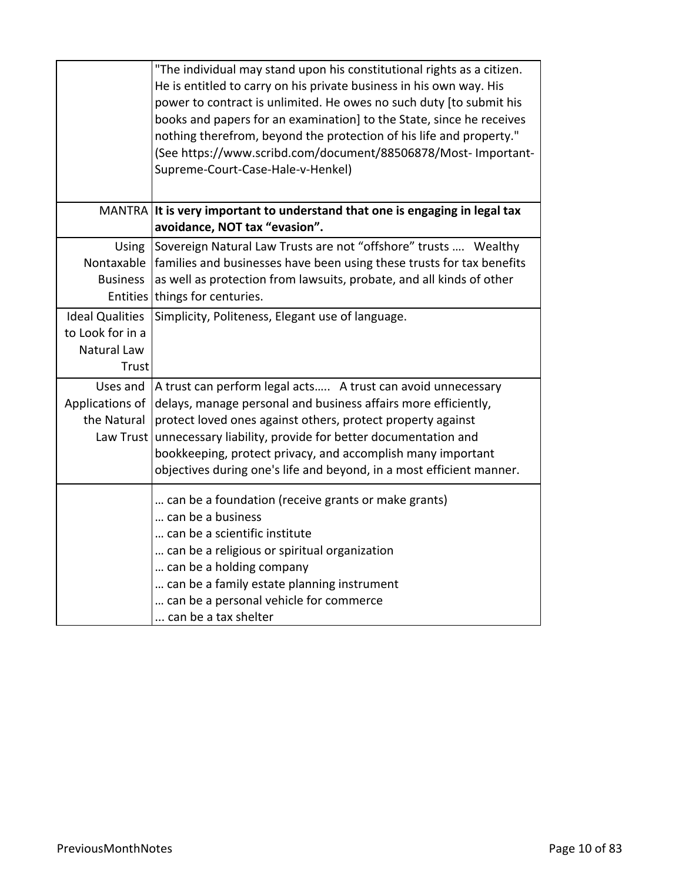| | |
|---|---|
| | "The individual may stand upon his constitutional rights as a citizen. He is entitled to carry on his private business in his own way. His power to contract is unlimited. He owes no such duty [to submit his books and papers for an examination] to the State, since he receives nothing therefrom, beyond the protection of his life and property." (See https://www.scribd.com/document/88506878/Most- Important-Supreme-Court-Case-Hale-v-Henkel) |
| MANTRA | **It is very important to understand that one is engaging in legal tax avoidance, NOT tax "evasion".** |
| Using Nontaxable Business Entities | Sovereign Natural Law Trusts are not "offshore" trusts .... Wealthy families and businesses have been using these trusts for tax benefits as well as protection from lawsuits, probate, and all kinds of other things for centuries. |
| Ideal Qualities to Look for in a Natural Law Trust | Simplicity, Politeness, Elegant use of language. |
| Uses and Applications of the Natural Law Trust | A trust can perform legal acts..... A trust can avoid unnecessary delays, manage personal and business affairs more efficiently, protect loved ones against others, protect property against unnecessary liability, provide for better documentation and bookkeeping, protect privacy, and accomplish many important objectives during one's life and beyond, in a most efficient manner. |
| | … can be a foundation (receive grants or make grants)<br>… can be a business<br>… can be a scientific institute<br>… can be a religious or spiritual organization<br>… can be a holding company<br>… can be a family estate planning instrument<br>… can be a personal vehicle for commerce<br>... can be a tax shelter |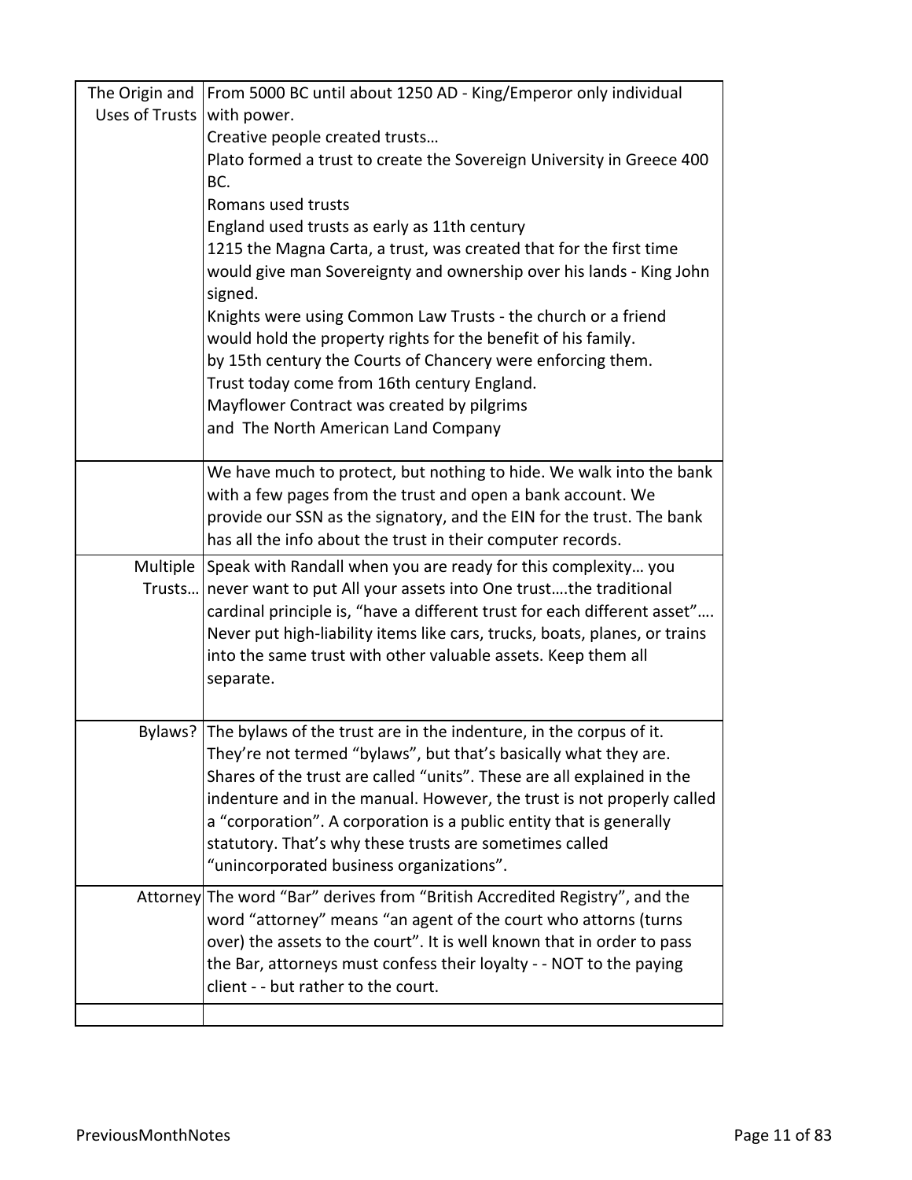| | |
|---|---|
| The Origin and Uses of Trusts | From 5000 BC until about 1250 AD - King/Emperor only individual with power.<br>Creative people created trusts…<br>Plato formed a trust to create the Sovereign University in Greece 400 BC.<br>Romans used trusts<br>England used trusts as early as 11th century<br>1215 the Magna Carta, a trust, was created that for the first time would give man Sovereignty and ownership over his lands - King John signed.<br>Knights were using Common Law Trusts - the church or a friend would hold the property rights for the benefit of his family.<br>by 15th century the Courts of Chancery were enforcing them.<br>Trust today come from 16th century England.<br>Mayflower Contract was created by pilgrims<br>and The North American Land Company |
| | We have much to protect, but nothing to hide. We walk into the bank with a few pages from the trust and open a bank account. We provide our SSN as the signatory, and the EIN for the trust. The bank has all the info about the trust in their computer records. |
| Multiple Trusts… | Speak with Randall when you are ready for this complexity… you never want to put All your assets into One trust….the traditional cardinal principle is, "have a different trust for each different asset"…. Never put high-liability items like cars, trucks, boats, planes, or trains into the same trust with other valuable assets. Keep them all separate. |
| Bylaws? | The bylaws of the trust are in the indenture, in the corpus of it. They're not termed "bylaws", but that's basically what they are. Shares of the trust are called "units". These are all explained in the indenture and in the manual. However, the trust is not properly called a "corporation". A corporation is a public entity that is generally statutory. That's why these trusts are sometimes called "unincorporated business organizations". |
| Attorney | The word "Bar" derives from "British Accredited Registry", and the word "attorney" means "an agent of the court who attorns (turns over) the assets to the court". It is well known that in order to pass the Bar, attorneys must confess their loyalty - - NOT to the paying client - - but rather to the court. |
| | |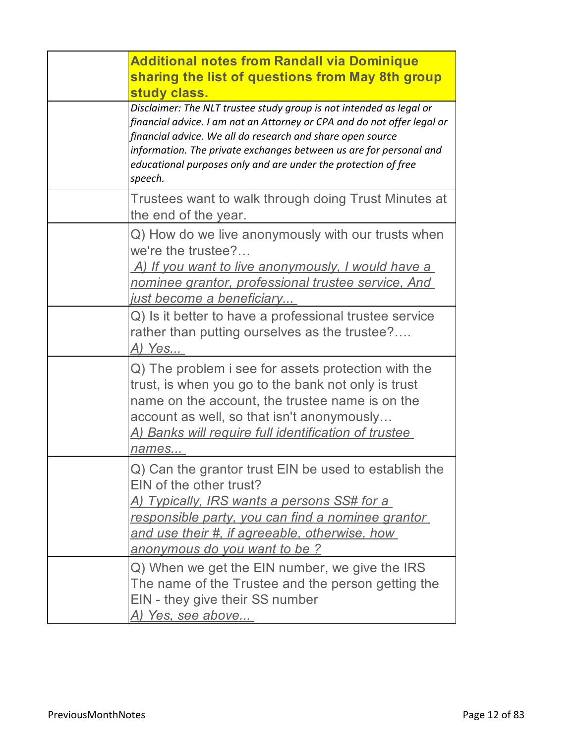| | **Additional notes from Randall via Dominique sharing the list of questions from May 8th group study class.** |
|---|---|
| | *Disclaimer: The NLT trustee study group is not intended as legal or financial advice. I am not an Attorney or CPA and do not offer legal or financial advice. We all do research and share open source information. The private exchanges between us are for personal and educational purposes only and are under the protection of free speech.* |
| | Trustees want to walk through doing Trust Minutes at the end of the year. |
| | Q) How do we live anonymously with our trusts when we're the trustee?… *A) If you want to live anonymously, I would have a nominee grantor, professional trustee service, And just become a beneficiary...* |
| | Q) Is it better to have a professional trustee service rather than putting ourselves as the trustee?…. *A) Yes...* |
| | Q) The problem i see for assets protection with the trust, is when you go to the bank not only is trust name on the account, the trustee name is on the account as well, so that isn't anonymously… *A) Banks will require full identification of trustee names...* |
| | Q) Can the grantor trust EIN be used to establish the EIN of the other trust? *A) Typically, IRS wants a persons SS# for a responsible party, you can find a nominee grantor and use their #, if agreeable, otherwise, how anonymous do you want to be ?* |
| | Q) When we get the EIN number, we give the IRS The name of the Trustee and the person getting the EIN - they give their SS number *A) Yes, see above...* |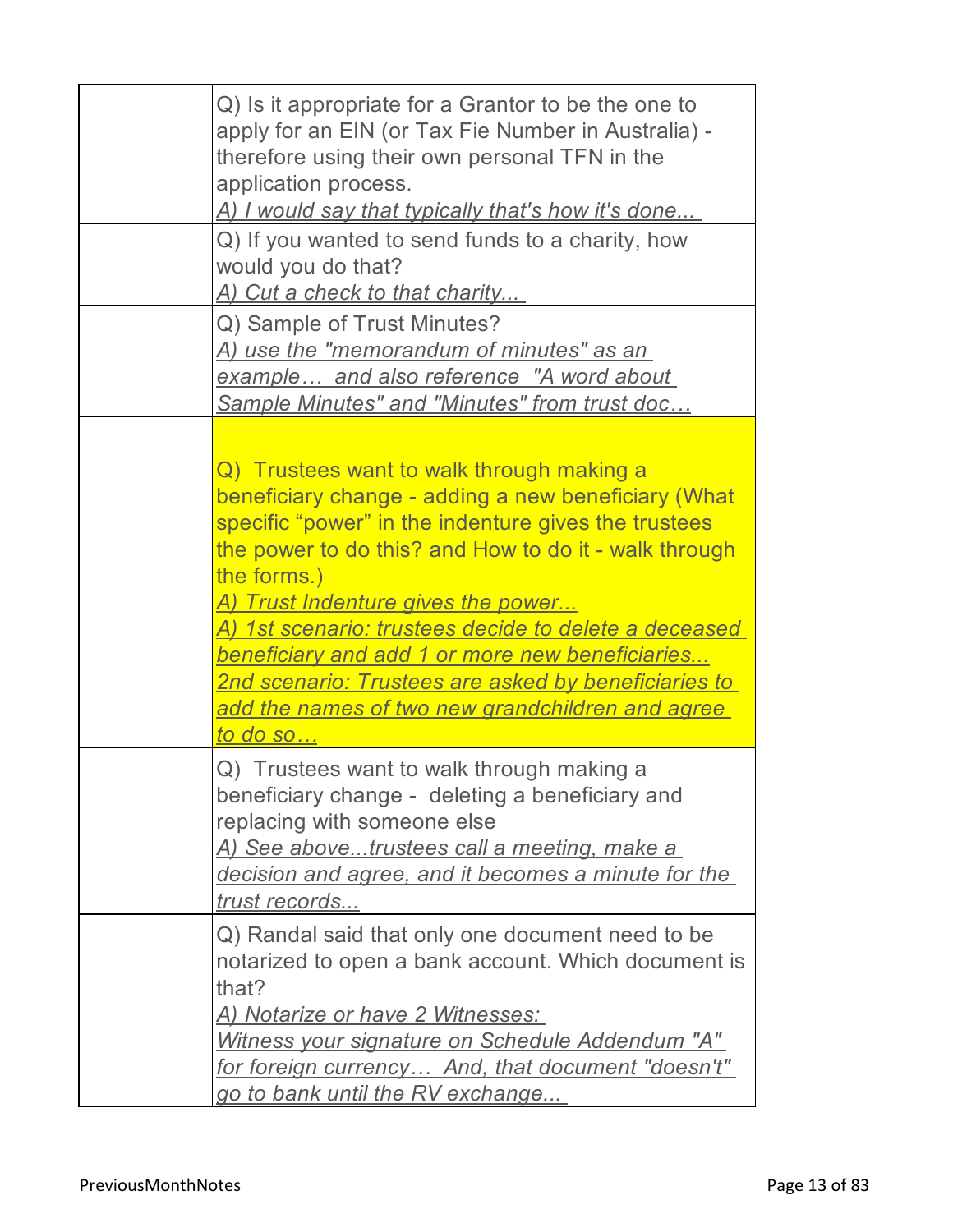| | |
|---|---|
| | Q) Is it appropriate for a Grantor to be the one to apply for an EIN (or Tax Fie Number in Australia) - therefore using their own personal TFN in the application process.<br>*A) I would say that typically that's how it's done...* |
| | Q) If you wanted to send funds to a charity, how would you do that?<br>*A) Cut a check to that charity...* |
| | Q) Sample of Trust Minutes?<br>*A) use the "memorandum of minutes" as an example… and also reference "A word about Sample Minutes" and "Minutes" from trust doc…* |
| | Q) Trustees want to walk through making a beneficiary change - adding a new beneficiary (What specific "power" in the indenture gives the trustees the power to do this? and How to do it - walk through the forms.)<br>*A) Trust Indenture gives the power...*<br>*A) 1st scenario: trustees decide to delete a deceased beneficiary and add 1 or more new beneficiaries...*<br>*2nd scenario: Trustees are asked by beneficiaries to add the names of two new grandchildren and agree to do so…* |
| | Q) Trustees want to walk through making a beneficiary change - deleting a beneficiary and replacing with someone else<br>*A) See above...trustees call a meeting, make a decision and agree, and it becomes a minute for the trust records...* |
| | Q) Randal said that only one document need to be notarized to open a bank account. Which document is that?<br>*A) Notarize or have 2 Witnesses:*<br>*Witness your signature on Schedule Addendum "A" for foreign currency… And, that document "doesn't" go to bank until the RV exchange...* |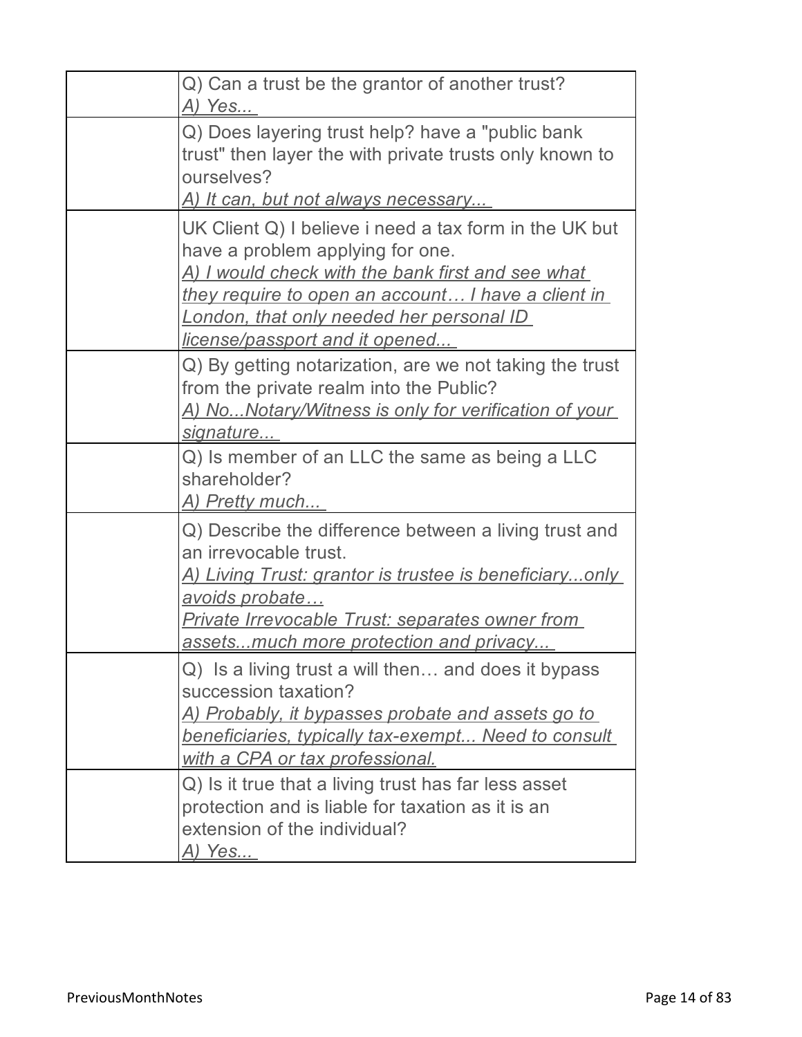| | |
|---|---|
| | Q) Can a trust be the grantor of another trust?<br>*A) Yes...* |
| | Q) Does layering trust help? have a "public bank trust" then layer the with private trusts only known to ourselves?<br>*A) It can, but not always necessary...* |
| | UK Client Q) I believe i need a tax form in the UK but have a problem applying for one.<br>*A) I would check with the bank first and see what they require to open an account… I have a client in London, that only needed her personal ID license/passport and it opened...* |
| | Q) By getting notarization, are we not taking the trust from the private realm into the Public?<br>*A) No...Notary/Witness is only for verification of your signature...* |
| | Q) Is member of an LLC the same as being a LLC shareholder?<br>*A) Pretty much...* |
| | Q) Describe the difference between a living trust and an irrevocable trust.<br>*A) Living Trust: grantor is trustee is beneficiary...only avoids probate…*<br>*Private Irrevocable Trust: separates owner from assets...much more protection and privacy...* |
| | Q) Is a living trust a will then… and does it bypass succession taxation?<br>*A) Probably, it bypasses probate and assets go to beneficiaries, typically tax-exempt... Need to consult with a CPA or tax professional.* |
| | Q) Is it true that a living trust has far less asset protection and is liable for taxation as it is an extension of the individual?<br>*A) Yes...* |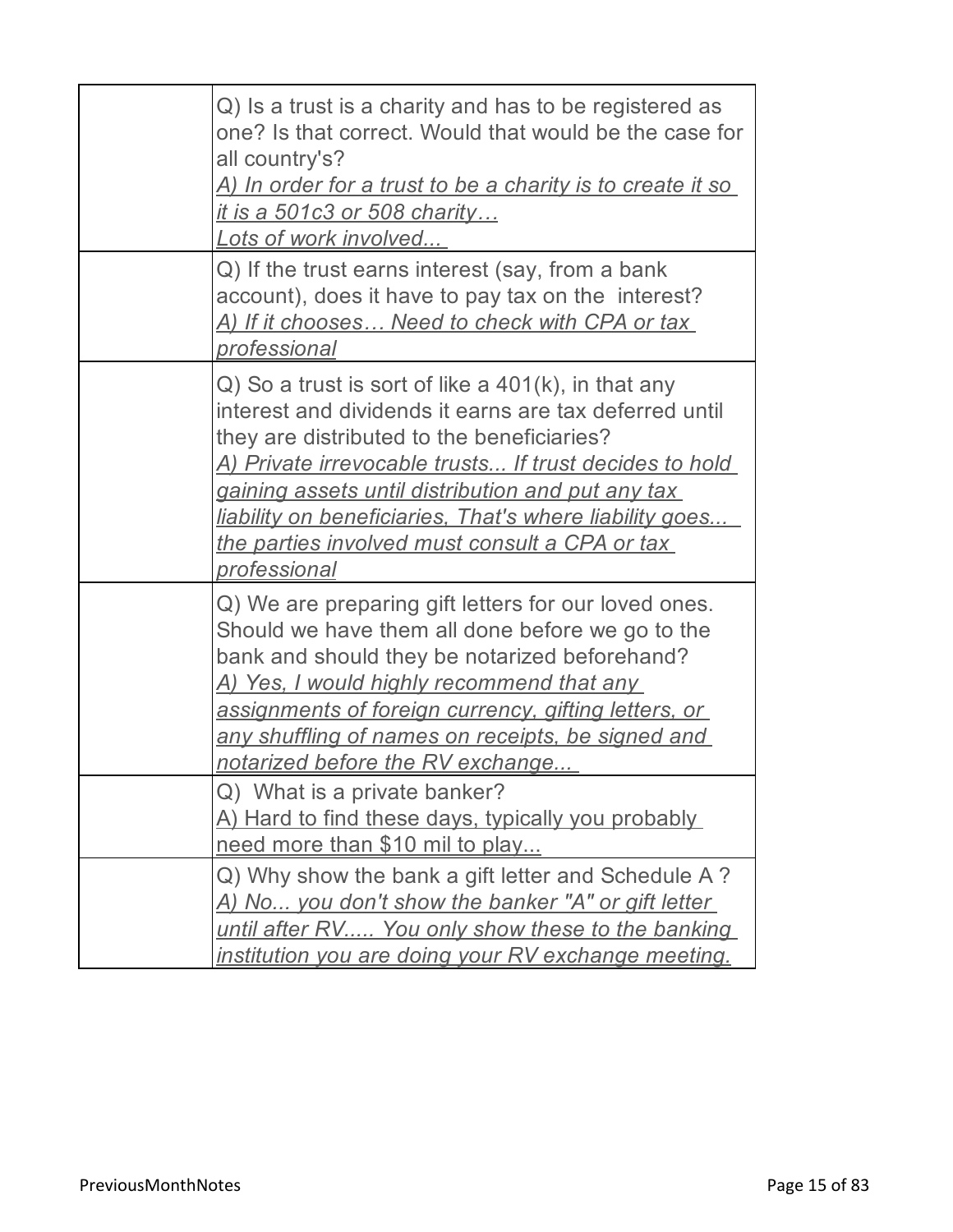| | |
|---|---|
| | Q) Is a trust is a charity and has to be registered as one? Is that correct. Would that would be the case for all country's?<br>*A) In order for a trust to be a charity is to create it so it is a 501c3 or 508 charity…<br>Lots of work involved...* |
| | Q) If the trust earns interest (say, from a bank account), does it have to pay tax on the interest?<br>*A) If it chooses… Need to check with CPA or tax professional* |
| | Q) So a trust is sort of like a 401(k), in that any interest and dividends it earns are tax deferred until they are distributed to the beneficiaries?<br>*A) Private irrevocable trusts... If trust decides to hold gaining assets until distribution and put any tax liability on beneficiaries, That's where liability goes... the parties involved must consult a CPA or tax professional* |
| | Q) We are preparing gift letters for our loved ones. Should we have them all done before we go to the bank and should they be notarized beforehand?<br>*A) Yes, I would highly recommend that any assignments of foreign currency, gifting letters, or any shuffling of names on receipts, be signed and notarized before the RV exchange...* |
| | Q) What is a private banker?<br>A) Hard to find these days, typically you probably need more than $10 mil to play... |
| | Q) Why show the bank a gift letter and Schedule A ?<br>*A) No... you don't show the banker "A" or gift letter until after RV..... You only show these to the banking institution you are doing your RV exchange meeting.* |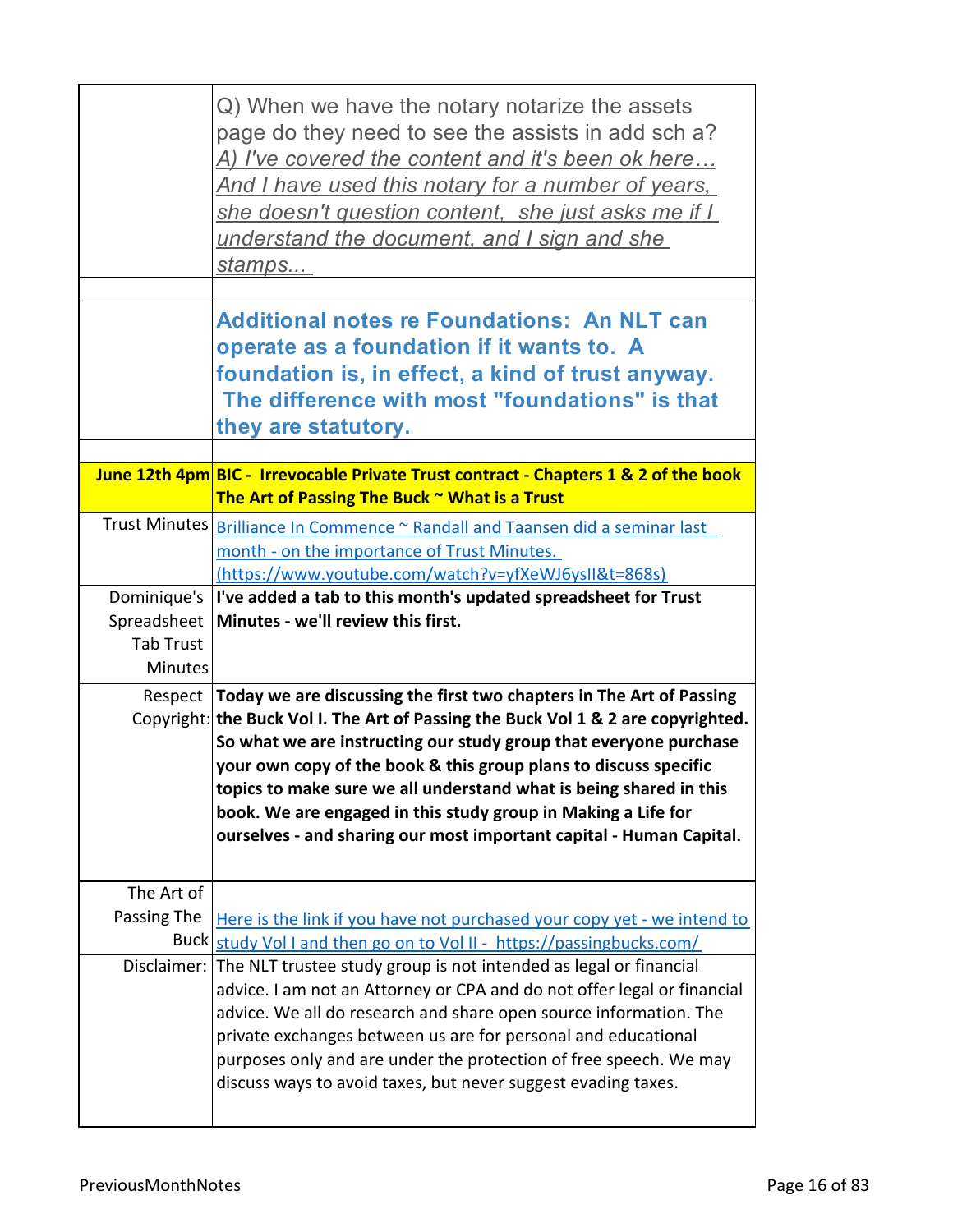| | |
|---|---|
| | Q) When we have the notary notarize the assets page do they need to see the assists in add sch a?<br>*A) I've covered the content and it's been ok here… And I have used this notary for a number of years, she doesn't question content, she just asks me if I understand the document, and I sign and she stamps...* |
| | |
| | **Additional notes re Foundations: An NLT can operate as a foundation if it wants to. A foundation is, in effect, a kind of trust anyway. The difference with most "foundations" is that they are statutory.** |
| | |
| **June 12th 4pm** | **BIC - Irrevocable Private Trust contract - Chapters 1 & 2 of the book The Art of Passing The Buck ~ What is a Trust** |
| Trust Minutes | Brilliance In Commence ~ Randall and Taansen did a seminar last month - on the importance of Trust Minutes. (https://www.youtube.com/watch?v=yfXeWJ6ysII&t=868s) |
| Dominique's Spreadsheet Tab Trust Minutes | **I've added a tab to this month's updated spreadsheet for Trust Minutes - we'll review this first.** |
| Respect Copyright: | **Today we are discussing the first two chapters in The Art of Passing the Buck Vol I. The Art of Passing the Buck Vol 1 & 2 are copyrighted. So what we are instructing our study group that everyone purchase your own copy of the book & this group plans to discuss specific topics to make sure we all understand what is being shared in this book. We are engaged in this study group in Making a Life for ourselves - and sharing our most important capital - Human Capital.** |
| The Art of Passing The Buck | Here is the link if you have not purchased your copy yet - we intend to study Vol I and then go on to Vol II - https://passingbucks.com/ |
| Disclaimer: | The NLT trustee study group is not intended as legal or financial advice. I am not an Attorney or CPA and do not offer legal or financial advice. We all do research and share open source information. The private exchanges between us are for personal and educational purposes only and are under the protection of free speech. We may discuss ways to avoid taxes, but never suggest evading taxes. |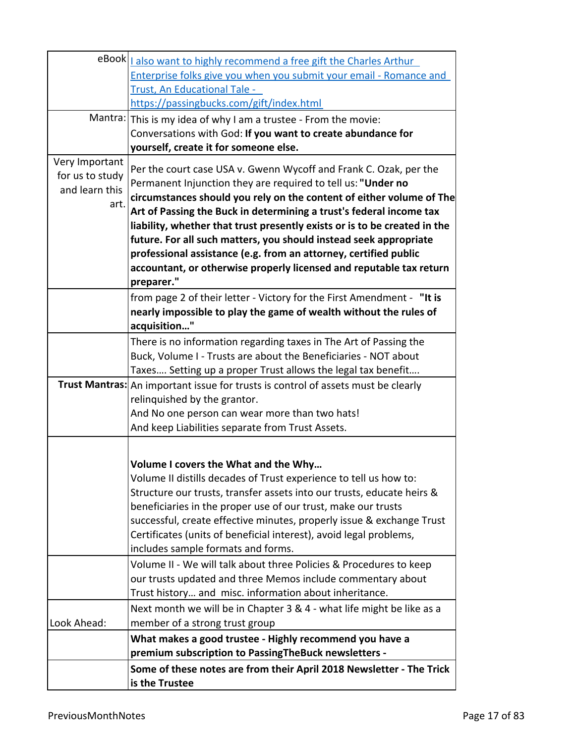| | |
|---|---|
| eBook | [I also want to highly recommend a free gift the Charles Arthur Enterprise folks give you when you submit your email - Romance and Trust, An Educational Tale - https://passingbucks.com/gift/index.html](https://passingbucks.com/gift/index.html) |
| Mantra: | This is my idea of why I am a trustee - From the movie: Conversations with God: **If you want to create abundance for yourself, create it for someone else.** |
| Very Important for us to study and learn this art. | Per the court case USA v. Gwenn Wycoff and Frank C. Ozak, per the Permanent Injunction they are required to tell us: **"Under no circumstances should you rely on the content of either volume of The Art of Passing the Buck in determining a trust's federal income tax liability, whether that trust presently exists or is to be created in the future. For all such matters, you should instead seek appropriate professional assistance (e.g. from an attorney, certified public accountant, or otherwise properly licensed and reputable tax return preparer."** |
| | from page 2 of their letter - Victory for the First Amendment - **"It is nearly impossible to play the game of wealth without the rules of acquisition…"** |
| | There is no information regarding taxes in The Art of Passing the Buck, Volume I - Trusts are about the Beneficiaries - NOT about Taxes…. Setting up a proper Trust allows the legal tax benefit…. |
| **Trust Mantras:** | An important issue for trusts is control of assets must be clearly relinquished by the grantor.<br>And No one person can wear more than two hats!<br>And keep Liabilities separate from Trust Assets. |
| | **Volume I covers the What and the Why…**<br>Volume II distills decades of Trust experience to tell us how to: Structure our trusts, transfer assets into our trusts, educate heirs & beneficiaries in the proper use of our trust, make our trusts successful, create effective minutes, properly issue & exchange Trust Certificates (units of beneficial interest), avoid legal problems, includes sample formats and forms. |
| | Volume II - We will talk about three Policies & Procedures to keep our trusts updated and three Memos include commentary about Trust history… and misc. information about inheritance. |
| Look Ahead: | Next month we will be in Chapter 3 & 4 - what life might be like as a member of a strong trust group |
| | **What makes a good trustee - Highly recommend you have a premium subscription to PassingTheBuck newsletters -** |
| | **Some of these notes are from their April 2018 Newsletter - The Trick is the Trustee** |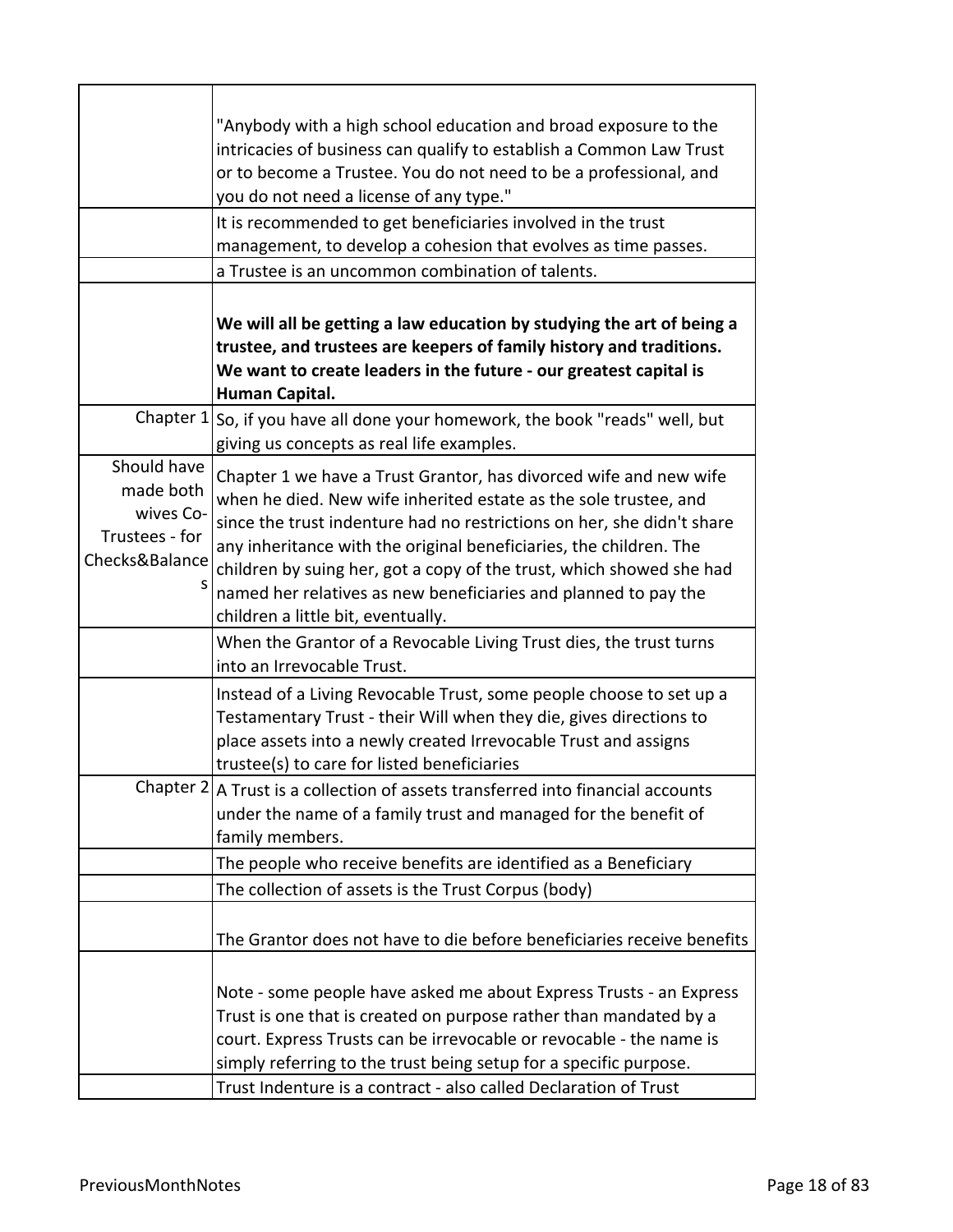| | |
|---|---|
| | "Anybody with a high school education and broad exposure to the intricacies of business can qualify to establish a Common Law Trust or to become a Trustee. You do not need to be a professional, and you do not need a license of any type." |
| | It is recommended to get beneficiaries involved in the trust management, to develop a cohesion that evolves as time passes. |
| | a Trustee is an uncommon combination of talents. |
| | **We will all be getting a law education by studying the art of being a trustee, and trustees are keepers of family history and traditions. We want to create leaders in the future - our greatest capital is Human Capital.** |
| Chapter 1 | So, if you have all done your homework, the book "reads" well, but giving us concepts as real life examples. |
| Should have made both wives Co-Trustees - for Checks&Balances | Chapter 1 we have a Trust Grantor, has divorced wife and new wife when he died. New wife inherited estate as the sole trustee, and since the trust indenture had no restrictions on her, she didn't share any inheritance with the original beneficiaries, the children. The children by suing her, got a copy of the trust, which showed she had named her relatives as new beneficiaries and planned to pay the children a little bit, eventually. |
| | When the Grantor of a Revocable Living Trust dies, the trust turns into an Irrevocable Trust. |
| | Instead of a Living Revocable Trust, some people choose to set up a Testamentary Trust - their Will when they die, gives directions to place assets into a newly created Irrevocable Trust and assigns trustee(s) to care for listed beneficiaries |
| Chapter 2 | A Trust is a collection of assets transferred into financial accounts under the name of a family trust and managed for the benefit of family members. |
| | The people who receive benefits are identified as a Beneficiary |
| | The collection of assets is the Trust Corpus (body) |
| | The Grantor does not have to die before beneficiaries receive benefits |
| | Note - some people have asked me about Express Trusts - an Express Trust is one that is created on purpose rather than mandated by a court. Express Trusts can be irrevocable or revocable - the name is simply referring to the trust being setup for a specific purpose. |
| | Trust Indenture is a contract - also called Declaration of Trust |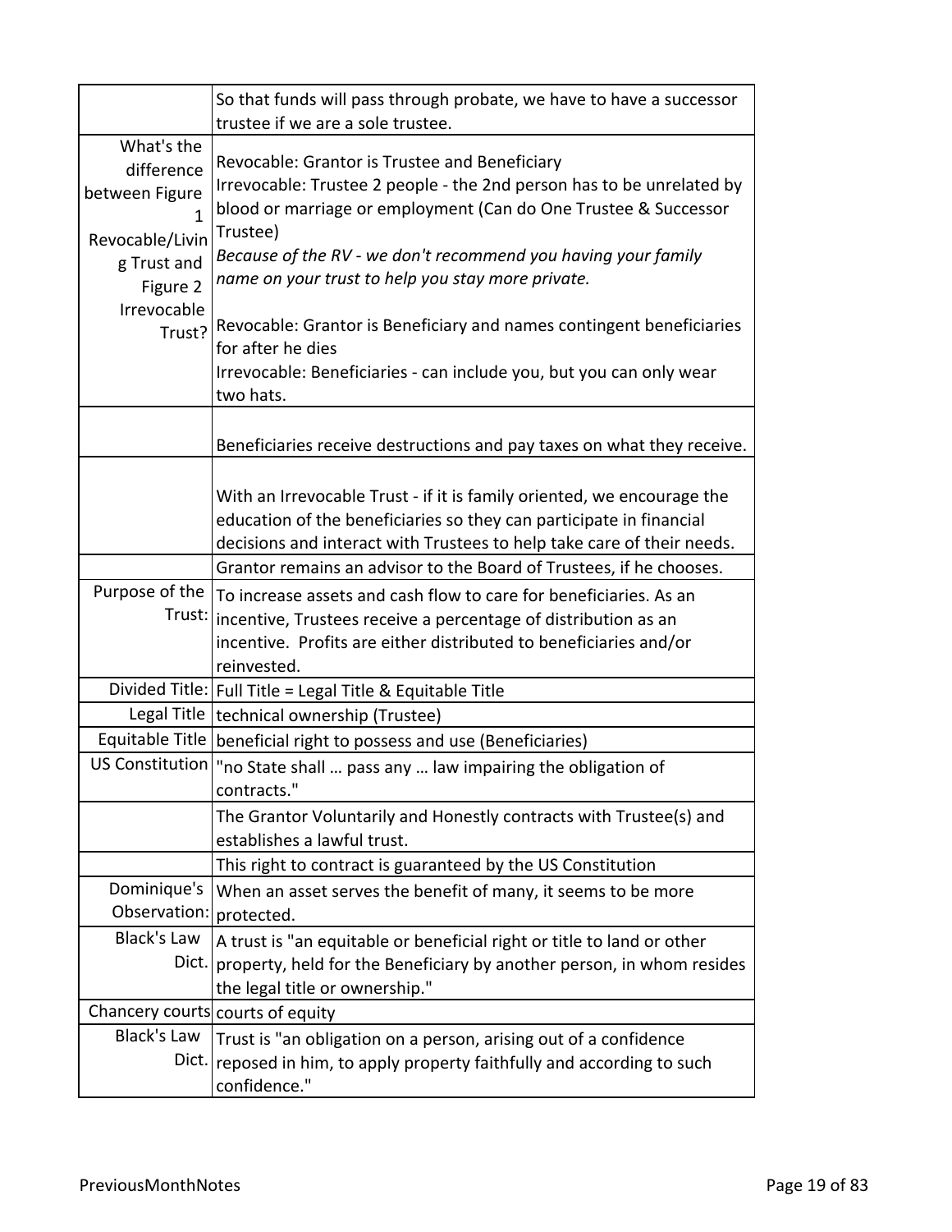| | |
|---|---|
| | So that funds will pass through probate, we have to have a successor trustee if we are a sole trustee. |
| What's the difference between Figure 1 Revocable/Living Trust and Figure 2 Irrevocable Trust? | Revocable: Grantor is Trustee and Beneficiary<br>Irrevocable: Trustee 2 people - the 2nd person has to be unrelated by blood or marriage or employment (Can do One Trustee & Successor Trustee)<br>*Because of the RV - we don't recommend you having your family name on your trust to help you stay more private.*<br><br>Revocable: Grantor is Beneficiary and names contingent beneficiaries for after he dies<br>Irrevocable: Beneficiaries - can include you, but you can only wear two hats. |
| | Beneficiaries receive destructions and pay taxes on what they receive. |
| | With an Irrevocable Trust - if it is family oriented, we encourage the education of the beneficiaries so they can participate in financial decisions and interact with Trustees to help take care of their needs. |
| | Grantor remains an advisor to the Board of Trustees, if he chooses. |
| Purpose of the Trust: | To increase assets and cash flow to care for beneficiaries. As an incentive, Trustees receive a percentage of distribution as an incentive. Profits are either distributed to beneficiaries and/or reinvested. |
| Divided Title: | Full Title = Legal Title & Equitable Title |
| Legal Title | technical ownership (Trustee) |
| Equitable Title | beneficial right to possess and use (Beneficiaries) |
| US Constitution | "no State shall … pass any … law impairing the obligation of contracts." |
| | The Grantor Voluntarily and Honestly contracts with Trustee(s) and establishes a lawful trust. |
| | This right to contract is guaranteed by the US Constitution |
| Dominique's Observation: | When an asset serves the benefit of many, it seems to be more protected. |
| Black's Law Dict. | A trust is "an equitable or beneficial right or title to land or other property, held for the Beneficiary by another person, in whom resides the legal title or ownership." |
| Chancery courts | courts of equity |
| Black's Law Dict. | Trust is "an obligation on a person, arising out of a confidence reposed in him, to apply property faithfully and according to such confidence." |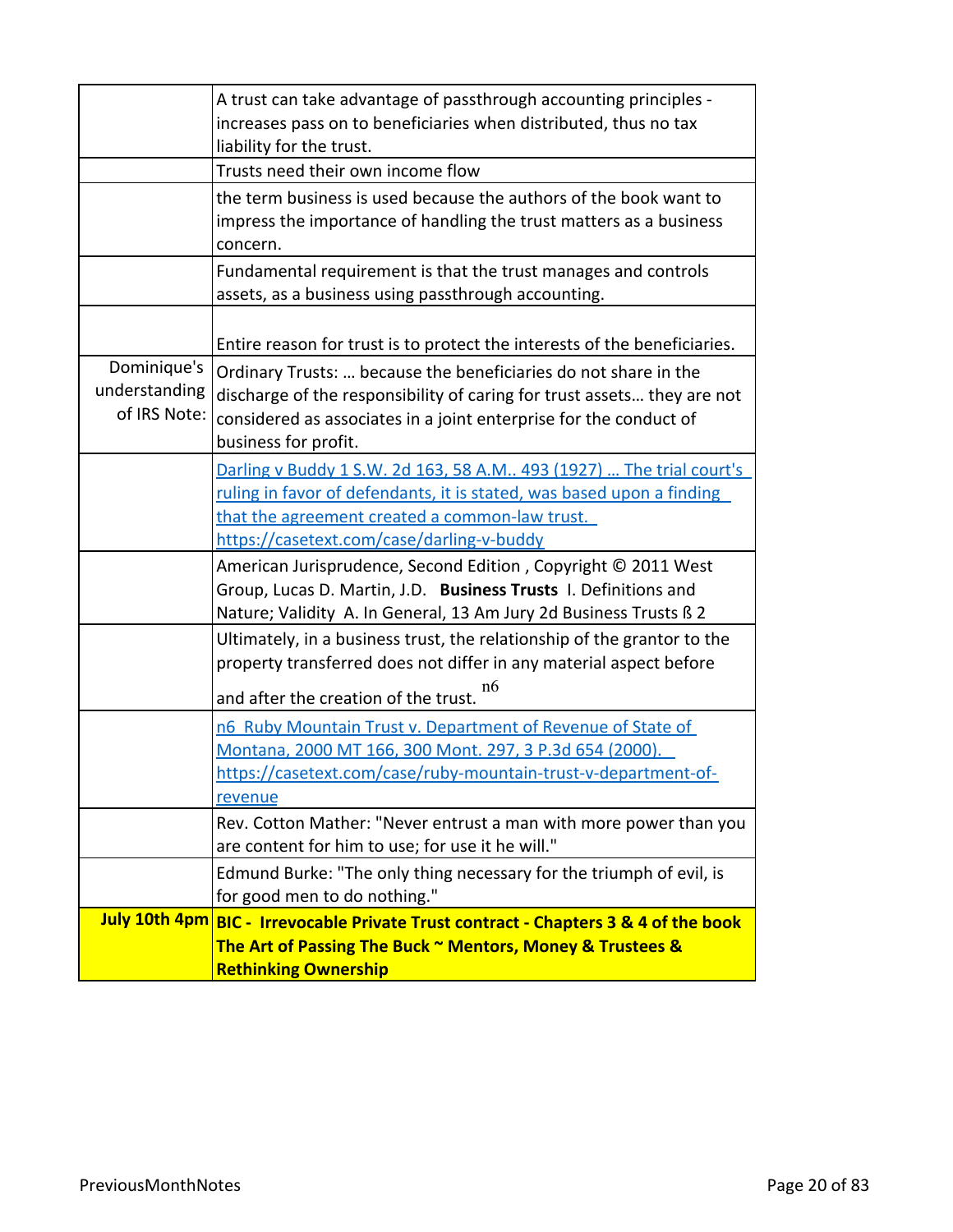| | |
|---|---|
| | A trust can take advantage of passthrough accounting principles - increases pass on to beneficiaries when distributed, thus no tax liability for the trust. |
| | Trusts need their own income flow |
| | the term business is used because the authors of the book want to impress the importance of handling the trust matters as a business concern. |
| | Fundamental requirement is that the trust manages and controls assets, as a business using passthrough accounting. |
| | Entire reason for trust is to protect the interests of the beneficiaries. |
| Dominique's understanding of IRS Note: | Ordinary Trusts: … because the beneficiaries do not share in the discharge of the responsibility of caring for trust assets… they are not considered as associates in a joint enterprise for the conduct of business for profit. |
| | Darling v Buddy 1 S.W. 2d 163, 58 A.M.. 493 (1927) … The trial court's ruling in favor of defendants, it is stated, was based upon a finding that the agreement created a common-law trust. https://casetext.com/case/darling-v-buddy |
| | American Jurisprudence, Second Edition , Copyright © 2011 West Group, Lucas D. Martin, J.D. **Business Trusts** I. Definitions and Nature; Validity A. In General, 13 Am Jury 2d Business Trusts ß 2 |
| | Ultimately, in a business trust, the relationship of the grantor to the property transferred does not differ in any material aspect before and after the creation of the trust. [n6] |
| | n6 Ruby Mountain Trust v. Department of Revenue of State of Montana, 2000 MT 166, 300 Mont. 297, 3 P.3d 654 (2000). https://casetext.com/case/ruby-mountain-trust-v-department-of-revenue |
| | Rev. Cotton Mather: "Never entrust a man with more power than you are content for him to use; for use it he will." |
| | Edmund Burke: "The only thing necessary for the triumph of evil, is for good men to do nothing." |
| **July 10th 4pm** | **BIC - Irrevocable Private Trust contract - Chapters 3 & 4 of the book The Art of Passing The Buck ~ Mentors, Money & Trustees & Rethinking Ownership** |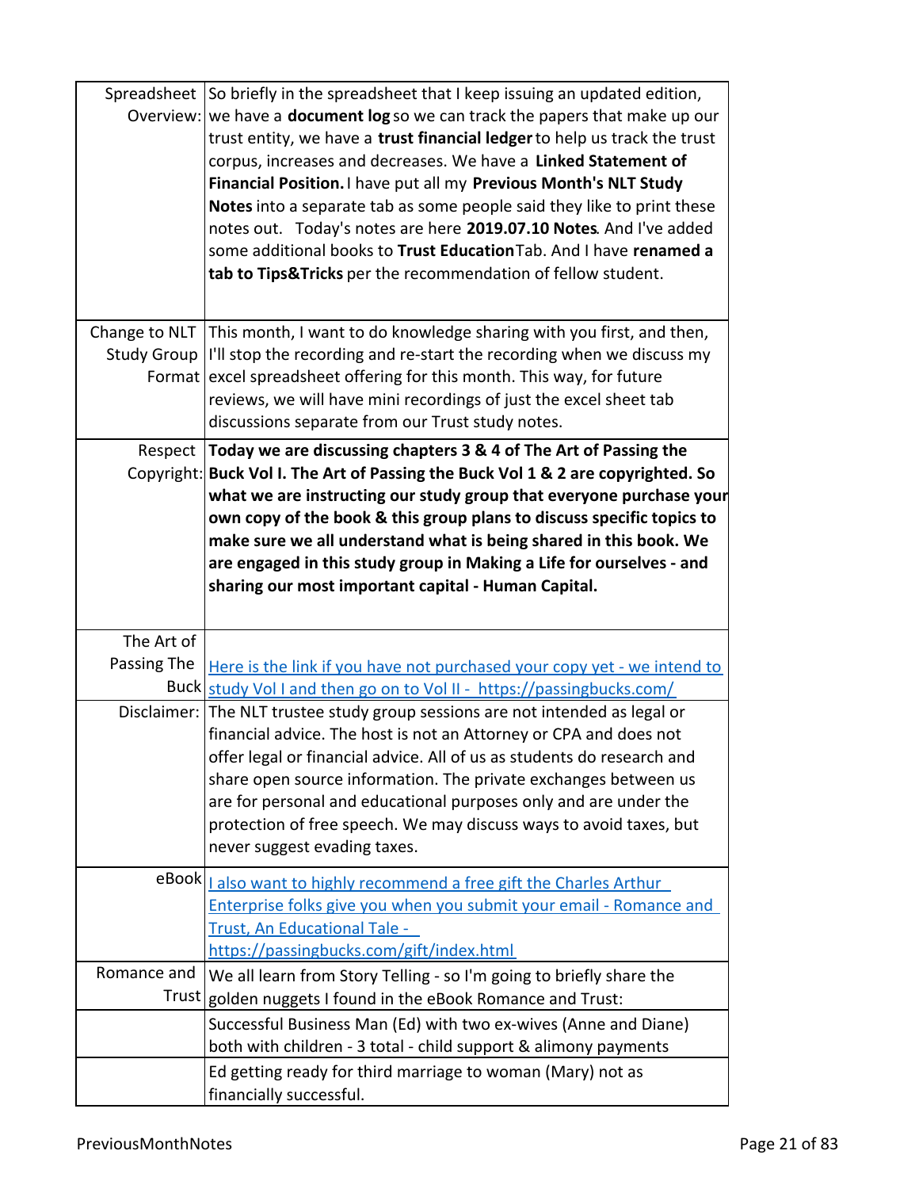| | |
|---|---|
| Spreadsheet Overview: | So briefly in the spreadsheet that I keep issuing an updated edition, we have a **document log** so we can track the papers that make up our trust entity, we have a **trust financial ledger** to help us track the trust corpus, increases and decreases. We have a **Linked Statement of Financial Position.** I have put all my **Previous Month's NLT Study Notes** into a separate tab as some people said they like to print these notes out. Today's notes are here **2019.07.10 Notes**. And I've added some additional books to **Trust Education** Tab. And I have **renamed a tab to Tips&Tricks** per the recommendation of fellow student. |
| Change to NLT Study Group Format | This month, I want to do knowledge sharing with you first, and then, I'll stop the recording and re-start the recording when we discuss my excel spreadsheet offering for this month. This way, for future reviews, we will have mini recordings of just the excel sheet tab discussions separate from our Trust study notes. |
| Respect Copyright: | **Today we are discussing chapters 3 & 4 of The Art of Passing the Buck Vol I. The Art of Passing the Buck Vol 1 & 2 are copyrighted. So what we are instructing our study group that everyone purchase your own copy of the book & this group plans to discuss specific topics to make sure we all understand what is being shared in this book. We are engaged in this study group in Making a Life for ourselves - and sharing our most important capital - Human Capital.** |
| The Art of Passing The Buck | [Here is the link if you have not purchased your copy yet - we intend to study Vol I and then go on to Vol II - https://passingbucks.com/](https://passingbucks.com/) |
| Disclaimer: | The NLT trustee study group sessions are not intended as legal or financial advice. The host is not an Attorney or CPA and does not offer legal or financial advice. All of us as students do research and share open source information. The private exchanges between us are for personal and educational purposes only and are under the protection of free speech. We may discuss ways to avoid taxes, but never suggest evading taxes. |
| eBook | [I also want to highly recommend a free gift the Charles Arthur Enterprise folks give you when you submit your email - Romance and Trust, An Educational Tale - https://passingbucks.com/gift/index.html](https://passingbucks.com/gift/index.html) |
| Romance and Trust | We all learn from Story Telling - so I'm going to briefly share the golden nuggets I found in the eBook Romance and Trust: |
| | Successful Business Man (Ed) with two ex-wives (Anne and Diane) both with children - 3 total - child support & alimony payments |
| | Ed getting ready for third marriage to woman (Mary) not as financially successful. |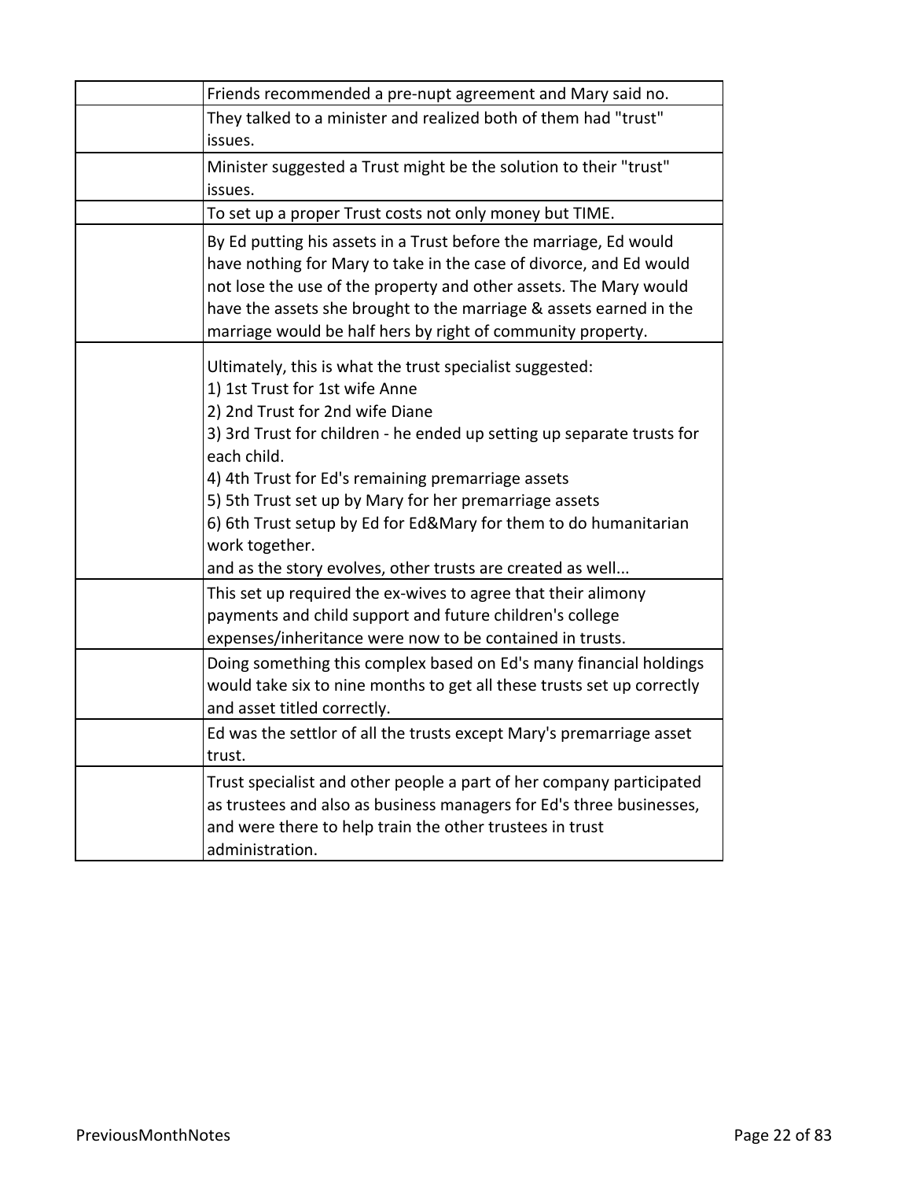| | |
|---|---|
| | Friends recommended a pre-nupt agreement and Mary said no. |
| | They talked to a minister and realized both of them had "trust" issues. |
| | Minister suggested a Trust might be the solution to their "trust" issues. |
| | To set up a proper Trust costs not only money but TIME. |
| | By Ed putting his assets in a Trust before the marriage, Ed would have nothing for Mary to take in the case of divorce, and Ed would not lose the use of the property and other assets. The Mary would have the assets she brought to the marriage & assets earned in the marriage would be half hers by right of community property. |
| | Ultimately, this is what the trust specialist suggested:<br>1) 1st Trust for 1st wife Anne<br>2) 2nd Trust for 2nd wife Diane<br>3) 3rd Trust for children - he ended up setting up separate trusts for each child.<br>4) 4th Trust for Ed's remaining premarriage assets<br>5) 5th Trust set up by Mary for her premarriage assets<br>6) 6th Trust setup by Ed for Ed&Mary for them to do humanitarian work together.<br>and as the story evolves, other trusts are created as well... |
| | This set up required the ex-wives to agree that their alimony payments and child support and future children's college expenses/inheritance were now to be contained in trusts. |
| | Doing something this complex based on Ed's many financial holdings would take six to nine months to get all these trusts set up correctly and asset titled correctly. |
| | Ed was the settlor of all the trusts except Mary's premarriage asset trust. |
| | Trust specialist and other people a part of her company participated as trustees and also as business managers for Ed's three businesses, and were there to help train the other trustees in trust administration. |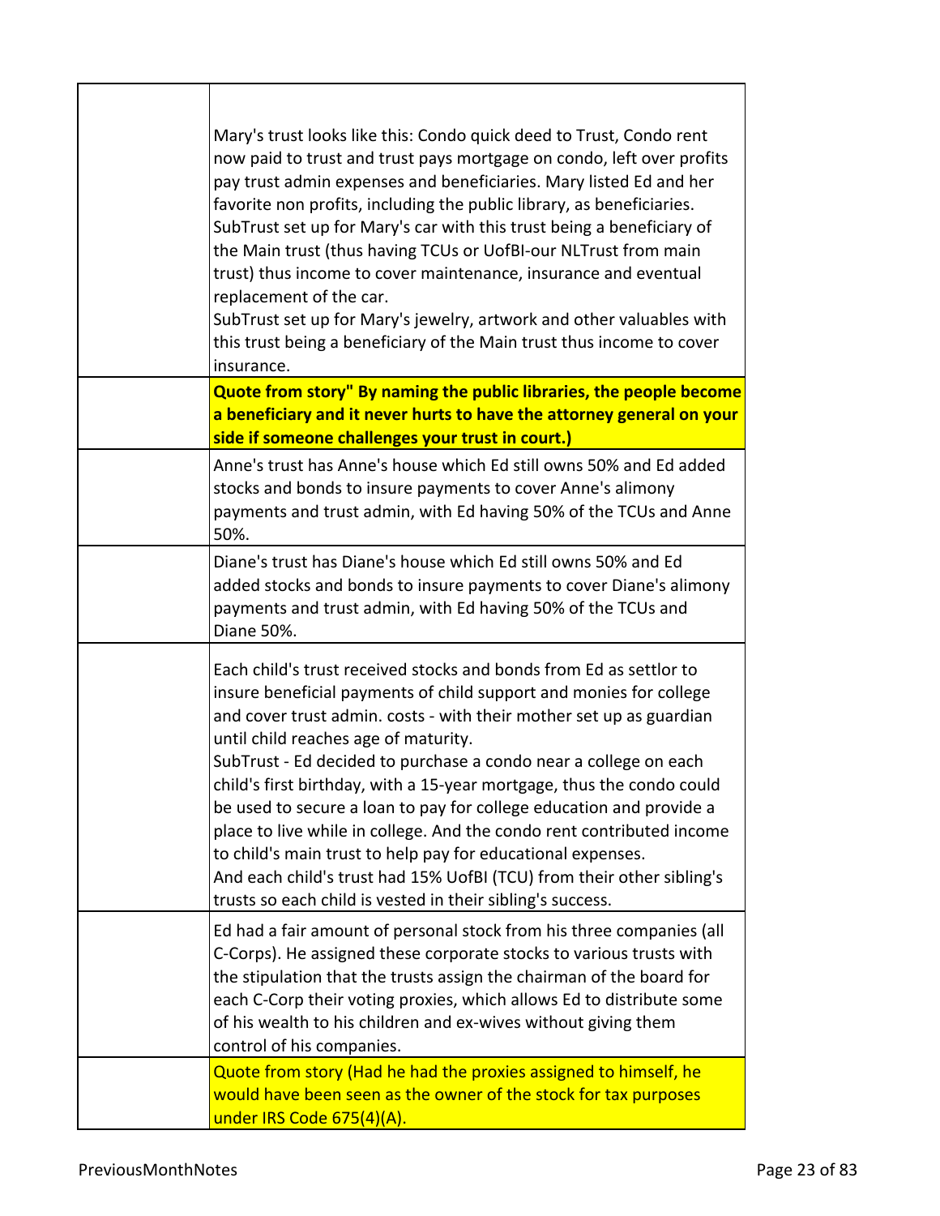| | |
|---|---|
| | Mary's trust looks like this: Condo quick deed to Trust, Condo rent now paid to trust and trust pays mortgage on condo, left over profits pay trust admin expenses and beneficiaries. Mary listed Ed and her favorite non profits, including the public library, as beneficiaries.<br>SubTrust set up for Mary's car with this trust being a beneficiary of the Main trust (thus having TCUs or UofBI-our NLTrust from main trust) thus income to cover maintenance, insurance and eventual replacement of the car.<br>SubTrust set up for Mary's jewelry, artwork and other valuables with this trust being a beneficiary of the Main trust thus income to cover insurance. |
| | **Quote from story" By naming the public libraries, the people become a beneficiary and it never hurts to have the attorney general on your side if someone challenges your trust in court.)** |
| | Anne's trust has Anne's house which Ed still owns 50% and Ed added stocks and bonds to insure payments to cover Anne's alimony payments and trust admin, with Ed having 50% of the TCUs and Anne 50%. |
| | Diane's trust has Diane's house which Ed still owns 50% and Ed added stocks and bonds to insure payments to cover Diane's alimony payments and trust admin, with Ed having 50% of the TCUs and Diane 50%. |
| | Each child's trust received stocks and bonds from Ed as settlor to insure beneficial payments of child support and monies for college and cover trust admin. costs - with their mother set up as guardian until child reaches age of maturity.<br>SubTrust - Ed decided to purchase a condo near a college on each child's first birthday, with a 15-year mortgage, thus the condo could be used to secure a loan to pay for college education and provide a place to live while in college. And the condo rent contributed income to child's main trust to help pay for educational expenses.<br>And each child's trust had 15% UofBI (TCU) from their other sibling's trusts so each child is vested in their sibling's success. |
| | Ed had a fair amount of personal stock from his three companies (all C-Corps). He assigned these corporate stocks to various trusts with the stipulation that the trusts assign the chairman of the board for each C-Corp their voting proxies, which allows Ed to distribute some of his wealth to his children and ex-wives without giving them control of his companies. |
| | Quote from story (Had he had the proxies assigned to himself, he would have been seen as the owner of the stock for tax purposes under IRS Code 675(4)(A). |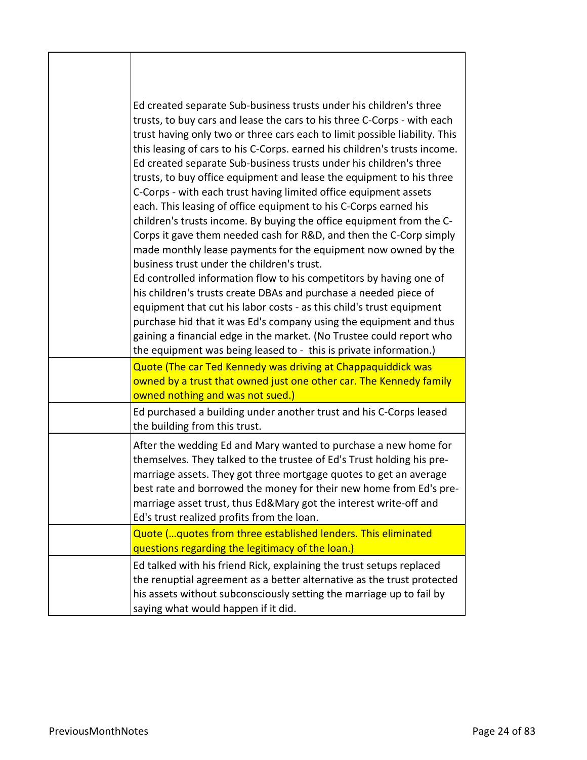| | |
|---|---|
| | Ed created separate Sub-business trusts under his children's three trusts, to buy cars and lease the cars to his three C-Corps - with each trust having only two or three cars each to limit possible liability. This this leasing of cars to his C-Corps. earned his children's trusts income. Ed created separate Sub-business trusts under his children's three trusts, to buy office equipment and lease the equipment to his three C-Corps - with each trust having limited office equipment assets each. This leasing of office equipment to his C-Corps earned his children's trusts income. By buying the office equipment from the C-Corps it gave them needed cash for R&D, and then the C-Corp simply made monthly lease payments for the equipment now owned by the business trust under the children's trust.<br>Ed controlled information flow to his competitors by having one of his children's trusts create DBAs and purchase a needed piece of equipment that cut his labor costs - as this child's trust equipment purchase hid that it was Ed's company using the equipment and thus gaining a financial edge in the market. (No Trustee could report who the equipment was being leased to -  this is private information.) |
| | Quote (The car Ted Kennedy was driving at Chappaquiddick was owned by a trust that owned just one other car. The Kennedy family owned nothing and was not sued.) |
| | Ed purchased a building under another trust and his C-Corps leased the building from this trust. |
| | After the wedding Ed and Mary wanted to purchase a new home for themselves. They talked to the trustee of Ed's Trust holding his pre-marriage assets. They got three mortgage quotes to get an average best rate and borrowed the money for their new home from Ed's pre-marriage asset trust, thus Ed&Mary got the interest write-off and Ed's trust realized profits from the loan. |
| | Quote (…quotes from three established lenders. This eliminated questions regarding the legitimacy of the loan.) |
| | Ed talked with his friend Rick, explaining the trust setups replaced the renuptial agreement as a better alternative as the trust protected his assets without subconsciously setting the marriage up to fail by saying what would happen if it did. |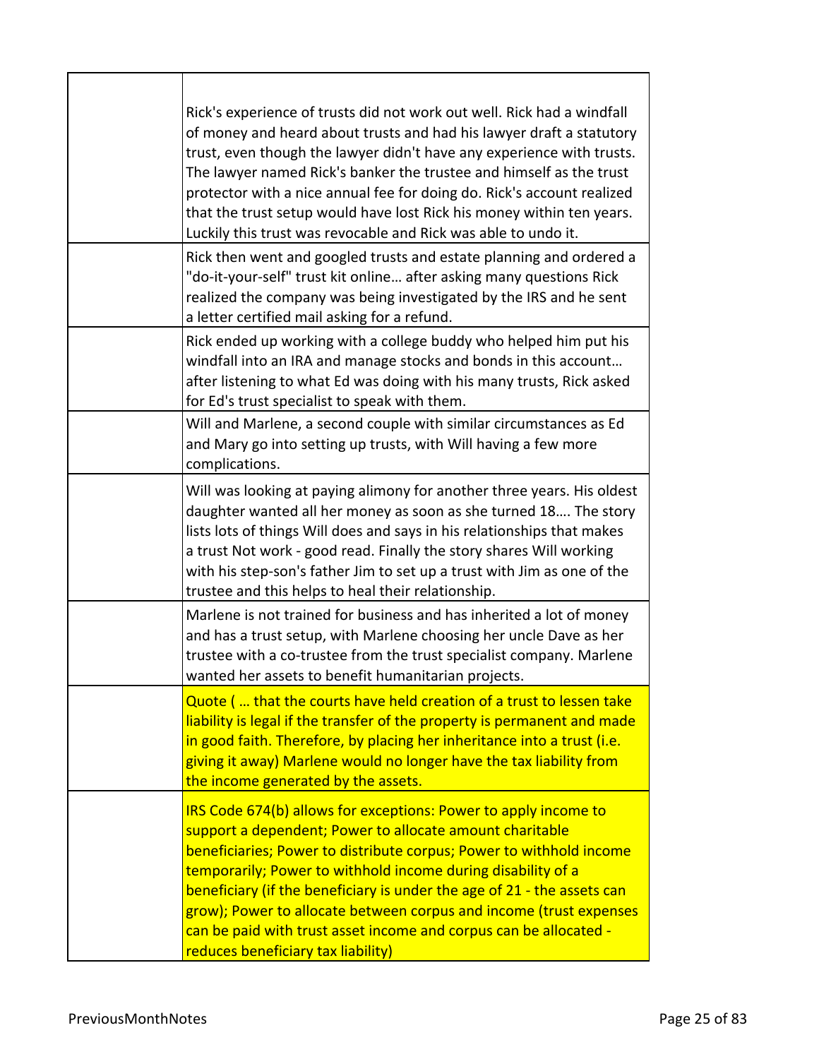| | |
|---|---|
| | Rick's experience of trusts did not work out well. Rick had a windfall of money and heard about trusts and had his lawyer draft a statutory trust, even though the lawyer didn't have any experience with trusts. The lawyer named Rick's banker the trustee and himself as the trust protector with a nice annual fee for doing do. Rick's account realized that the trust setup would have lost Rick his money within ten years. Luckily this trust was revocable and Rick was able to undo it. |
| | Rick then went and googled trusts and estate planning and ordered a "do-it-your-self" trust kit online… after asking many questions Rick realized the company was being investigated by the IRS and he sent a letter certified mail asking for a refund. |
| | Rick ended up working with a college buddy who helped him put his windfall into an IRA and manage stocks and bonds in this account… after listening to what Ed was doing with his many trusts, Rick asked for Ed's trust specialist to speak with them. |
| | Will and Marlene, a second couple with similar circumstances as Ed and Mary go into setting up trusts, with Will having a few more complications. |
| | Will was looking at paying alimony for another three years. His oldest daughter wanted all her money as soon as she turned 18…. The story lists lots of things Will does and says in his relationships that makes a trust Not work - good read. Finally the story shares Will working with his step-son's father Jim to set up a trust with Jim as one of the trustee and this helps to heal their relationship. |
| | Marlene is not trained for business and has inherited a lot of money and has a trust setup, with Marlene choosing her uncle Dave as her trustee with a co-trustee from the trust specialist company. Marlene wanted her assets to benefit humanitarian projects. |
| | Quote ( … that the courts have held creation of a trust to lessen take liability is legal if the transfer of the property is permanent and made in good faith. Therefore, by placing her inheritance into a trust (i.e. giving it away) Marlene would no longer have the tax liability from the income generated by the assets. |
| | IRS Code 674(b) allows for exceptions: Power to apply income to support a dependent; Power to allocate amount charitable beneficiaries; Power to distribute corpus; Power to withhold income temporarily; Power to withhold income during disability of a beneficiary (if the beneficiary is under the age of 21 - the assets can grow); Power to allocate between corpus and income (trust expenses can be paid with trust asset income and corpus can be allocated - reduces beneficiary tax liability) |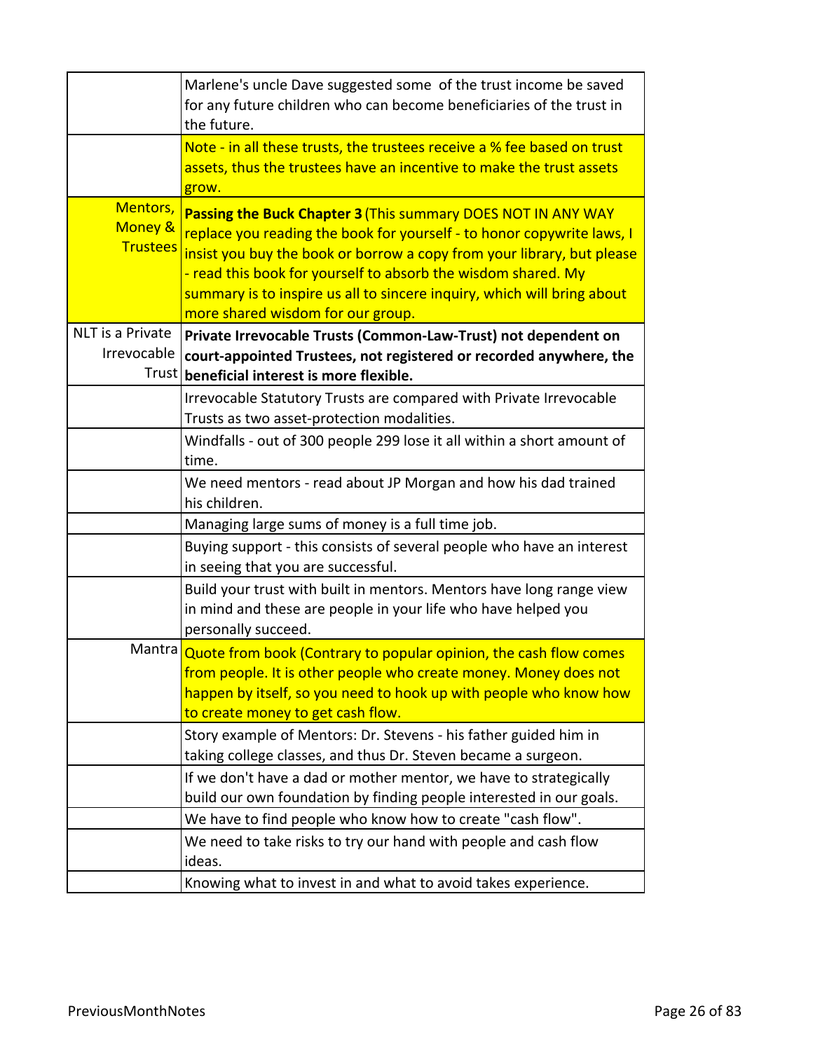| | |
|---|---|
| | Marlene's uncle Dave suggested some of the trust income be saved for any future children who can become beneficiaries of the trust in the future. |
| | Note - in all these trusts, the trustees receive a % fee based on trust assets, thus the trustees have an incentive to make the trust assets grow. |
| Mentors, Money & Trustees | **Passing the Buck Chapter 3** (This summary DOES NOT IN ANY WAY replace you reading the book for yourself - to honor copywrite laws, I insist you buy the book or borrow a copy from your library, but please - read this book for yourself to absorb the wisdom shared. My summary is to inspire us all to sincere inquiry, which will bring about more shared wisdom for our group. |
| NLT is a Private Irrevocable Trust | **Private Irrevocable Trusts (Common-Law-Trust) not dependent on court-appointed Trustees, not registered or recorded anywhere, the beneficial interest is more flexible.** |
| | Irrevocable Statutory Trusts are compared with Private Irrevocable Trusts as two asset-protection modalities. |
| | Windfalls - out of 300 people 299 lose it all within a short amount of time. |
| | We need mentors - read about JP Morgan and how his dad trained his children. |
| | Managing large sums of money is a full time job. |
| | Buying support - this consists of several people who have an interest in seeing that you are successful. |
| | Build your trust with built in mentors. Mentors have long range view in mind and these are people in your life who have helped you personally succeed. |
| Mantra | Quote from book (Contrary to popular opinion, the cash flow comes from people. It is other people who create money. Money does not happen by itself, so you need to hook up with people who know how to create money to get cash flow. |
| | Story example of Mentors: Dr. Stevens - his father guided him in taking college classes, and thus Dr. Steven became a surgeon. |
| | If we don't have a dad or mother mentor, we have to strategically build our own foundation by finding people interested in our goals. |
| | We have to find people who know how to create "cash flow". |
| | We need to take risks to try our hand with people and cash flow ideas. |
| | Knowing what to invest in and what to avoid takes experience. |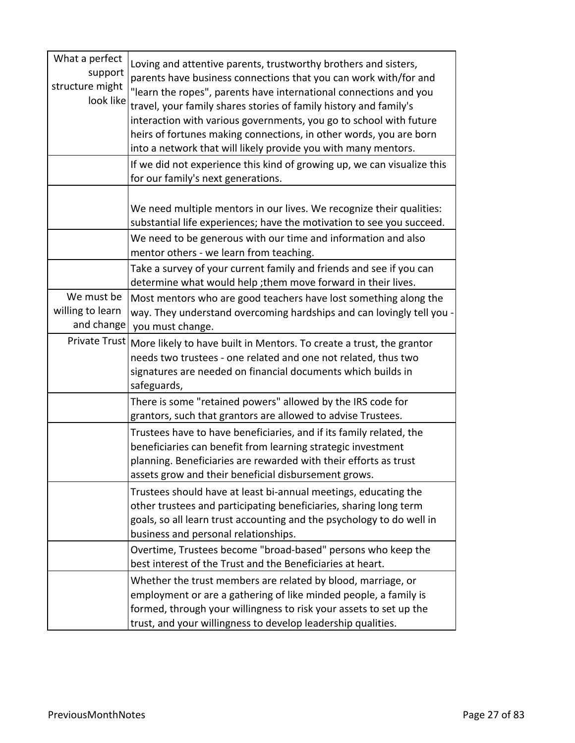| | |
|---|---|
| What a perfect support structure might look like | Loving and attentive parents, trustworthy brothers and sisters, parents have business connections that you can work with/for and "learn the ropes", parents have international connections and you travel, your family shares stories of family history and family's interaction with various governments, you go to school with future heirs of fortunes making connections, in other words, you are born into a network that will likely provide you with many mentors. |
| | If we did not experience this kind of growing up, we can visualize this for our family's next generations. |
| | We need multiple mentors in our lives. We recognize their qualities: substantial life experiences; have the motivation to see you succeed. |
| | We need to be generous with our time and information and also mentor others - we learn from teaching. |
| | Take a survey of your current family and friends and see if you can determine what would help ;them move forward in their lives. |
| We must be willing to learn and change | Most mentors who are good teachers have lost something along the way. They understand overcoming hardships and can lovingly tell you - you must change. |
| Private Trust | More likely to have built in Mentors. To create a trust, the grantor needs two trustees - one related and one not related, thus two signatures are needed on financial documents which builds in safeguards, |
| | There is some "retained powers" allowed by the IRS code for grantors, such that grantors are allowed to advise Trustees. |
| | Trustees have to have beneficiaries, and if its family related, the beneficiaries can benefit from learning strategic investment planning. Beneficiaries are rewarded with their efforts as trust assets grow and their beneficial disbursement grows. |
| | Trustees should have at least bi-annual meetings, educating the other trustees and participating beneficiaries, sharing long term goals, so all learn trust accounting and the psychology to do well in business and personal relationships. |
| | Overtime, Trustees become "broad-based" persons who keep the best interest of the Trust and the Beneficiaries at heart. |
| | Whether the trust members are related by blood, marriage, or employment or are a gathering of like minded people, a family is formed, through your willingness to risk your assets to set up the trust, and your willingness to develop leadership qualities. |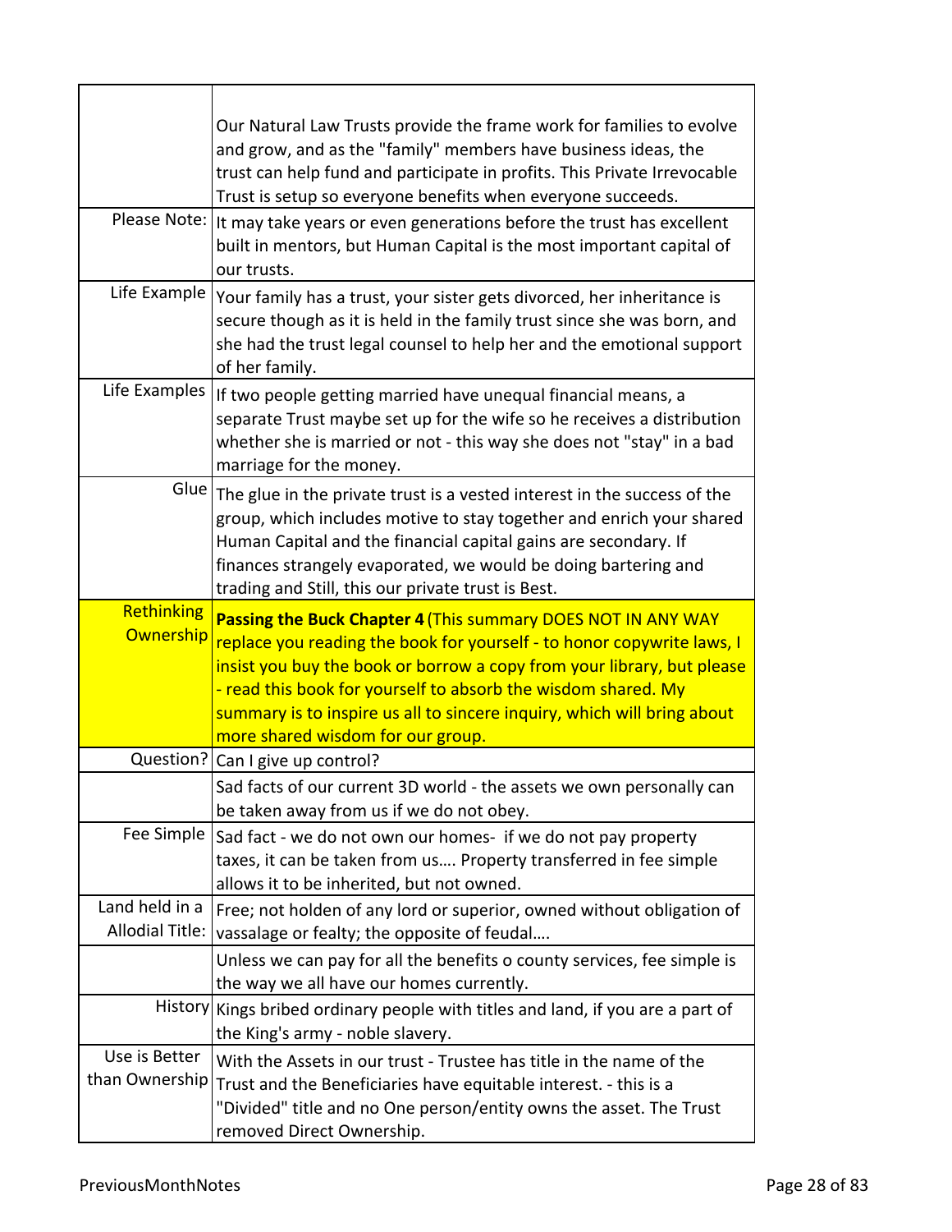| | |
|---|---|
| | Our Natural Law Trusts provide the frame work for families to evolve and grow, and as the "family" members have business ideas, the trust can help fund and participate in profits. This Private Irrevocable Trust is setup so everyone benefits when everyone succeeds. |
| Please Note: | It may take years or even generations before the trust has excellent built in mentors, but Human Capital is the most important capital of our trusts. |
| Life Example | Your family has a trust, your sister gets divorced, her inheritance is secure though as it is held in the family trust since she was born, and she had the trust legal counsel to help her and the emotional support of her family. |
| Life Examples | If two people getting married have unequal financial means, a separate Trust maybe set up for the wife so he receives a distribution whether she is married or not - this way she does not "stay" in a bad marriage for the money. |
| Glue | The glue in the private trust is a vested interest in the success of the group, which includes motive to stay together and enrich your shared Human Capital and the financial capital gains are secondary. If finances strangely evaporated, we would be doing bartering and trading and Still, this our private trust is Best. |
| Rethinking Ownership | **Passing the Buck Chapter 4** (This summary DOES NOT IN ANY WAY replace you reading the book for yourself - to honor copywrite laws, I insist you buy the book or borrow a copy from your library, but please - read this book for yourself to absorb the wisdom shared. My summary is to inspire us all to sincere inquiry, which will bring about more shared wisdom for our group. |
| Question? | Can I give up control? |
| | Sad facts of our current 3D world - the assets we own personally can be taken away from us if we do not obey. |
| Fee Simple | Sad fact - we do not own our homes- if we do not pay property taxes, it can be taken from us…. Property transferred in fee simple allows it to be inherited, but not owned. |
| Land held in a Allodial Title: | Free; not holden of any lord or superior, owned without obligation of vassalage or fealty; the opposite of feudal…. |
| | Unless we can pay for all the benefits o county services, fee simple is the way we all have our homes currently. |
| History | Kings bribed ordinary people with titles and land, if you are a part of the King's army - noble slavery. |
| Use is Better than Ownership | With the Assets in our trust - Trustee has title in the name of the Trust and the Beneficiaries have equitable interest. - this is a "Divided" title and no One person/entity owns the asset. The Trust removed Direct Ownership. |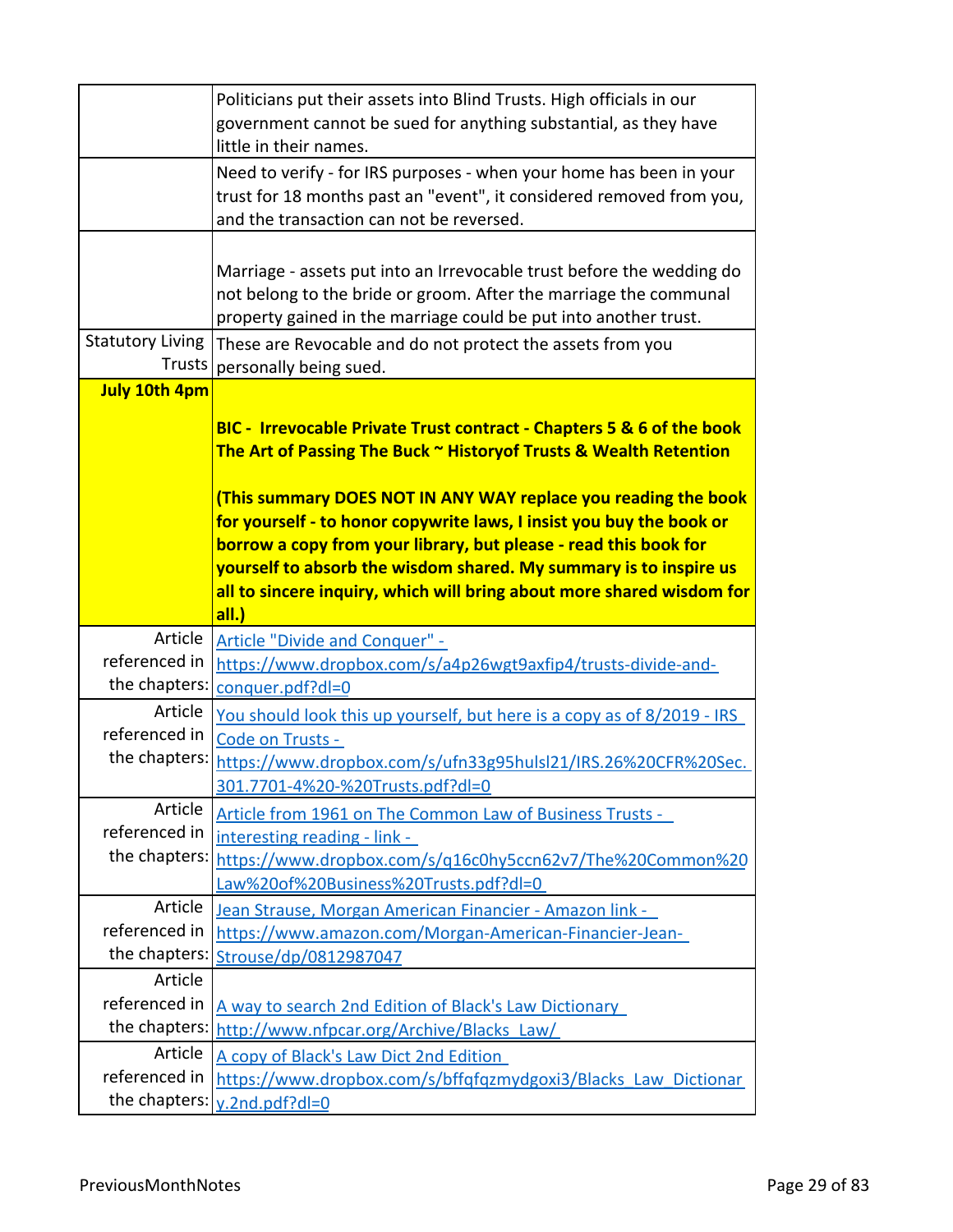| | |
|---|---|
| | Politicians put their assets into Blind Trusts. High officials in our government cannot be sued for anything substantial, as they have little in their names. |
| | Need to verify - for IRS purposes - when your home has been in your trust for 18 months past an "event", it considered removed from you, and the transaction can not be reversed. |
| | Marriage - assets put into an Irrevocable trust before the wedding do not belong to the bride or groom. After the marriage the communal property gained in the marriage could be put into another trust. |
| Statutory Living Trusts | These are Revocable and do not protect the assets from you personally being sued. |
| **July 10th 4pm** | **BIC - Irrevocable Private Trust contract - Chapters 5 & 6 of the book The Art of Passing The Buck ~ Historyof Trusts & Wealth Retention**<br><br>**(This summary DOES NOT IN ANY WAY replace you reading the book for yourself - to honor copywrite laws, I insist you buy the book or borrow a copy from your library, but please - read this book for yourself to absorb the wisdom shared. My summary is to inspire us all to sincere inquiry, which will bring about more shared wisdom for all.)** |
| Article referenced in the chapters: | Article "Divide and Conquer" - https://www.dropbox.com/s/a4p26wgt9axfip4/trusts-divide-and-conquer.pdf?dl=0 |
| Article referenced in the chapters: | You should look this up yourself, but here is a copy as of 8/2019 - IRS Code on Trusts - https://www.dropbox.com/s/ufn33g95hulsl21/IRS.26%20CFR%20Sec.301.7701-4%20-%20Trusts.pdf?dl=0 |
| Article referenced in the chapters: | Article from 1961 on The Common Law of Business Trusts - interesting reading - link - https://www.dropbox.com/s/q16c0hy5ccn62v7/The%20Common%20Law%20of%20Business%20Trusts.pdf?dl=0 |
| Article referenced in the chapters: | Jean Strause, Morgan American Financier - Amazon link - https://www.amazon.com/Morgan-American-Financier-Jean-Strouse/dp/0812987047 |
| Article referenced in the chapters: | A way to search 2nd Edition of Black's Law Dictionary http://www.nfpcar.org/Archive/Blacks_Law/ |
| Article referenced in the chapters: | A copy of Black's Law Dict 2nd Edition https://www.dropbox.com/s/bffqfqzmydgoxi3/Blacks_Law_Dictionary.2nd.pdf?dl=0 |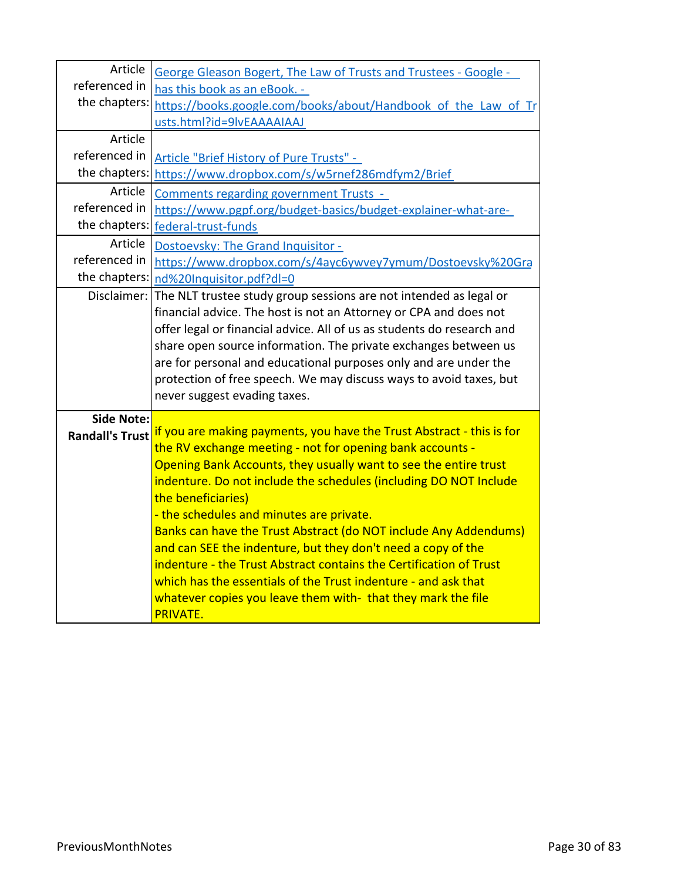| | |
|---|---|
| Article referenced in the chapters: | George Gleason Bogert, The Law of Trusts and Trustees - Google - has this book as an eBook. - https://books.google.com/books/about/Handbook_of_the_Law_of_Trusts.html?id=9lvEAAAAIAAJ |
| Article referenced in the chapters: | Article "Brief History of Pure Trusts" - https://www.dropbox.com/s/w5rnef286mdfym2/Brief |
| Article referenced in the chapters: | Comments regarding government Trusts - https://www.pgpf.org/budget-basics/budget-explainer-what-are-federal-trust-funds |
| Article referenced in the chapters: | Dostoevsky: The Grand Inquisitor - https://www.dropbox.com/s/4ayc6ywvey7ymum/Dostoevsky%20Grand%20Inquisitor.pdf?dl=0 |
| Disclaimer: | The NLT trustee study group sessions are not intended as legal or financial advice. The host is not an Attorney or CPA and does not offer legal or financial advice. All of us as students do research and share open source information. The private exchanges between us are for personal and educational purposes only and are under the protection of free speech. We may discuss ways to avoid taxes, but never suggest evading taxes. |
| **Side Note: Randall's Trust** | if you are making payments, you have the Trust Abstract - this is for the RV exchange meeting - not for opening bank accounts - Opening Bank Accounts, they usually want to see the entire trust indenture. Do not include the schedules (including DO NOT Include the beneficiaries)<br>- the schedules and minutes are private.<br>Banks can have the Trust Abstract (do NOT include Any Addendums) and can SEE the indenture, but they don't need a copy of the indenture - the Trust Abstract contains the Certification of Trust which has the essentials of the Trust indenture - and ask that whatever copies you leave them with- that they mark the file PRIVATE. |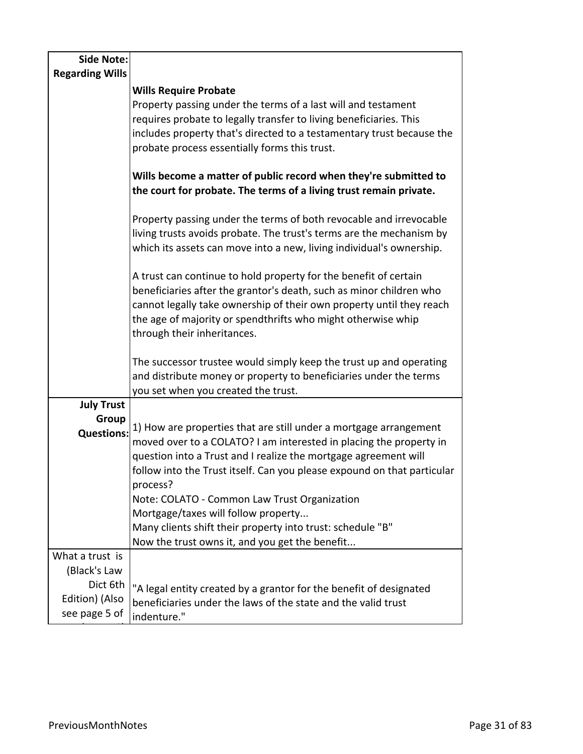| Side Note: Regarding Wills | **Wills Require Probate**<br>Property passing under the terms of a last will and testament requires probate to legally transfer to living beneficiaries. This includes property that's directed to a testamentary trust because the probate process essentially forms this trust.<br><br>**Wills become a matter of public record when they're submitted to the court for probate. The terms of a living trust remain private.**<br><br>Property passing under the terms of both revocable and irrevocable living trusts avoids probate. The trust's terms are the mechanism by which its assets can move into a new, living individual's ownership.<br><br>A trust can continue to hold property for the benefit of certain beneficiaries after the grantor's death, such as minor children who cannot legally take ownership of their own property until they reach the age of majority or spendthrifts who might otherwise whip through their inheritances.<br><br>The successor trustee would simply keep the trust up and operating and distribute money or property to beneficiaries under the terms you set when you created the trust. |
|---|---|
| **July Trust Group Questions:** | 1) How are properties that are still under a mortgage arrangement moved over to a COLATO? I am interested in placing the property in question into a Trust and I realize the mortgage agreement will follow into the Trust itself. Can you please expound on that particular process?<br>Note: COLATO - Common Law Trust Organization<br>Mortgage/taxes will follow property...<br>Many clients shift their property into trust: schedule "B"<br>Now the trust owns it, and you get the benefit... |
| What a trust is (Black's Law Dict 6th Edition) (Also see page 5 of | "A legal entity created by a grantor for the benefit of designated beneficiaries under the laws of the state and the valid trust indenture." |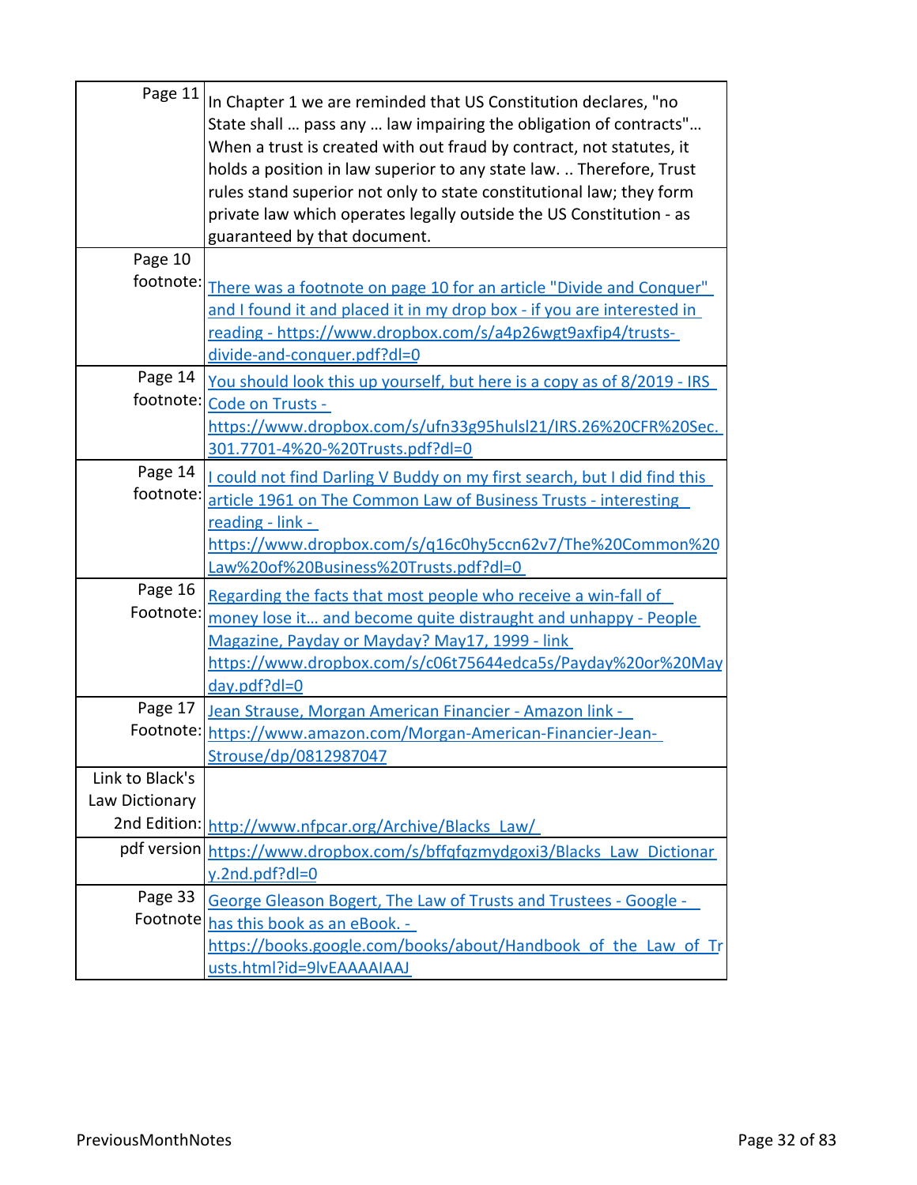| | |
|---|---|
| Page 11 | In Chapter 1 we are reminded that US Constitution declares, "no State shall … pass any … law impairing the obligation of contracts"… When a trust is created with out fraud by contract, not statutes, it holds a position in law superior to any state law. .. Therefore, Trust rules stand superior not only to state constitutional law; they form private law which operates legally outside the US Constitution - as guaranteed by that document. |
| Page 10 footnote: | There was a footnote on page 10 for an article "Divide and Conquer" and I found it and placed it in my drop box - if you are interested in reading - https://www.dropbox.com/s/a4p26wgt9axfip4/trusts-divide-and-conquer.pdf?dl=0 |
| Page 14 footnote: | You should look this up yourself, but here is a copy as of 8/2019 - IRS Code on Trusts - https://www.dropbox.com/s/ufn33g95hulsl21/IRS.26%20CFR%20Sec.301.7701-4%20-%20Trusts.pdf?dl=0 |
| Page 14 footnote: | I could not find Darling V Buddy on my first search, but I did find this article 1961 on The Common Law of Business Trusts - interesting reading - link - https://www.dropbox.com/s/q16c0hy5ccn62v7/The%20Common%20Law%20of%20Business%20Trusts.pdf?dl=0 |
| Page 16 Footnote: | Regarding the facts that most people who receive a win-fall of money lose it… and become quite distraught and unhappy - People Magazine, Payday or Mayday? May17, 1999 - link https://www.dropbox.com/s/c06t75644edca5s/Payday%20or%20Mayday.pdf?dl=0 |
| Page 17 Footnote: | Jean Strause, Morgan American Financier - Amazon link - https://www.amazon.com/Morgan-American-Financier-Jean-Strouse/dp/0812987047 |
| Link to Black's Law Dictionary 2nd Edition: | http://www.nfpcar.org/Archive/Blacks_Law/ |
| pdf version | https://www.dropbox.com/s/bffqfqzmydgoxi3/Blacks_Law_Dictionary.2nd.pdf?dl=0 |
| Page 33 Footnote | George Gleason Bogert, The Law of Trusts and Trustees - Google - has this book as an eBook. - https://books.google.com/books/about/Handbook_of_the_Law_of_Trusts.html?id=9lvEAAAAIAAJ |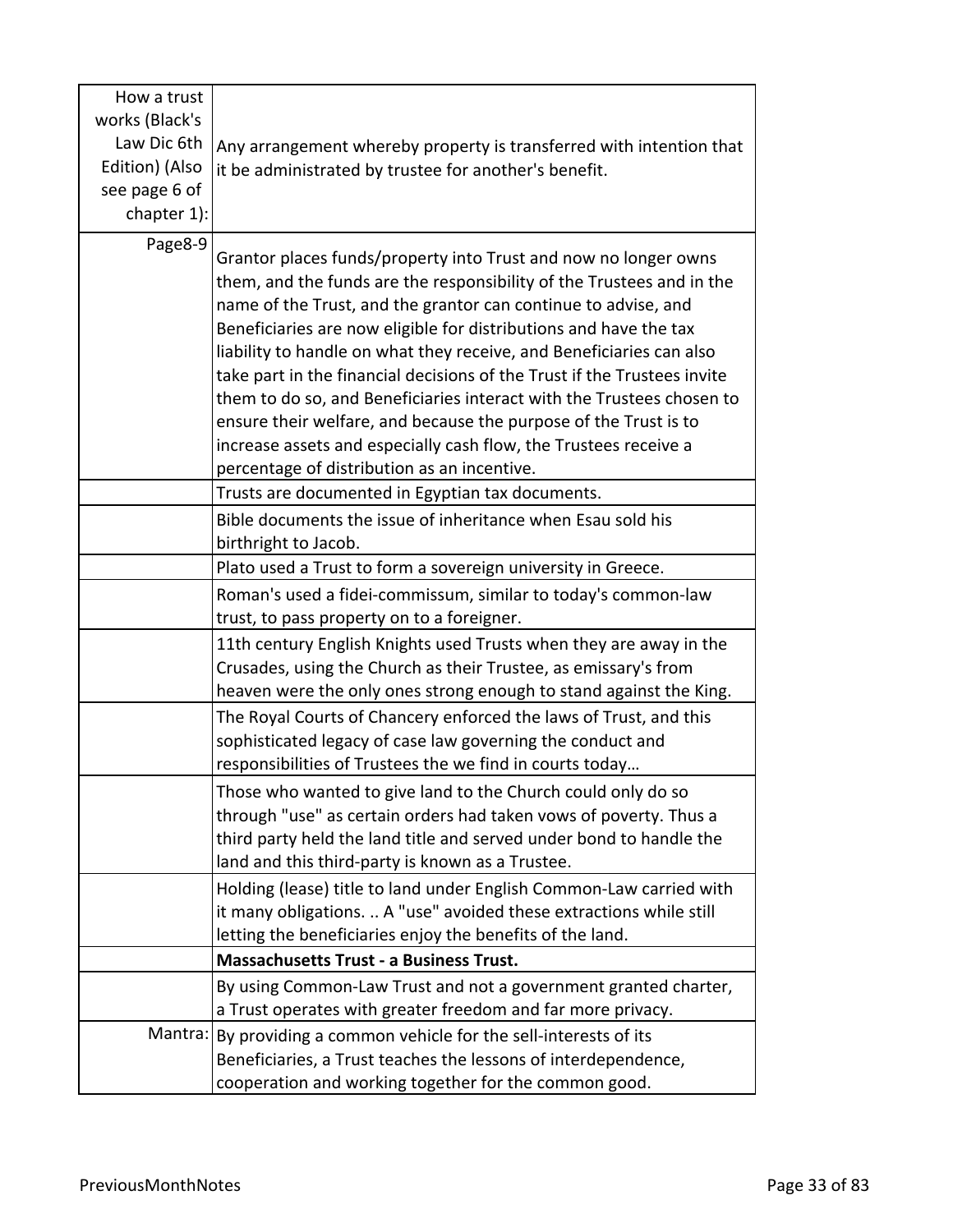| How a trust works (Black's Law Dic 6th Edition) (Also see page 6 of chapter 1): | Any arrangement whereby property is transferred with intention that it be administrated by trustee for another's benefit. |
|---|---|
| Page8-9 | Grantor places funds/property into Trust and now no longer owns them, and the funds are the responsibility of the Trustees and in the name of the Trust, and the grantor can continue to advise, and Beneficiaries are now eligible for distributions and have the tax liability to handle on what they receive, and Beneficiaries can also take part in the financial decisions of the Trust if the Trustees invite them to do so, and Beneficiaries interact with the Trustees chosen to ensure their welfare, and because the purpose of the Trust is to increase assets and especially cash flow, the Trustees receive a percentage of distribution as an incentive. |
| | Trusts are documented in Egyptian tax documents. |
| | Bible documents the issue of inheritance when Esau sold his birthright to Jacob. |
| | Plato used a Trust to form a sovereign university in Greece. |
| | Roman's used a fidei-commissum, similar to today's common-law trust, to pass property on to a foreigner. |
| | 11th century English Knights used Trusts when they are away in the Crusades, using the Church as their Trustee, as emissary's from heaven were the only ones strong enough to stand against the King. |
| | The Royal Courts of Chancery enforced the laws of Trust, and this sophisticated legacy of case law governing the conduct and responsibilities of Trustees the we find in courts today… |
| | Those who wanted to give land to the Church could only do so through "use" as certain orders had taken vows of poverty. Thus a third party held the land title and served under bond to handle the land and this third-party is known as a Trustee. |
| | Holding (lease) title to land under English Common-Law carried with it many obligations. .. A "use" avoided these extractions while still letting the beneficiaries enjoy the benefits of the land. |
| | **Massachusetts Trust - a Business Trust.** |
| | By using Common-Law Trust and not a government granted charter, a Trust operates with greater freedom and far more privacy. |
| Mantra: | By providing a common vehicle for the sell-interests of its Beneficiaries, a Trust teaches the lessons of interdependence, cooperation and working together for the common good. |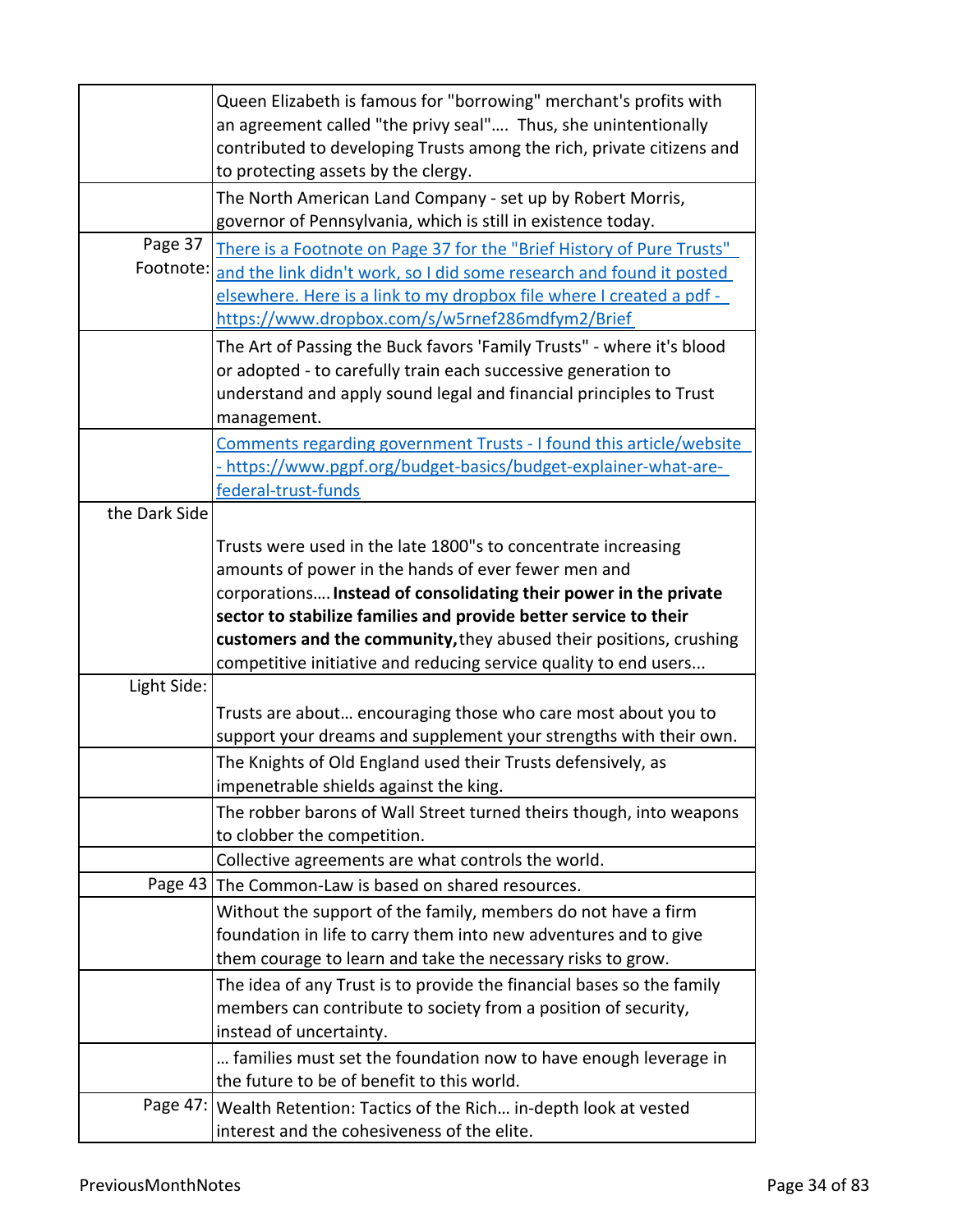| | |
|---|---|
| | Queen Elizabeth is famous for "borrowing" merchant's profits with an agreement called "the privy seal"…. Thus, she unintentionally contributed to developing Trusts among the rich, private citizens and to protecting assets by the clergy. |
| | The North American Land Company - set up by Robert Morris, governor of Pennsylvania, which is still in existence today. |
| Page 37 Footnote: | There is a Footnote on Page 37 for the "Brief History of Pure Trusts" and the link didn't work, so I did some research and found it posted elsewhere. Here is a link to my dropbox file where I created a pdf - https://www.dropbox.com/s/w5rnef286mdfym2/Brief |
| | The Art of Passing the Buck favors 'Family Trusts" - where it's blood or adopted - to carefully train each successive generation to understand and apply sound legal and financial principles to Trust management. |
| | Comments regarding government Trusts - I found this article/website - https://www.pgpf.org/budget-basics/budget-explainer-what-are-federal-trust-funds |
| the Dark Side | Trusts were used in the late 1800"s to concentrate increasing amounts of power in the hands of ever fewer men and corporations…. **Instead of consolidating their power in the private sector to stabilize families and provide better service to their customers and the community,** they abused their positions, crushing competitive initiative and reducing service quality to end users... |
| Light Side: | Trusts are about… encouraging those who care most about you to support your dreams and supplement your strengths with their own. |
| | The Knights of Old England used their Trusts defensively, as impenetrable shields against the king. |
| | The robber barons of Wall Street turned theirs though, into weapons to clobber the competition. |
| | Collective agreements are what controls the world. |
| Page 43 | The Common-Law is based on shared resources. |
| | Without the support of the family, members do not have a firm foundation in life to carry them into new adventures and to give them courage to learn and take the necessary risks to grow. |
| | The idea of any Trust is to provide the financial bases so the family members can contribute to society from a position of security, instead of uncertainty. |
| | … families must set the foundation now to have enough leverage in the future to be of benefit to this world. |
| Page 47: | Wealth Retention: Tactics of the Rich… in-depth look at vested interest and the cohesiveness of the elite. |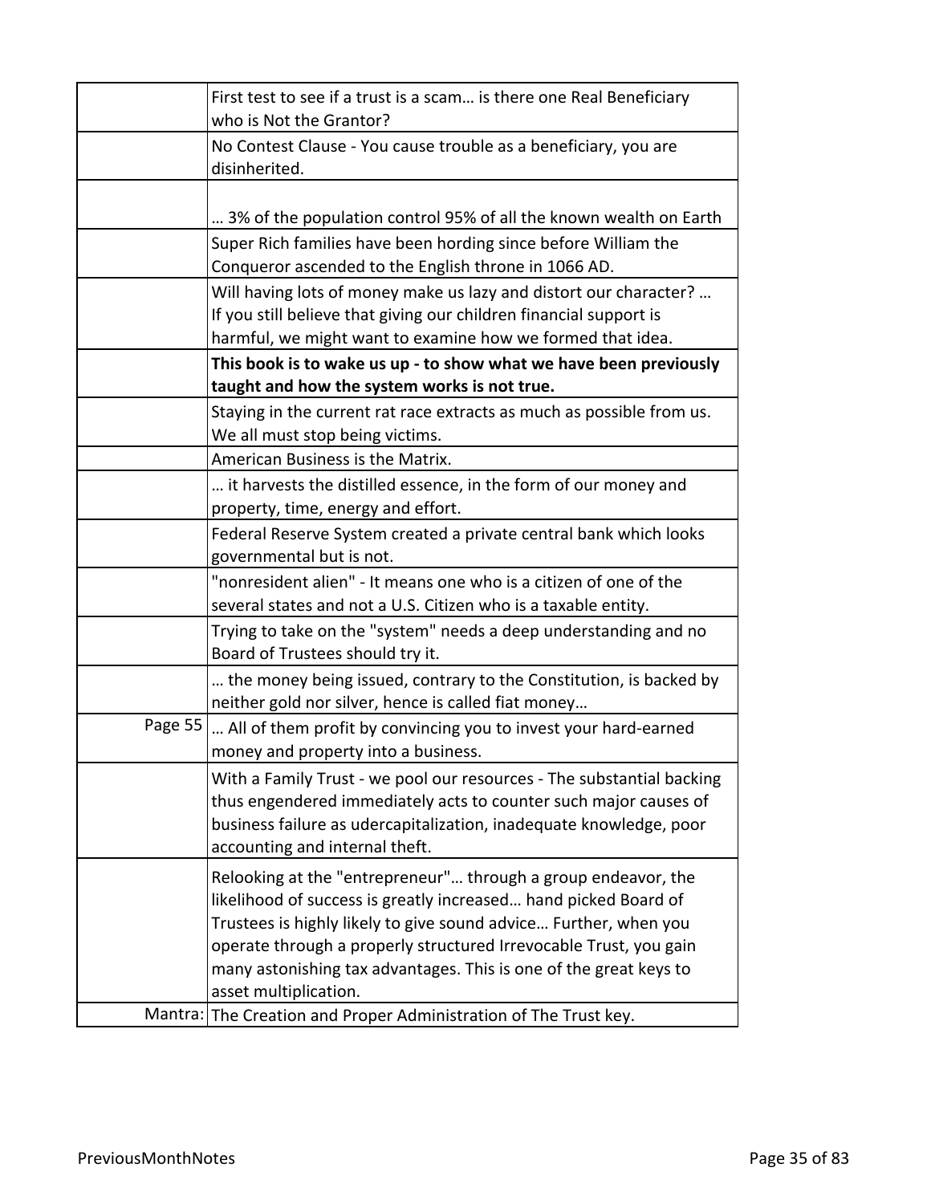| | |
|---|---|
| | First test to see if a trust is a scam… is there one Real Beneficiary who is Not the Grantor? |
| | No Contest Clause - You cause trouble as a beneficiary, you are disinherited. |
| | … 3% of the population control 95% of all the known wealth on Earth |
| | Super Rich families have been hording since before William the Conqueror ascended to the English throne in 1066 AD. |
| | Will having lots of money make us lazy and distort our character? … If you still believe that giving our children financial support is harmful, we might want to examine how we formed that idea. |
| | **This book is to wake us up - to show what we have been previously taught and how the system works is not true.** |
| | Staying in the current rat race extracts as much as possible from us. We all must stop being victims. |
| | American Business is the Matrix. |
| | … it harvests the distilled essence, in the form of our money and property, time, energy and effort. |
| | Federal Reserve System created a private central bank which looks governmental but is not. |
| | "nonresident alien" - It means one who is a citizen of one of the several states and not a U.S. Citizen who is a taxable entity. |
| | Trying to take on the "system" needs a deep understanding and no Board of Trustees should try it. |
| | … the money being issued, contrary to the Constitution, is backed by neither gold nor silver, hence is called fiat money… |
| Page 55 | … All of them profit by convincing you to invest your hard-earned money and property into a business. |
| | With a Family Trust - we pool our resources - The substantial backing thus engendered immediately acts to counter such major causes of business failure as udercapitalization, inadequate knowledge, poor accounting and internal theft. |
| | Relooking at the "entrepreneur"… through a group endeavor, the likelihood of success is greatly increased… hand picked Board of Trustees is highly likely to give sound advice… Further, when you operate through a properly structured Irrevocable Trust, you gain many astonishing tax advantages. This is one of the great keys to asset multiplication. |
| Mantra: | The Creation and Proper Administration of The Trust key. |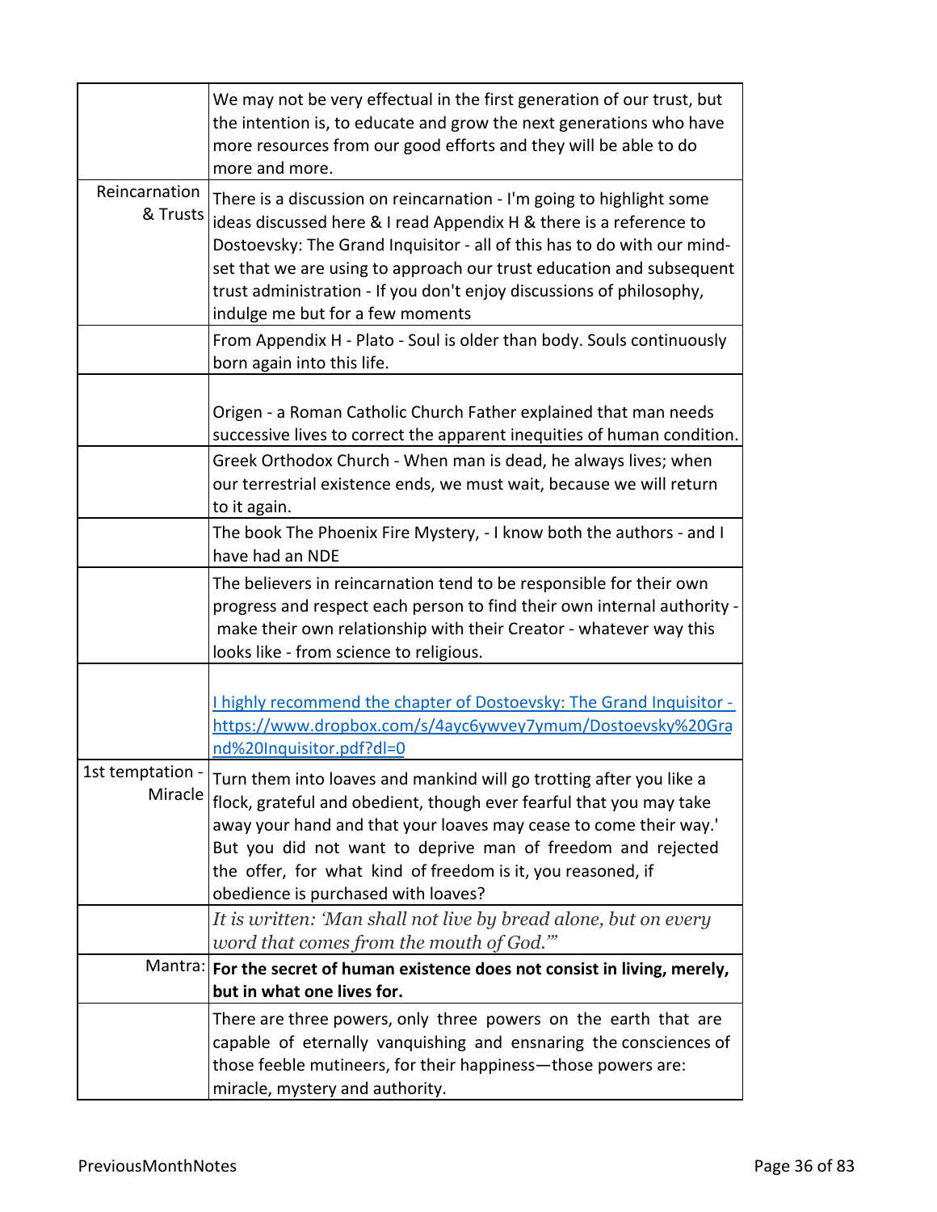| | |
|---|---|
| | We may not be very effectual in the first generation of our trust, but the intention is, to educate and grow the next generations who have more resources from our good efforts and they will be able to do more and more. |
| Reincarnation & Trusts | There is a discussion on reincarnation - I'm going to highlight some ideas discussed here & I read Appendix H & there is a reference to Dostoevsky: The Grand Inquisitor - all of this has to do with our mind-set that we are using to approach our trust education and subsequent trust administration - If you don't enjoy discussions of philosophy, indulge me but for a few moments |
| | From Appendix H - Plato - Soul is older than body. Souls continuously born again into this life. |
| | Origen - a Roman Catholic Church Father explained that man needs successive lives to correct the apparent inequities of human condition. |
| | Greek Orthodox Church - When man is dead, he always lives; when our terrestrial existence ends, we must wait, because we will return to it again. |
| | The book The Phoenix Fire Mystery, - I know both the authors - and I have had an NDE |
| | The believers in reincarnation tend to be responsible for their own progress and respect each person to find their own internal authority - make their own relationship with their Creator - whatever way this looks like - from science to religious. |
| | [I highly recommend the chapter of Dostoevsky: The Grand Inquisitor - https://www.dropbox.com/s/4ayc6ywvey7ymum/Dostoevsky%20Grand%20Inquisitor.pdf?dl=0](https://www.dropbox.com/s/4ayc6ywvey7ymum/Dostoevsky%20Grand%20Inquisitor.pdf?dl=0) |
| 1st temptation - Miracle | Turn them into loaves and mankind will go trotting after you like a flock, grateful and obedient, though ever fearful that you may take away your hand and that your loaves may cease to come their way.' But you did not want to deprive man of freedom and rejected the offer, for what kind of freedom is it, you reasoned, if obedience is purchased with loaves? |
| | *It is written: 'Man shall not live by bread alone, but on every word that comes from the mouth of God.'"* |
| Mantra: | **For the secret of human existence does not consist in living, merely, but in what one lives for.** |
| | There are three powers, only three powers on the earth that are capable of eternally vanquishing and ensnaring the consciences of those feeble mutineers, for their happiness—those powers are: miracle, mystery and authority. |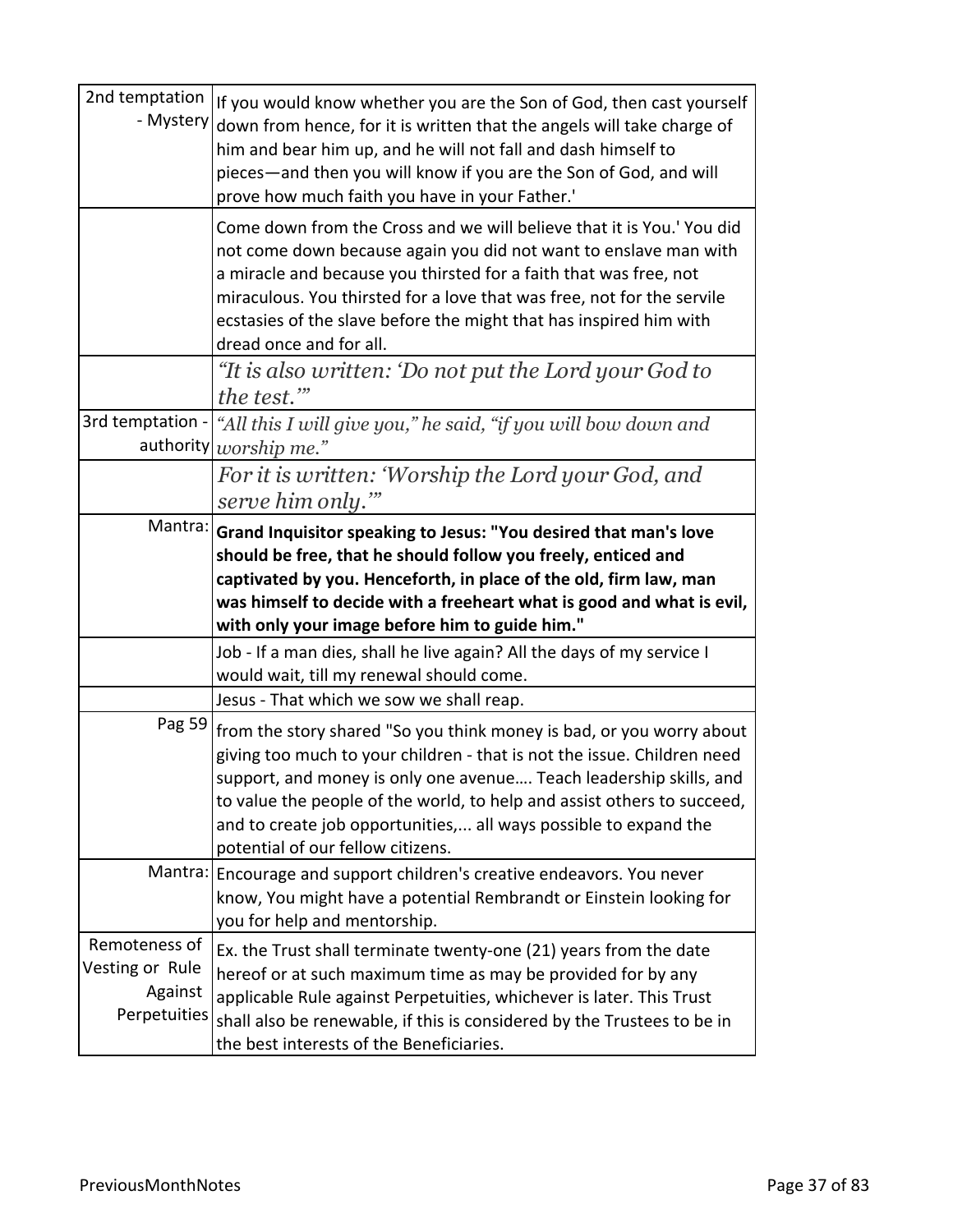| | |
|---|---|
| 2nd temptation - Mystery | If you would know whether you are the Son of God, then cast yourself down from hence, for it is written that the angels will take charge of him and bear him up, and he will not fall and dash himself to pieces—and then you will know if you are the Son of God, and will prove how much faith you have in your Father.' |
| | Come down from the Cross and we will believe that it is You.' You did not come down because again you did not want to enslave man with a miracle and because you thirsted for a faith that was free, not miraculous. You thirsted for a love that was free, not for the servile ecstasies of the slave before the might that has inspired him with dread once and for all. |
| | *"It is also written: 'Do not put the Lord your God to the test.'"* |
| 3rd temptation - authority | *"All this I will give you," he said, "if you will bow down and worship me."* |
| | *For it is written: 'Worship the Lord your God, and serve him only.'"* |
| Mantra: | **Grand Inquisitor speaking to Jesus: "You desired that man's love should be free, that he should follow you freely, enticed and captivated by you. Henceforth, in place of the old, firm law, man was himself to decide with a freeheart what is good and what is evil, with only your image before him to guide him."** |
| | Job - If a man dies, shall he live again? All the days of my service I would wait, till my renewal should come. |
| | Jesus - That which we sow we shall reap. |
| Pag 59 | from the story shared "So you think money is bad, or you worry about giving too much to your children - that is not the issue. Children need support, and money is only one avenue…. Teach leadership skills, and to value the people of the world, to help and assist others to succeed, and to create job opportunities,... all ways possible to expand the potential of our fellow citizens. |
| Mantra: | Encourage and support children's creative endeavors. You never know, You might have a potential Rembrandt or Einstein looking for you for help and mentorship. |
| Remoteness of Vesting or Rule Against Perpetuities | Ex. the Trust shall terminate twenty-one (21) years from the date hereof or at such maximum time as may be provided for by any applicable Rule against Perpetuities, whichever is later. This Trust shall also be renewable, if this is considered by the Trustees to be in the best interests of the Beneficiaries. |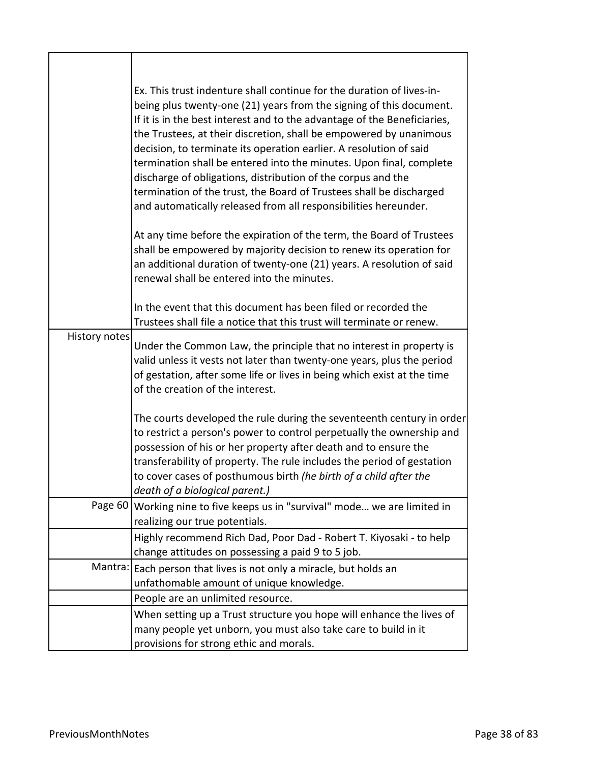| | |
|---|---|
| | Ex. This trust indenture shall continue for the duration of lives-in-being plus twenty-one (21) years from the signing of this document. If it is in the best interest and to the advantage of the Beneficiaries, the Trustees, at their discretion, shall be empowered by unanimous decision, to terminate its operation earlier. A resolution of said termination shall be entered into the minutes. Upon final, complete discharge of obligations, distribution of the corpus and the termination of the trust, the Board of Trustees shall be discharged and automatically released from all responsibilities hereunder.<br><br>At any time before the expiration of the term, the Board of Trustees shall be empowered by majority decision to renew its operation for an additional duration of twenty-one (21) years. A resolution of said renewal shall be entered into the minutes.<br><br>In the event that this document has been filed or recorded the Trustees shall file a notice that this trust will terminate or renew. |
| History notes | Under the Common Law, the principle that no interest in property is valid unless it vests not later than twenty-one years, plus the period of gestation, after some life or lives in being which exist at the time of the creation of the interest.<br><br>The courts developed the rule during the seventeenth century in order to restrict a person's power to control perpetually the ownership and possession of his or her property after death and to ensure the transferability of property. The rule includes the period of gestation to cover cases of posthumous birth *(he birth of a child after the death of a biological parent.)* |
| Page 60 | Working nine to five keeps us in "survival" mode… we are limited in realizing our true potentials. |
| | Highly recommend Rich Dad, Poor Dad - Robert T. Kiyosaki - to help change attitudes on possessing a paid 9 to 5 job. |
| Mantra: | Each person that lives is not only a miracle, but holds an unfathomable amount of unique knowledge. |
| | People are an unlimited resource. |
| | When setting up a Trust structure you hope will enhance the lives of many people yet unborn, you must also take care to build in it provisions for strong ethic and morals. |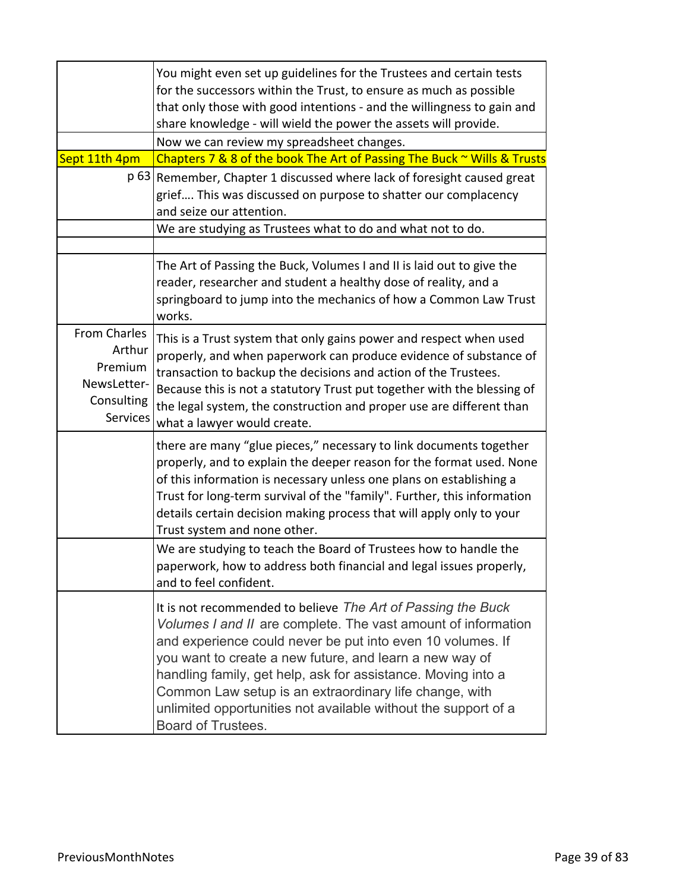| | |
|---|---|
| | You might even set up guidelines for the Trustees and certain tests for the successors within the Trust, to ensure as much as possible that only those with good intentions - and the willingness to gain and share knowledge - will wield the power the assets will provide. |
| | Now we can review my spreadsheet changes. |
| Sept 11th 4pm | Chapters 7 & 8 of the book The Art of Passing The Buck ~ Wills & Trusts |
| p 63 | Remember, Chapter 1 discussed where lack of foresight caused great grief…. This was discussed on purpose to shatter our complacency and seize our attention. |
| | We are studying as Trustees what to do and what not to do. |
| | |
| | The Art of Passing the Buck, Volumes I and II is laid out to give the reader, researcher and student a healthy dose of reality, and a springboard to jump into the mechanics of how a Common Law Trust works. |
| From Charles Arthur Premium NewsLetter-Consulting Services | This is a Trust system that only gains power and respect when used properly, and when paperwork can produce evidence of substance of transaction to backup the decisions and action of the Trustees. Because this is not a statutory Trust put together with the blessing of the legal system, the construction and proper use are different than what a lawyer would create. |
| | there are many "glue pieces," necessary to link documents together properly, and to explain the deeper reason for the format used. None of this information is necessary unless one plans on establishing a Trust for long-term survival of the "family". Further, this information details certain decision making process that will apply only to your Trust system and none other. |
| | We are studying to teach the Board of Trustees how to handle the paperwork, how to address both financial and legal issues properly, and to feel confident. |
| | It is not recommended to believe *The Art of Passing the Buck Volumes I and II* are complete. The vast amount of information and experience could never be put into even 10 volumes. If you want to create a new future, and learn a new way of handling family, get help, ask for assistance. Moving into a Common Law setup is an extraordinary life change, with unlimited opportunities not available without the support of a Board of Trustees. |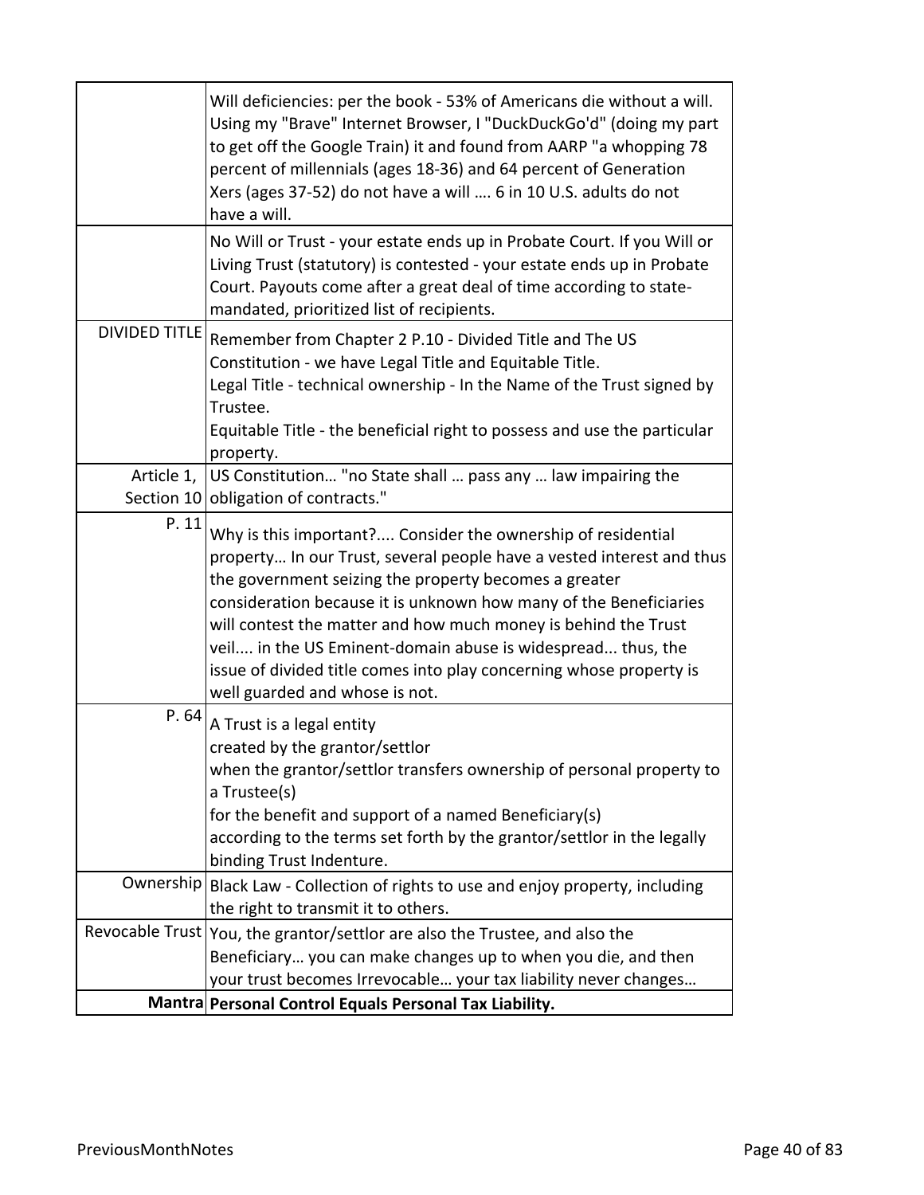| | |
|---|---|
| | Will deficiencies: per the book - 53% of Americans die without a will. Using my "Brave" Internet Browser, I "DuckDuckGo'd" (doing my part to get off the Google Train) it and found from AARP "a whopping 78 percent of millennials (ages 18-36) and 64 percent of Generation Xers (ages 37-52) do not have a will …. 6 in 10 U.S. adults do not have a will. |
| | No Will or Trust - your estate ends up in Probate Court. If you Will or Living Trust (statutory) is contested - your estate ends up in Probate Court. Payouts come after a great deal of time according to state-mandated, prioritized list of recipients. |
| DIVIDED TITLE | Remember from Chapter 2 P.10 - Divided Title and The US Constitution - we have Legal Title and Equitable Title.<br>Legal Title - technical ownership - In the Name of the Trust signed by Trustee.<br>Equitable Title - the beneficial right to possess and use the particular property. |
| Article 1, Section 10 | US Constitution… "no State shall … pass any … law impairing the obligation of contracts." |
| P. 11 | Why is this important?.... Consider the ownership of residential property… In our Trust, several people have a vested interest and thus the government seizing the property becomes a greater consideration because it is unknown how many of the Beneficiaries will contest the matter and how much money is behind the Trust veil.... in the US Eminent-domain abuse is widespread... thus, the issue of divided title comes into play concerning whose property is well guarded and whose is not. |
| P. 64 | A Trust is a legal entity<br>created by the grantor/settlor<br>when the grantor/settlor transfers ownership of personal property to a Trustee(s)<br>for the benefit and support of a named Beneficiary(s)<br>according to the terms set forth by the grantor/settlor in the legally binding Trust Indenture. |
| Ownership | Black Law - Collection of rights to use and enjoy property, including the right to transmit it to others. |
| Revocable Trust | You, the grantor/settlor are also the Trustee, and also the Beneficiary… you can make changes up to when you die, and then your trust becomes Irrevocable… your tax liability never changes… |
| **Mantra** | **Personal Control Equals Personal Tax Liability.** |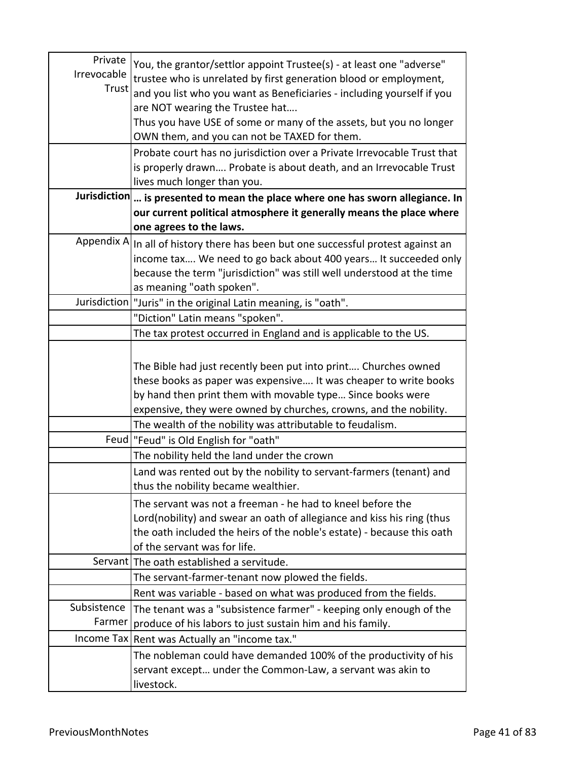| | |
|---|---|
| Private Irrevocable Trust | You, the grantor/settlor appoint Trustee(s) - at least one "adverse" trustee who is unrelated by first generation blood or employment, and you list who you want as Beneficiaries - including yourself if you are NOT wearing the Trustee hat…. Thus you have USE of some or many of the assets, but you no longer OWN them, and you can not be TAXED for them. |
| | Probate court has no jurisdiction over a Private Irrevocable Trust that is properly drawn…. Probate is about death, and an Irrevocable Trust lives much longer than you. |
| **Jurisdiction** | **… is presented to mean the place where one has sworn allegiance. In our current political atmosphere it generally means the place where one agrees to the laws.** |
| Appendix A | In all of history there has been but one successful protest against an income tax…. We need to go back about 400 years… It succeeded only because the term "jurisdiction" was still well understood at the time as meaning "oath spoken". |
| Jurisdiction | "Juris" in the original Latin meaning, is "oath". |
| | "Diction" Latin means "spoken". |
| | The tax protest occurred in England and is applicable to the US. |
| | The Bible had just recently been put into print…. Churches owned these books as paper was expensive…. It was cheaper to write books by hand then print them with movable type… Since books were expensive, they were owned by churches, crowns, and the nobility. |
| | The wealth of the nobility was attributable to feudalism. |
| Feud | "Feud" is Old English for "oath" |
| | The nobility held the land under the crown |
| | Land was rented out by the nobility to servant-farmers (tenant) and thus the nobility became wealthier. |
| | The servant was not a freeman - he had to kneel before the Lord(nobility) and swear an oath of allegiance and kiss his ring (thus the oath included the heirs of the noble's estate) - because this oath of the servant was for life. |
| Servant | The oath established a servitude. |
| | The servant-farmer-tenant now plowed the fields. |
| | Rent was variable - based on what was produced from the fields. |
| Subsistence Farmer | The tenant was a "subsistence farmer" - keeping only enough of the produce of his labors to just sustain him and his family. |
| Income Tax | Rent was Actually an "income tax." |
| | The nobleman could have demanded 100% of the productivity of his servant except… under the Common-Law, a servant was akin to livestock. |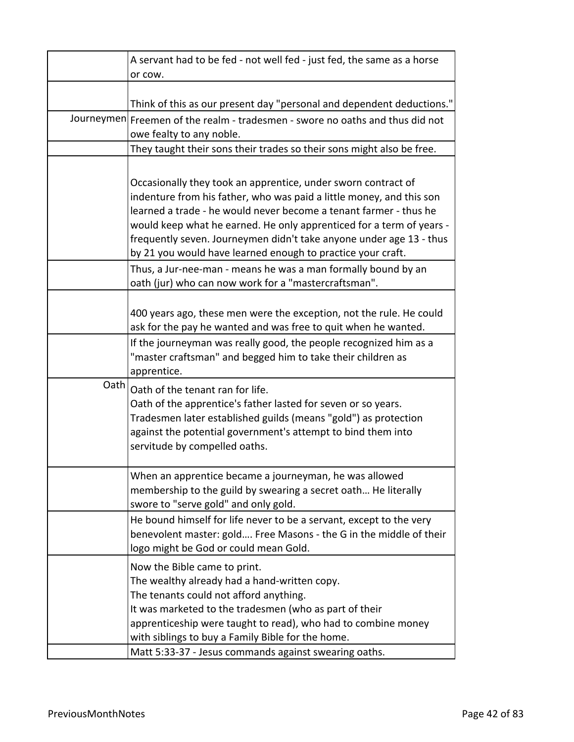| | |
|---|---|
| | A servant had to be fed - not well fed - just fed, the same as a horse or cow. |
| | Think of this as our present day "personal and dependent deductions." |
| Journeymen | Freemen of the realm - tradesmen - swore no oaths and thus did not owe fealty to any noble. |
| | They taught their sons their trades so their sons might also be free. |
| | Occasionally they took an apprentice, under sworn contract of indenture from his father, who was paid a little money, and this son learned a trade - he would never become a tenant farmer - thus he would keep what he earned. He only apprenticed for a term of years - frequently seven. Journeymen didn't take anyone under age 13 - thus by 21 you would have learned enough to practice your craft. |
| | Thus, a Jur-nee-man - means he was a man formally bound by an oath (jur) who can now work for a "mastercraftsman". |
| | 400 years ago, these men were the exception, not the rule. He could ask for the pay he wanted and was free to quit when he wanted. |
| | If the journeyman was really good, the people recognized him as a "master craftsman" and begged him to take their children as apprentice. |
| Oath | Oath of the tenant ran for life.<br>Oath of the apprentice's father lasted for seven or so years.<br>Tradesmen later established guilds (means "gold") as protection against the potential government's attempt to bind them into servitude by compelled oaths. |
| | When an apprentice became a journeyman, he was allowed membership to the guild by swearing a secret oath… He literally swore to "serve gold" and only gold. |
| | He bound himself for life never to be a servant, except to the very benevolent master: gold…. Free Masons - the G in the middle of their logo might be God or could mean Gold. |
| | Now the Bible came to print.<br>The wealthy already had a hand-written copy.<br>The tenants could not afford anything.<br>It was marketed to the tradesmen (who as part of their apprenticeship were taught to read), who had to combine money with siblings to buy a Family Bible for the home. |
| | Matt 5:33-37 - Jesus commands against swearing oaths. |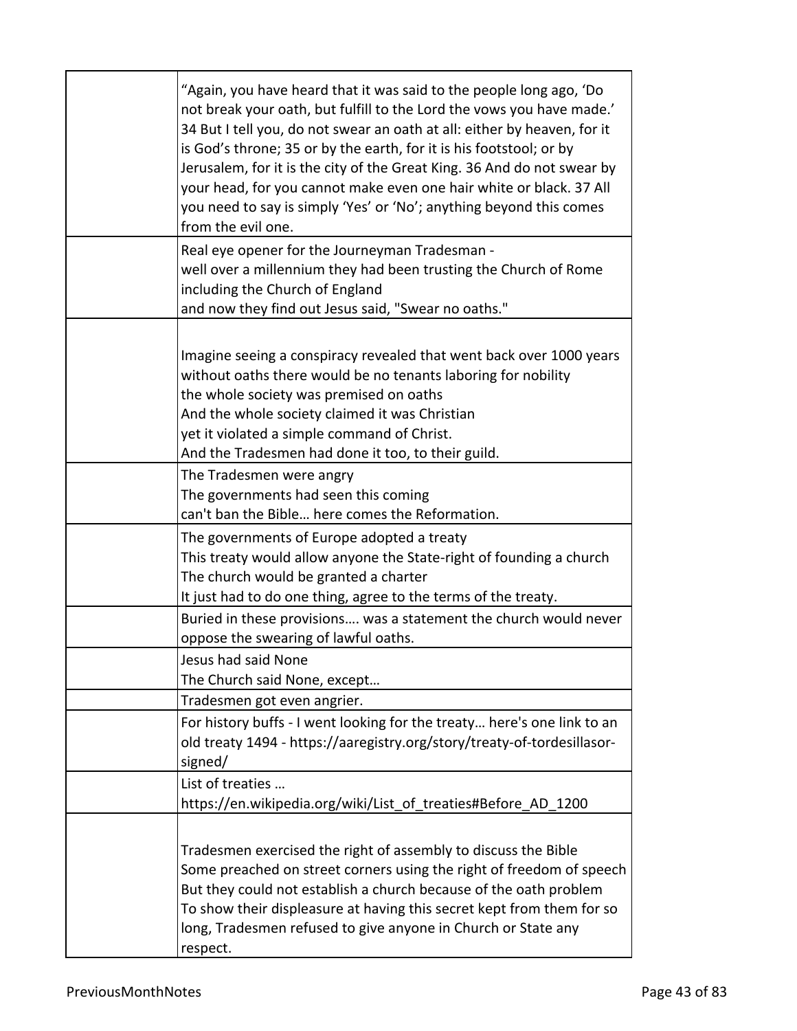| | |
|---|---|
| | "Again, you have heard that it was said to the people long ago, 'Do not break your oath, but fulfill to the Lord the vows you have made.' 34 But I tell you, do not swear an oath at all: either by heaven, for it is God's throne; 35 or by the earth, for it is his footstool; or by Jerusalem, for it is the city of the Great King. 36 And do not swear by your head, for you cannot make even one hair white or black. 37 All you need to say is simply 'Yes' or 'No'; anything beyond this comes from the evil one. |
| | Real eye opener for the Journeyman Tradesman -<br>well over a millennium they had been trusting the Church of Rome including the Church of England<br>and now they find out Jesus said, "Swear no oaths." |
| | Imagine seeing a conspiracy revealed that went back over 1000 years<br>without oaths there would be no tenants laboring for nobility<br>the whole society was premised on oaths<br>And the whole society claimed it was Christian<br>yet it violated a simple command of Christ.<br>And the Tradesmen had done it too, to their guild. |
| | The Tradesmen were angry<br>The governments had seen this coming<br>can't ban the Bible… here comes the Reformation. |
| | The governments of Europe adopted a treaty<br>This treaty would allow anyone the State-right of founding a church<br>The church would be granted a charter<br>It just had to do one thing, agree to the terms of the treaty. |
| | Buried in these provisions…. was a statement the church would never oppose the swearing of lawful oaths. |
| | Jesus had said None<br>The Church said None, except… |
| | Tradesmen got even angrier. |
| | For history buffs - I went looking for the treaty… here's one link to an old treaty 1494 - https://aaregistry.org/story/treaty-of-tordesillasor-signed/ |
| | List of treaties …<br>https://en.wikipedia.org/wiki/List_of_treaties#Before_AD_1200 |
| | Tradesmen exercised the right of assembly to discuss the Bible<br>Some preached on street corners using the right of freedom of speech<br>But they could not establish a church because of the oath problem<br>To show their displeasure at having this secret kept from them for so long, Tradesmen refused to give anyone in Church or State any respect. |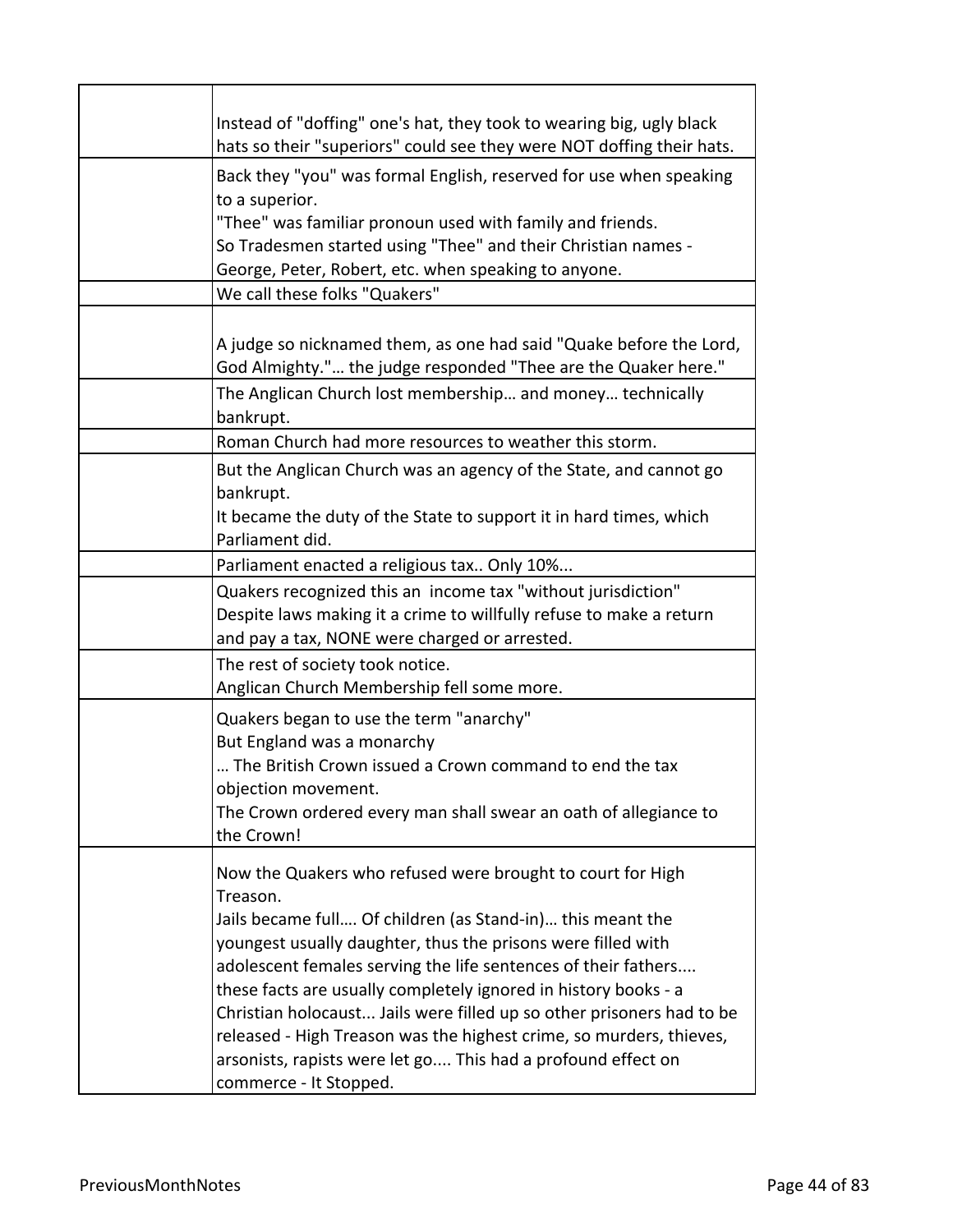| | |
|---|---|
| | Instead of "doffing" one's hat, they took to wearing big, ugly black hats so their "superiors" could see they were NOT doffing their hats. |
| | Back they "you" was formal English, reserved for use when speaking to a superior.<br>"Thee" was familiar pronoun used with family and friends.<br>So Tradesmen started using "Thee" and their Christian names - George, Peter, Robert, etc. when speaking to anyone. |
| | We call these folks "Quakers" |
| | A judge so nicknamed them, as one had said "Quake before the Lord, God Almighty."… the judge responded "Thee are the Quaker here." |
| | The Anglican Church lost membership… and money… technically bankrupt. |
| | Roman Church had more resources to weather this storm. |
| | But the Anglican Church was an agency of the State, and cannot go bankrupt.<br>It became the duty of the State to support it in hard times, which Parliament did. |
| | Parliament enacted a religious tax.. Only 10%... |
| | Quakers recognized this an income tax "without jurisdiction"<br>Despite laws making it a crime to willfully refuse to make a return and pay a tax, NONE were charged or arrested. |
| | The rest of society took notice.<br>Anglican Church Membership fell some more. |
| | Quakers began to use the term "anarchy"<br>But England was a monarchy<br>… The British Crown issued a Crown command to end the tax objection movement.<br>The Crown ordered every man shall swear an oath of allegiance to the Crown! |
| | Now the Quakers who refused were brought to court for High Treason.<br>Jails became full…. Of children (as Stand-in)… this meant the youngest usually daughter, thus the prisons were filled with adolescent females serving the life sentences of their fathers.... these facts are usually completely ignored in history books - a Christian holocaust... Jails were filled up so other prisoners had to be released - High Treason was the highest crime, so murders, thieves, arsonists, rapists were let go.... This had a profound effect on commerce - It Stopped. |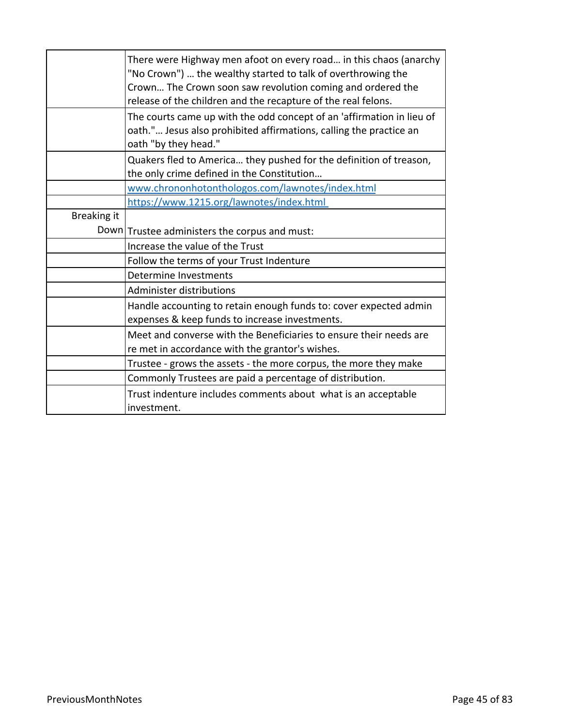|  |  |
|---|---|
|  | There were Highway men afoot on every road… in this chaos (anarchy "No Crown") … the wealthy started to talk of overthrowing the Crown… The Crown soon saw revolution coming and ordered the release of the children and the recapture of the real felons. |
|  | The courts came up with the odd concept of an 'affirmation in lieu of oath."… Jesus also prohibited affirmations, calling the practice an oath "by they head." |
|  | Quakers fled to America… they pushed for the definition of treason, the only crime defined in the Constitution… |
|  | [www.chrononhotonthologos.com/lawnotes/index.html](www.chrononhotonthologos.com/lawnotes/index.html) |
|  | [https://www.1215.org/lawnotes/index.html](https://www.1215.org/lawnotes/index.html) |
| Breaking it Down | Trustee administers the corpus and must: |
|  | Increase the value of the Trust |
|  | Follow the terms of your Trust Indenture |
|  | Determine Investments |
|  | Administer distributions |
|  | Handle accounting to retain enough funds to: cover expected admin expenses & keep funds to increase investments. |
|  | Meet and converse with the Beneficiaries to ensure their needs are re met in accordance with the grantor's wishes. |
|  | Trustee - grows the assets - the more corpus, the more they make |
|  | Commonly Trustees are paid a percentage of distribution. |
|  | Trust indenture includes comments about what is an acceptable investment. |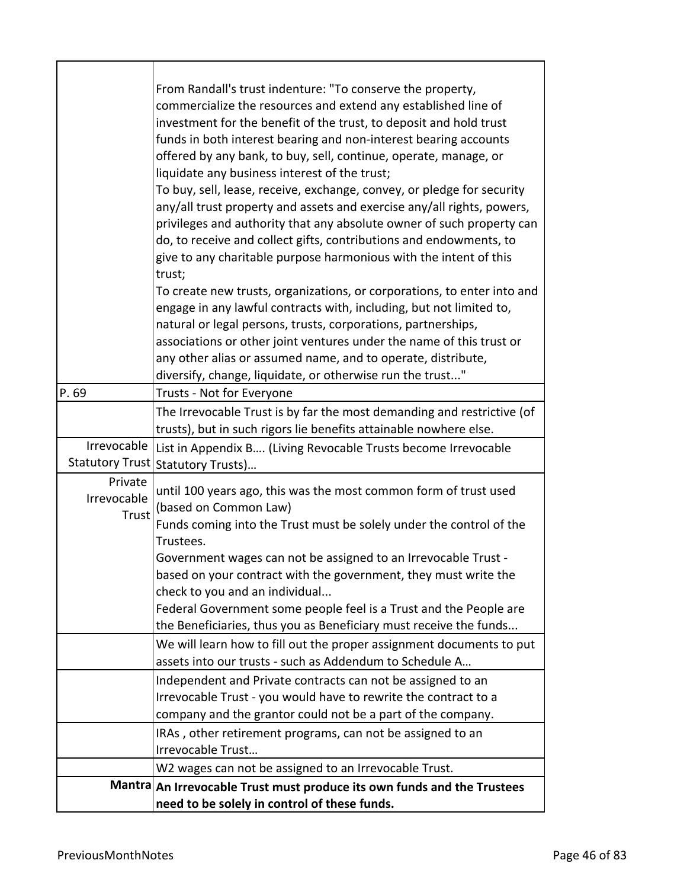| | |
|---|---|
| | From Randall's trust indenture: "To conserve the property, commercialize the resources and extend any established line of investment for the benefit of the trust, to deposit and hold trust funds in both interest bearing and non-interest bearing accounts offered by any bank, to buy, sell, continue, operate, manage, or liquidate any business interest of the trust;<br>To buy, sell, lease, receive, exchange, convey, or pledge for security any/all trust property and assets and exercise any/all rights, powers, privileges and authority that any absolute owner of such property can do, to receive and collect gifts, contributions and endowments, to give to any charitable purpose harmonious with the intent of this trust;<br>To create new trusts, organizations, or corporations, to enter into and engage in any lawful contracts with, including, but not limited to, natural or legal persons, trusts, corporations, partnerships, associations or other joint ventures under the name of this trust or any other alias or assumed name, and to operate, distribute, diversify, change, liquidate, or otherwise run the trust..." |
| P. 69 | Trusts - Not for Everyone |
| | The Irrevocable Trust is by far the most demanding and restrictive (of trusts), but in such rigors lie benefits attainable nowhere else. |
| Irrevocable Statutory Trust | List in Appendix B…. (Living Revocable Trusts become Irrevocable Statutory Trusts)… |
| Private Irrevocable Trust | until 100 years ago, this was the most common form of trust used (based on Common Law)<br>Funds coming into the Trust must be solely under the control of the Trustees.<br>Government wages can not be assigned to an Irrevocable Trust - based on your contract with the government, they must write the check to you and an individual...<br>Federal Government some people feel is a Trust and the People are the Beneficiaries, thus you as Beneficiary must receive the funds... |
| | We will learn how to fill out the proper assignment documents to put assets into our trusts - such as Addendum to Schedule A… |
| | Independent and Private contracts can not be assigned to an Irrevocable Trust - you would have to rewrite the contract to a company and the grantor could not be a part of the company. |
| | IRAs , other retirement programs, can not be assigned to an Irrevocable Trust… |
| | W2 wages can not be assigned to an Irrevocable Trust. |
| **Mantra** | **An Irrevocable Trust must produce its own funds and the Trustees need to be solely in control of these funds.** |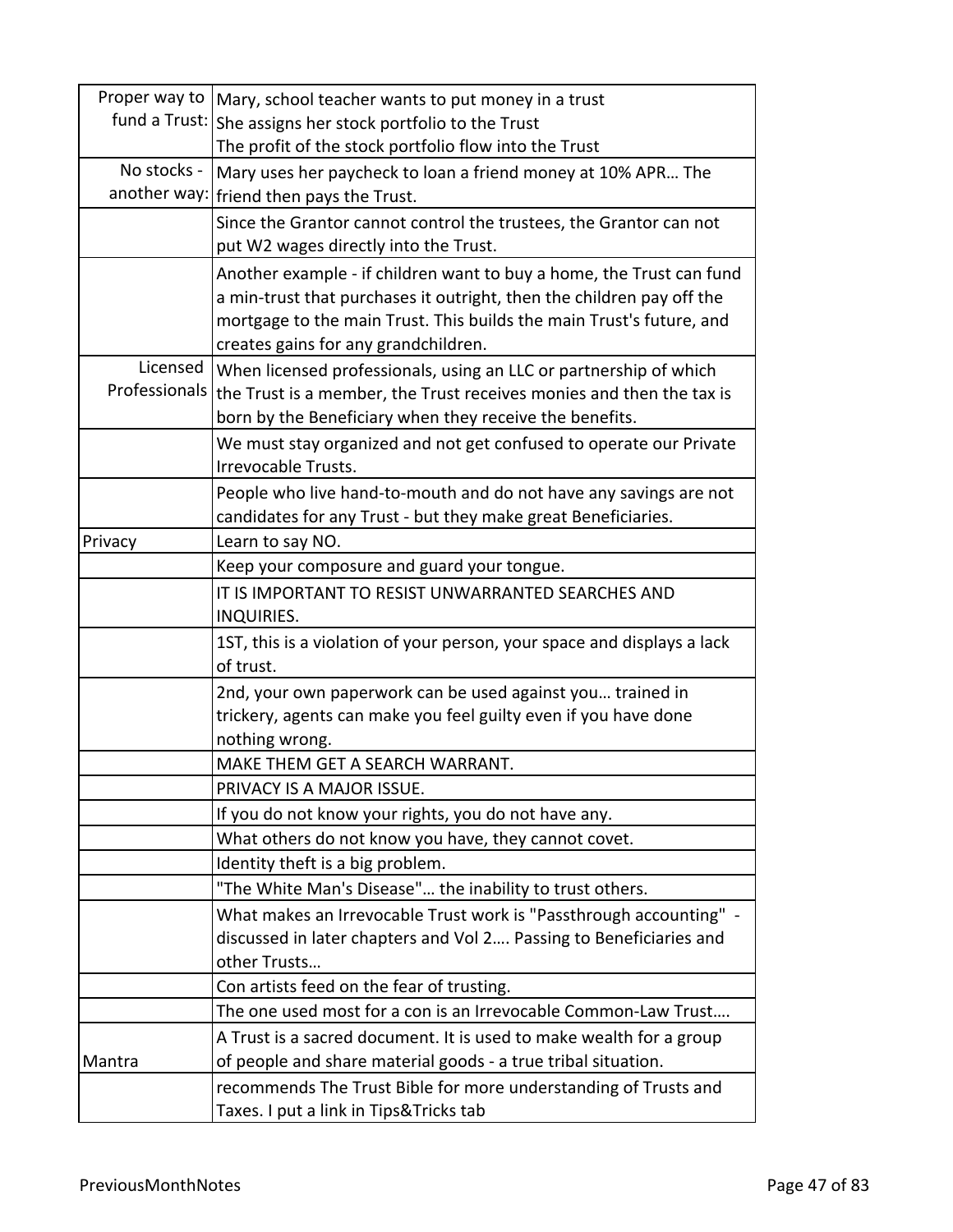| | |
|---|---|
| Proper way to fund a Trust: | Mary, school teacher wants to put money in a trust<br>She assigns her stock portfolio to the Trust<br>The profit of the stock portfolio flow into the Trust |
| No stocks - another way: | Mary uses her paycheck to loan a friend money at 10% APR… The friend then pays the Trust. |
| | Since the Grantor cannot control the trustees, the Grantor can not put W2 wages directly into the Trust. |
| | Another example - if children want to buy a home, the Trust can fund a min-trust that purchases it outright, then the children pay off the mortgage to the main Trust. This builds the main Trust's future, and creates gains for any grandchildren. |
| Licensed Professionals | When licensed professionals, using an LLC or partnership of which the Trust is a member, the Trust receives monies and then the tax is born by the Beneficiary when they receive the benefits. |
| | We must stay organized and not get confused to operate our Private Irrevocable Trusts. |
| | People who live hand-to-mouth and do not have any savings are not candidates for any Trust - but they make great Beneficiaries. |
| Privacy | Learn to say NO. |
| | Keep your composure and guard your tongue. |
| | IT IS IMPORTANT TO RESIST UNWARRANTED SEARCHES AND INQUIRIES. |
| | 1ST, this is a violation of your person, your space and displays a lack of trust. |
| | 2nd, your own paperwork can be used against you… trained in trickery, agents can make you feel guilty even if you have done nothing wrong. |
| | MAKE THEM GET A SEARCH WARRANT. |
| | PRIVACY IS A MAJOR ISSUE. |
| | If you do not know your rights, you do not have any. |
| | What others do not know you have, they cannot covet. |
| | Identity theft is a big problem. |
| | "The White Man's Disease"… the inability to trust others. |
| | What makes an Irrevocable Trust work is "Passthrough accounting" - discussed in later chapters and Vol 2…. Passing to Beneficiaries and other Trusts… |
| | Con artists feed on the fear of trusting. |
| | The one used most for a con is an Irrevocable Common-Law Trust…. |
| Mantra | A Trust is a sacred document. It is used to make wealth for a group of people and share material goods - a true tribal situation. |
| | recommends The Trust Bible for more understanding of Trusts and Taxes. I put a link in Tips&Tricks tab |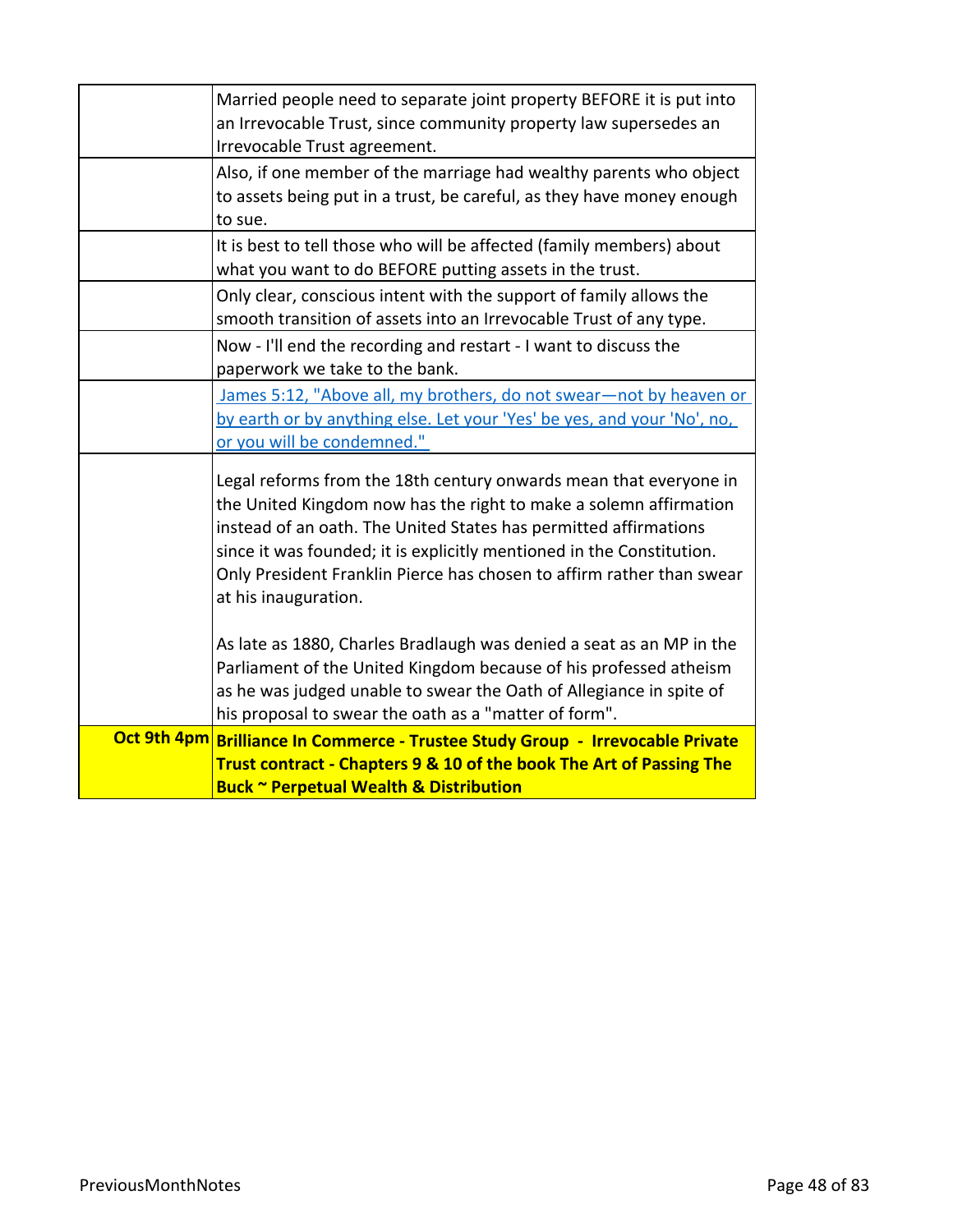|  |  |
|---|---|
|  | Married people need to separate joint property BEFORE it is put into an Irrevocable Trust, since community property law supersedes an Irrevocable Trust agreement. |
|  | Also, if one member of the marriage had wealthy parents who object to assets being put in a trust, be careful, as they have money enough to sue. |
|  | It is best to tell those who will be affected (family members) about what you want to do BEFORE putting assets in the trust. |
|  | Only clear, conscious intent with the support of family allows the smooth transition of assets into an Irrevocable Trust of any type. |
|  | Now - I'll end the recording and restart - I want to discuss the paperwork we take to the bank. |
|  | James 5:12, "Above all, my brothers, do not swear—not by heaven or by earth or by anything else. Let your 'Yes' be yes, and your 'No', no, or you will be condemned." |
|  | Legal reforms from the 18th century onwards mean that everyone in the United Kingdom now has the right to make a solemn affirmation instead of an oath. The United States has permitted affirmations since it was founded; it is explicitly mentioned in the Constitution. Only President Franklin Pierce has chosen to affirm rather than swear at his inauguration.<br><br>As late as 1880, Charles Bradlaugh was denied a seat as an MP in the Parliament of the United Kingdom because of his professed atheism as he was judged unable to swear the Oath of Allegiance in spite of his proposal to swear the oath as a "matter of form". |
| **Oct 9th 4pm** | **Brilliance In Commerce - Trustee Study Group - Irrevocable Private Trust contract - Chapters 9 & 10 of the book The Art of Passing The Buck ~ Perpetual Wealth & Distribution** |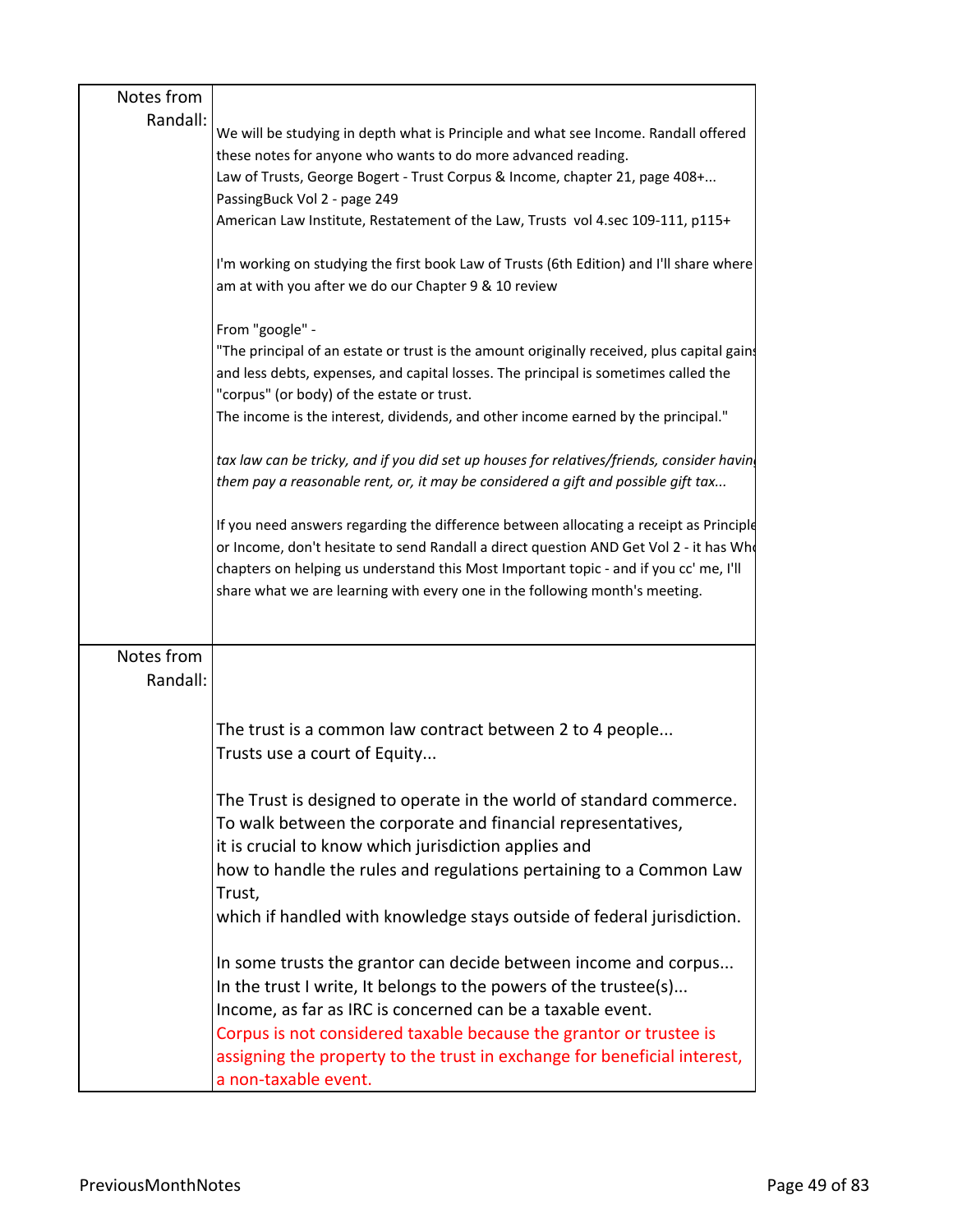| Notes from Randall: | We will be studying in depth what is Principle and what see Income. Randall offered these notes for anyone who wants to do more advanced reading.<br>Law of Trusts, George Bogert - Trust Corpus & Income, chapter 21, page 408+...<br>PassingBuck Vol 2 - page 249<br>American Law Institute, Restatement of the Law, Trusts vol 4.sec 109-111, p115+<br><br>I'm working on studying the first book Law of Trusts (6th Edition) and I'll share where am at with you after we do our Chapter 9 & 10 review<br><br>From "google" -<br>"The principal of an estate or trust is the amount originally received, plus capital gains and less debts, expenses, and capital losses. The principal is sometimes called the "corpus" (or body) of the estate or trust.<br>The income is the interest, dividends, and other income earned by the principal."<br><br>*tax law can be tricky, and if you did set up houses for relatives/friends, consider having them pay a reasonable rent, or, it may be considered a gift and possible gift tax...*<br><br>If you need answers regarding the difference between allocating a receipt as Principle or Income, don't hesitate to send Randall a direct question AND Get Vol 2 - it has Who chapters on helping us understand this Most Important topic - and if you cc' me, I'll share what we are learning with every one in the following month's meeting. |
|---|---|
| Notes from Randall: | The trust is a common law contract between 2 to 4 people...<br>Trusts use a court of Equity...<br><br>The Trust is designed to operate in the world of standard commerce.<br>To walk between the corporate and financial representatives,<br>it is crucial to know which jurisdiction applies and<br>how to handle the rules and regulations pertaining to a Common Law Trust,<br>which if handled with knowledge stays outside of federal jurisdiction.<br><br>In some trusts the grantor can decide between income and corpus...<br>In the trust I write, It belongs to the powers of the trustee(s)...<br>Income, as far as IRC is concerned can be a taxable event.<br>Corpus is not considered taxable because the grantor or trustee is assigning the property to the trust in exchange for beneficial interest, a non-taxable event. |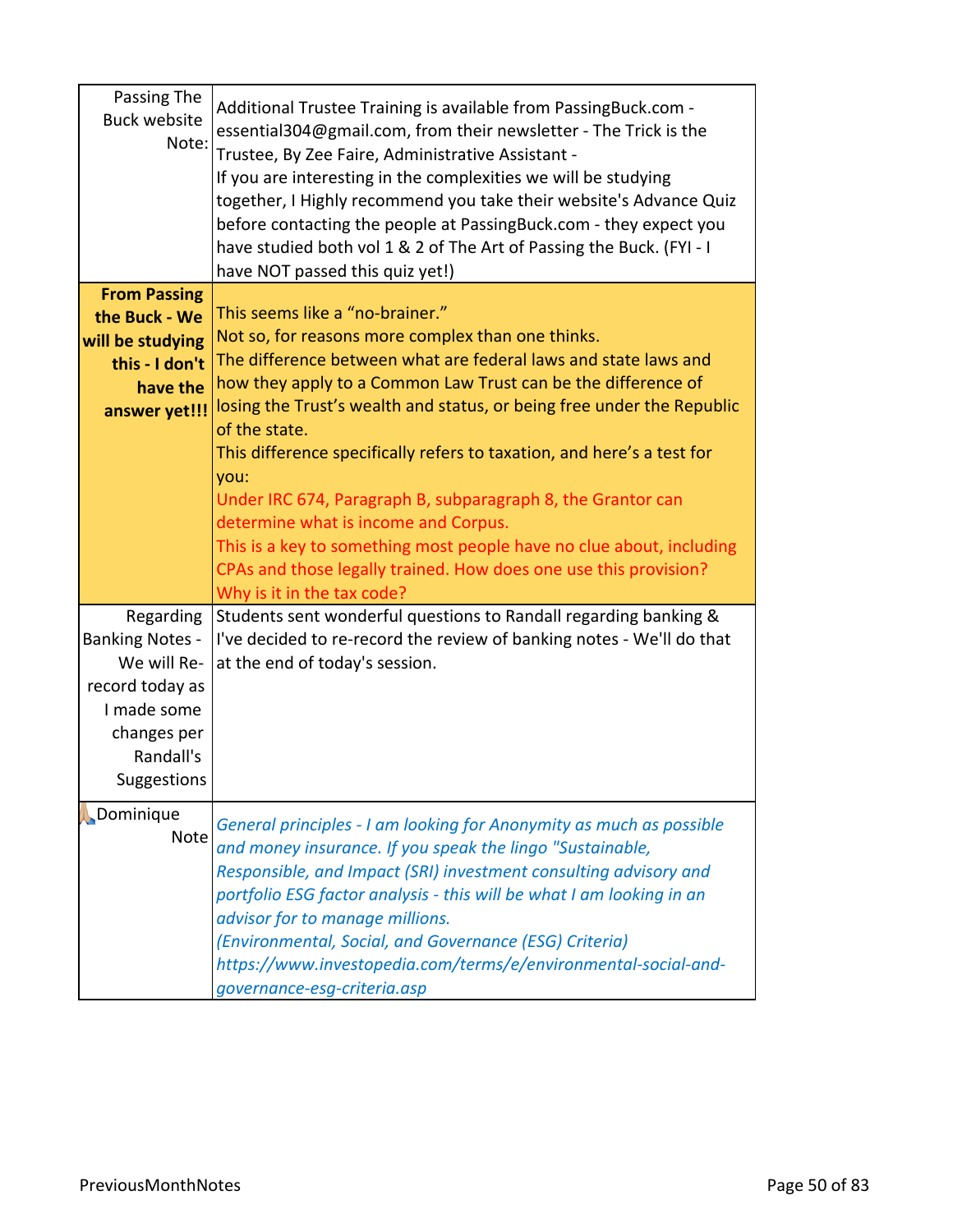| | |
|---|---|
| Passing The Buck website Note: | Additional Trustee Training is available from PassingBuck.com - essential304@gmail.com, from their newsletter - The Trick is the Trustee, By Zee Faire, Administrative Assistant -<br>If you are interesting in the complexities we will be studying together, I Highly recommend you take their website's Advance Quiz before contacting the people at PassingBuck.com - they expect you have studied both vol 1 & 2 of The Art of Passing the Buck. (FYI - I have NOT passed this quiz yet!) |
| **From Passing the Buck - We will be studying this - I don't have the answer yet!!!** | This seems like a "no-brainer."<br>Not so, for reasons more complex than one thinks.<br>The difference between what are federal laws and state laws and how they apply to a Common Law Trust can be the difference of losing the Trust's wealth and status, or being free under the Republic of the state.<br>This difference specifically refers to taxation, and here's a test for you:<br>Under IRC 674, Paragraph B, subparagraph 8, the Grantor can determine what is income and Corpus.<br>This is a key to something most people have no clue about, including CPAs and those legally trained. How does one use this provision? Why is it in the tax code? |
| Regarding Banking Notes - We will Re-record today as I made some changes per Randall's Suggestions | Students sent wonderful questions to Randall regarding banking & I've decided to re-record the review of banking notes - We'll do that at the end of today's session. |
| 🙏Dominique Note | *General principles - I am looking for Anonymity as much as possible and money insurance. If you speak the lingo "Sustainable, Responsible, and Impact (SRI) investment consulting advisory and portfolio ESG factor analysis - this will be what I am looking in an advisor for to manage millions.*<br>*(Environmental, Social, and Governance (ESG) Criteria)*<br>*https://www.investopedia.com/terms/e/environmental-social-and-governance-esg-criteria.asp* |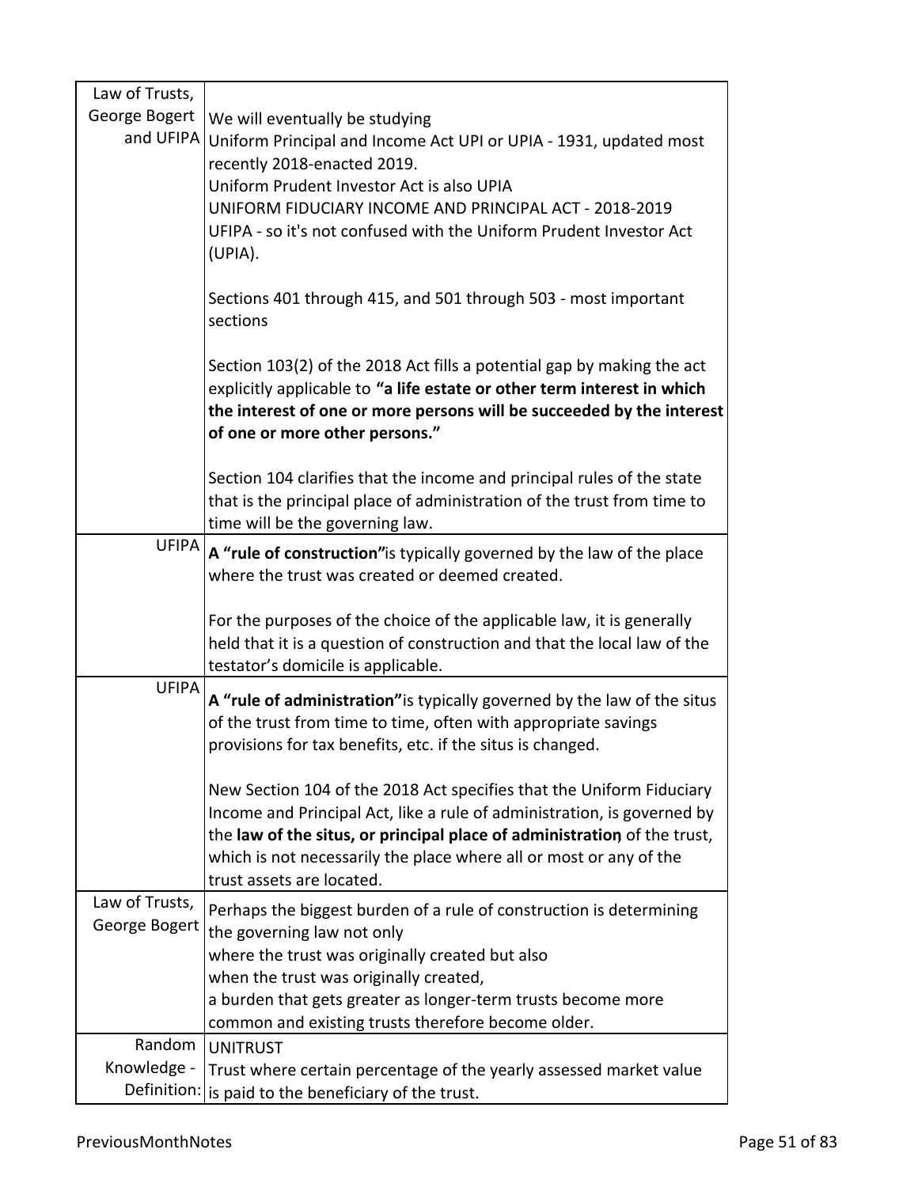| | |
|---|---|
| Law of Trusts, George Bogert and UFIPA | We will eventually be studying<br>Uniform Principal and Income Act UPI or UPIA - 1931, updated most recently 2018-enacted 2019.<br>Uniform Prudent Investor Act is also UPIA<br>UNIFORM FIDUCIARY INCOME AND PRINCIPAL ACT - 2018-2019<br>UFIPA - so it's not confused with the Uniform Prudent Investor Act (UPIA).<br><br>Sections 401 through 415, and 501 through 503 - most important sections<br><br>Section 103(2) of the 2018 Act fills a potential gap by making the act explicitly applicable to **"a life estate or other term interest in which the interest of one or more persons will be succeeded by the interest of one or more other persons."**<br><br>Section 104 clarifies that the income and principal rules of the state that is the principal place of administration of the trust from time to time will be the governing law. |
| UFIPA | **A "rule of construction"** is typically governed by the law of the place where the trust was created or deemed created.<br><br>For the purposes of the choice of the applicable law, it is generally held that it is a question of construction and that the local law of the testator's domicile is applicable. |
| UFIPA | **A "rule of administration"** is typically governed by the law of the situs of the trust from time to time, often with appropriate savings provisions for tax benefits, etc. if the situs is changed.<br><br>New Section 104 of the 2018 Act specifies that the Uniform Fiduciary Income and Principal Act, like a rule of administration, is governed by the **law of the situs, or principal place of administration**, of the trust, which is not necessarily the place where all or most or any of the trust assets are located. |
| Law of Trusts, George Bogert | Perhaps the biggest burden of a rule of construction is determining the governing law not only<br>where the trust was originally created but also<br>when the trust was originally created,<br>a burden that gets greater as longer-term trusts become more common and existing trusts therefore become older. |
| Random Knowledge - Definition: | UNITRUST<br>Trust where certain percentage of the yearly assessed market value is paid to the beneficiary of the trust. |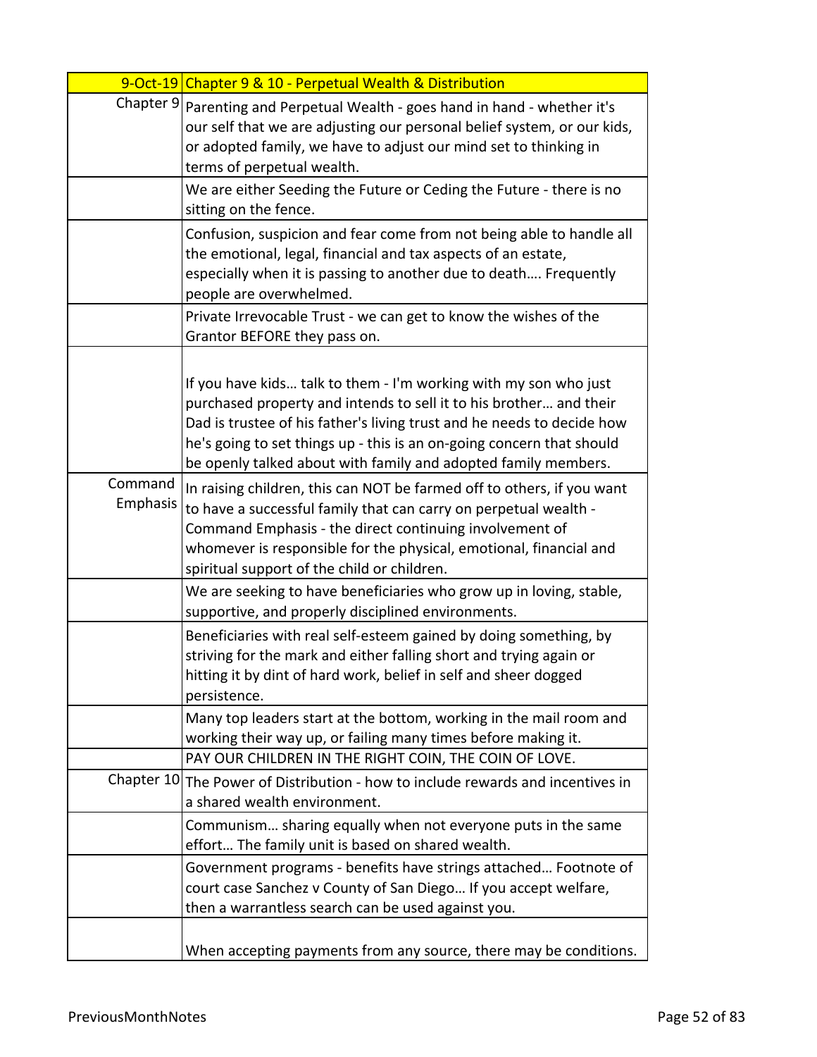| 9-Oct-19 | Chapter 9 & 10 - Perpetual Wealth & Distribution |
|---|---|
| Chapter 9 | Parenting and Perpetual Wealth - goes hand in hand - whether it's our self that we are adjusting our personal belief system, or our kids, or adopted family, we have to adjust our mind set to thinking in terms of perpetual wealth. |
| | We are either Seeding the Future or Ceding the Future - there is no sitting on the fence. |
| | Confusion, suspicion and fear come from not being able to handle all the emotional, legal, financial and tax aspects of an estate, especially when it is passing to another due to death…. Frequently people are overwhelmed. |
| | Private Irrevocable Trust - we can get to know the wishes of the Grantor BEFORE they pass on. |
| | If you have kids… talk to them - I'm working with my son who just purchased property and intends to sell it to his brother… and their Dad is trustee of his father's living trust and he needs to decide how he's going to set things up - this is an on-going concern that should be openly talked about with family and adopted family members. |
| Command Emphasis | In raising children, this can NOT be farmed off to others, if you want to have a successful family that can carry on perpetual wealth - Command Emphasis - the direct continuing involvement of whomever is responsible for the physical, emotional, financial and spiritual support of the child or children. |
| | We are seeking to have beneficiaries who grow up in loving, stable, supportive, and properly disciplined environments. |
| | Beneficiaries with real self-esteem gained by doing something, by striving for the mark and either falling short and trying again or hitting it by dint of hard work, belief in self and sheer dogged persistence. |
| | Many top leaders start at the bottom, working in the mail room and working their way up, or failing many times before making it. |
| | PAY OUR CHILDREN IN THE RIGHT COIN, THE COIN OF LOVE. |
| Chapter 10 | The Power of Distribution - how to include rewards and incentives in a shared wealth environment. |
| | Communism… sharing equally when not everyone puts in the same effort… The family unit is based on shared wealth. |
| | Government programs - benefits have strings attached… Footnote of court case Sanchez v County of San Diego… If you accept welfare, then a warrantless search can be used against you. |
| | When accepting payments from any source, there may be conditions. |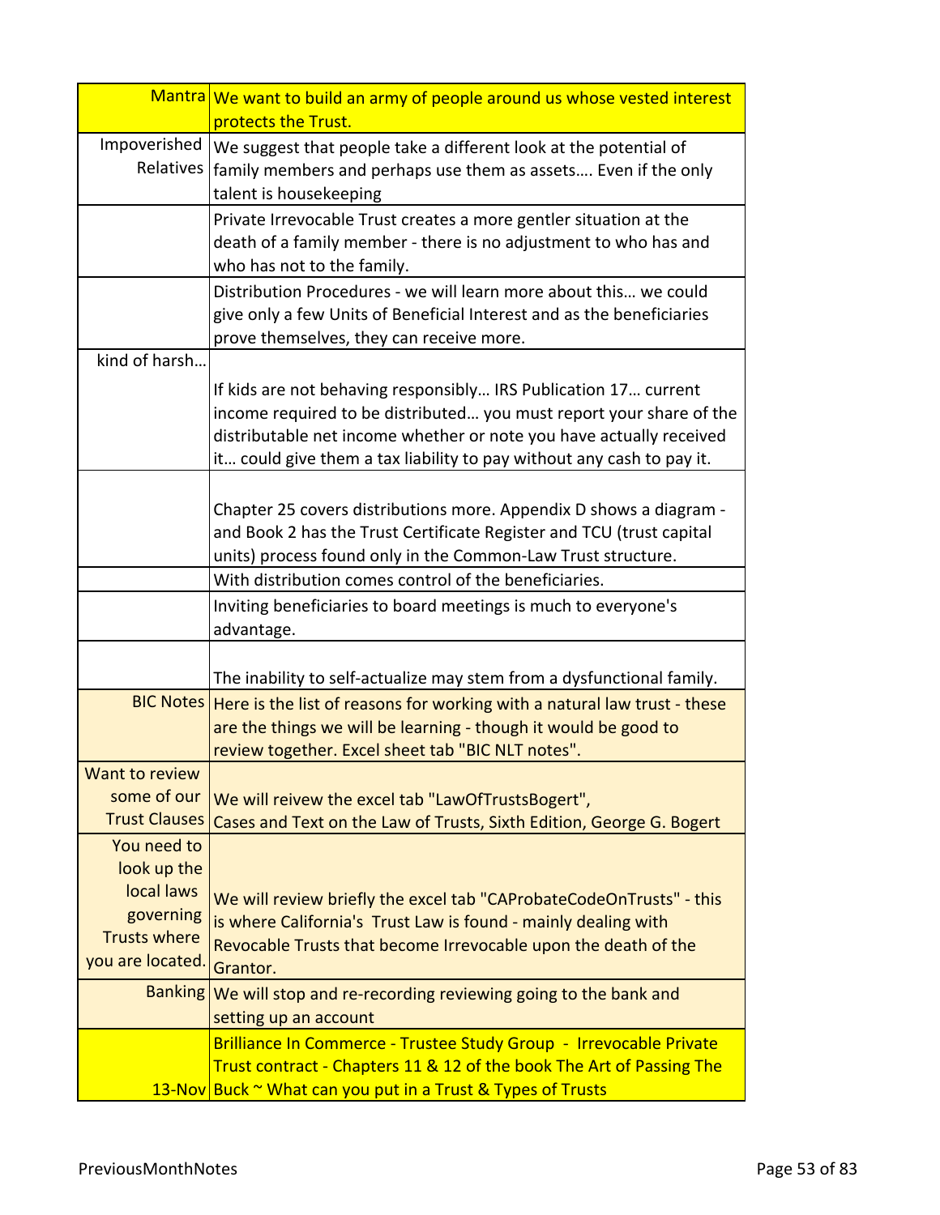| | |
|---|---|
| Mantra | We want to build an army of people around us whose vested interest protects the Trust. |
| Impoverished Relatives | We suggest that people take a different look at the potential of family members and perhaps use them as assets…. Even if the only talent is housekeeping |
| | Private Irrevocable Trust creates a more gentler situation at the death of a family member - there is no adjustment to who has and who has not to the family. |
| | Distribution Procedures - we will learn more about this… we could give only a few Units of Beneficial Interest and as the beneficiaries prove themselves, they can receive more. |
| kind of harsh… | If kids are not behaving responsibly… IRS Publication 17… current income required to be distributed… you must report your share of the distributable net income whether or note you have actually received it… could give them a tax liability to pay without any cash to pay it. |
| | Chapter 25 covers distributions more. Appendix D shows a diagram - and Book 2 has the Trust Certificate Register and TCU (trust capital units) process found only in the Common-Law Trust structure. |
| | With distribution comes control of the beneficiaries. |
| | Inviting beneficiaries to board meetings is much to everyone's advantage. |
| | The inability to self-actualize may stem from a dysfunctional family. |
| BIC Notes | Here is the list of reasons for working with a natural law trust - these are the things we will be learning - though it would be good to review together. Excel sheet tab "BIC NLT notes". |
| Want to review some of our Trust Clauses | We will reivew the excel tab "LawOfTrustsBogert", Cases and Text on the Law of Trusts, Sixth Edition, George G. Bogert |
| You need to look up the local laws governing Trusts where you are located. | We will review briefly the excel tab "CAProbateCodeOnTrusts" - this is where California's Trust Law is found - mainly dealing with Revocable Trusts that become Irrevocable upon the death of the Grantor. |
| Banking | We will stop and re-recording reviewing going to the bank and setting up an account |
| 13-Nov | Brilliance In Commerce - Trustee Study Group - Irrevocable Private Trust contract - Chapters 11 & 12 of the book The Art of Passing The Buck ~ What can you put in a Trust & Types of Trusts |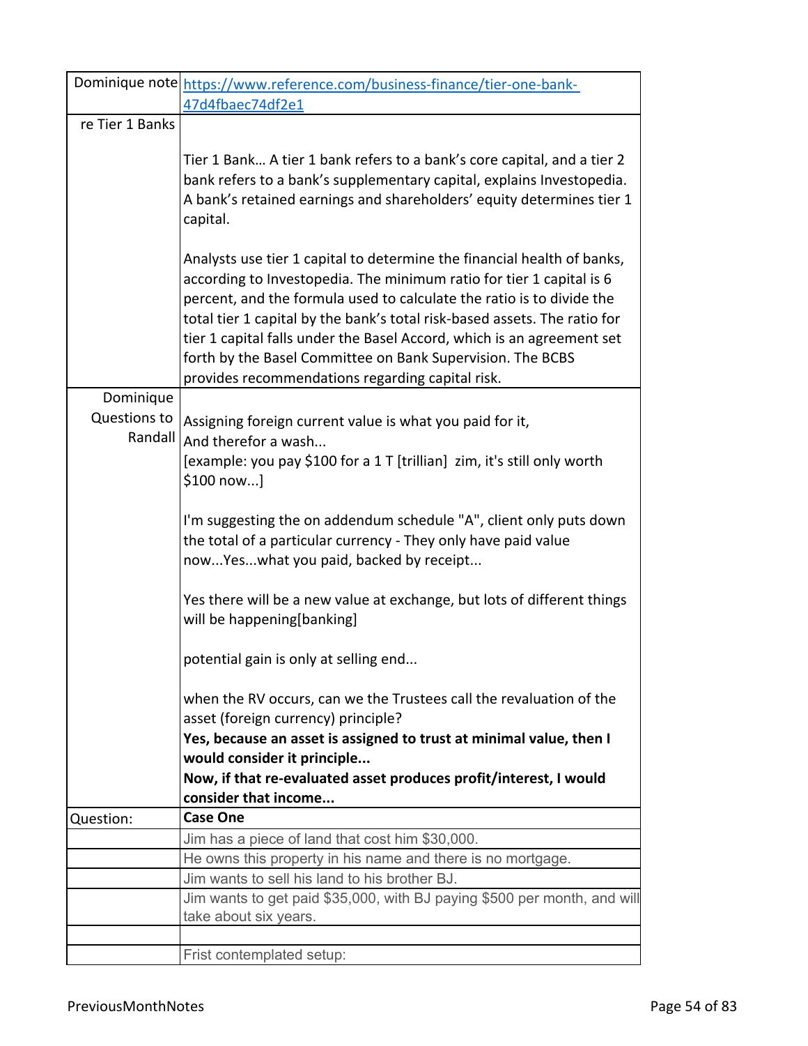| Dominique note | https://www.reference.com/business-finance/tier-one-bank-47d4fbaec74df2e1 |
|---|---|
| re Tier 1 Banks | Tier 1 Bank… A tier 1 bank refers to a bank's core capital, and a tier 2 bank refers to a bank's supplementary capital, explains Investopedia. A bank's retained earnings and shareholders' equity determines tier 1 capital.<br><br>Analysts use tier 1 capital to determine the financial health of banks, according to Investopedia. The minimum ratio for tier 1 capital is 6 percent, and the formula used to calculate the ratio is to divide the total tier 1 capital by the bank's total risk-based assets. The ratio for tier 1 capital falls under the Basel Accord, which is an agreement set forth by the Basel Committee on Bank Supervision. The BCBS provides recommendations regarding capital risk. |
| Dominique Questions to Randall | Assigning foreign current value is what you paid for it,<br>And therefor a wash...<br>[example: you pay $100 for a 1 T [trillian] zim, it's still only worth $100 now...]<br><br>I'm suggesting the on addendum schedule "A", client only puts down the total of a particular currency - They only have paid value now...Yes...what you paid, backed by receipt...<br><br>Yes there will be a new value at exchange, but lots of different things will be happening[banking]<br><br>potential gain is only at selling end...<br><br>when the RV occurs, can we the Trustees call the revaluation of the asset (foreign currency) principle?<br>**Yes, because an asset is assigned to trust at minimal value, then I would consider it principle...**<br>**Now, if that re-evaluated asset produces profit/interest, I would consider that income...** |
| Question: | **Case One** |
| | Jim has a piece of land that cost him $30,000. |
| | He owns this property in his name and there is no mortgage. |
| | Jim wants to sell his land to his brother BJ. |
| | Jim wants to get paid $35,000, with BJ paying $500 per month, and will take about six years. |
| | |
| | Frist contemplated setup: |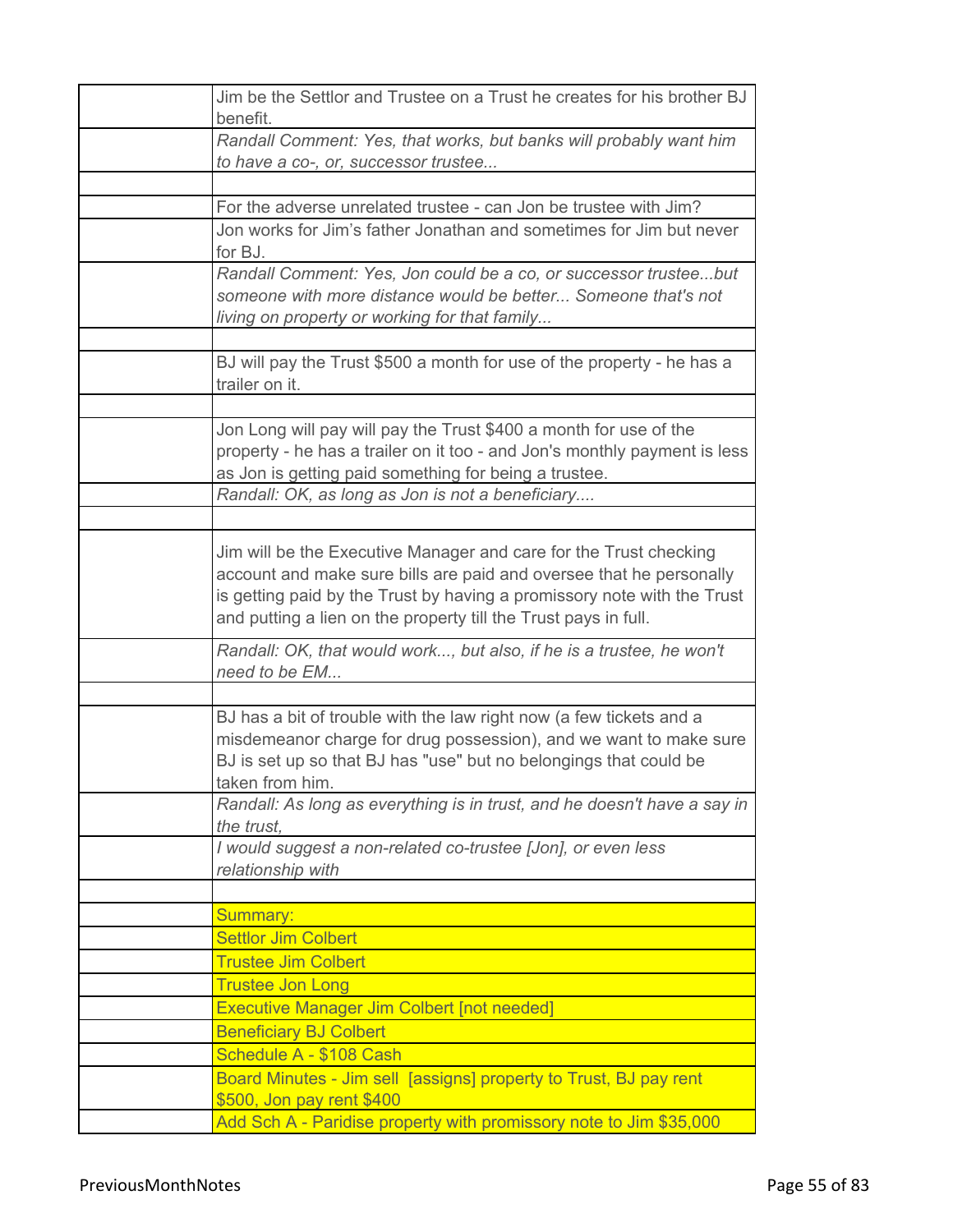| | |
|---|---|
| | Jim be the Settlor and Trustee on a Trust he creates for his brother BJ benefit. |
| | *Randall Comment: Yes, that works, but banks will probably want him to have a co-, or, successor trustee...* |
| | |
| | For the adverse unrelated trustee - can Jon be trustee with Jim? |
| | Jon works for Jim's father Jonathan and sometimes for Jim but never for BJ. |
| | *Randall Comment: Yes, Jon could be a co, or successor trustee...but someone with more distance would be better... Someone that's not living on property or working for that family...* |
| | |
| | BJ will pay the Trust $500 a month for use of the property - he has a trailer on it. |
| | |
| | Jon Long will pay will pay the Trust $400 a month for use of the property - he has a trailer on it too - and Jon's monthly payment is less as Jon is getting paid something for being a trustee. |
| | *Randall: OK, as long as Jon is not a beneficiary....* |
| | |
| | Jim will be the Executive Manager and care for the Trust checking account and make sure bills are paid and oversee that he personally is getting paid by the Trust by having a promissory note with the Trust and putting a lien on the property till the Trust pays in full. |
| | *Randall: OK, that would work..., but also, if he is a trustee, he won't need to be EM...* |
| | |
| | BJ has a bit of trouble with the law right now (a few tickets and a misdemeanor charge for drug possession), and we want to make sure BJ is set up so that BJ has "use" but no belongings that could be taken from him. |
| | *Randall: As long as everything is in trust, and he doesn't have a say in the trust,* |
| | *I would suggest a non-related co-trustee [Jon], or even less relationship with* |
| | |
| | Summary: |
| | Settlor Jim Colbert |
| | Trustee Jim Colbert |
| | Trustee Jon Long |
| | Executive Manager Jim Colbert [not needed] |
| | Beneficiary BJ Colbert |
| | Schedule A - $108 Cash |
| | Board Minutes - Jim sell [assigns] property to Trust, BJ pay rent $500, Jon pay rent $400 |
| | Add Sch A - Paridise property with promissory note to Jim $35,000 |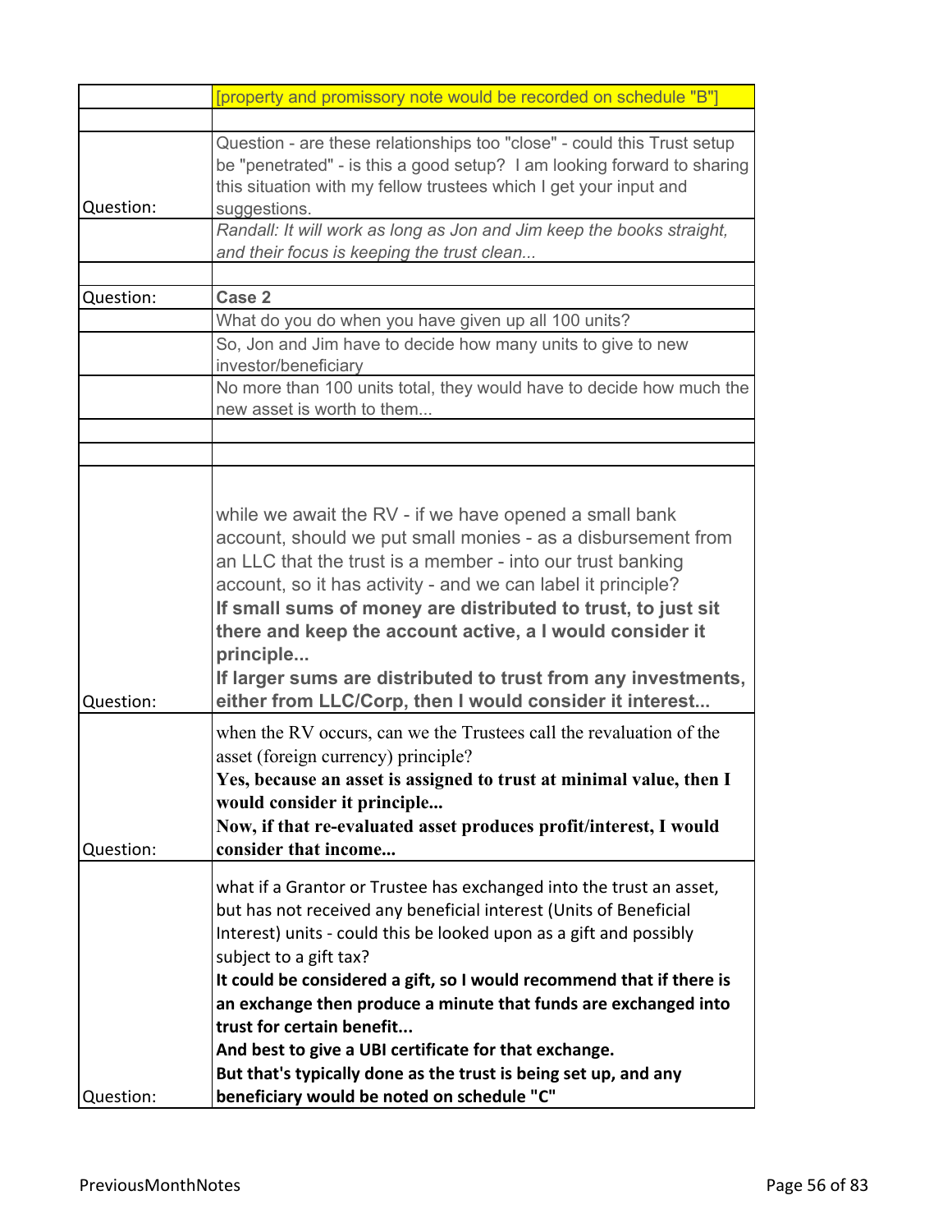| | |
|---|---|
| | [property and promissory note would be recorded on schedule "B"] |
| | |
| Question: | Question - are these relationships too "close" - could this Trust setup be "penetrated" - is this a good setup? I am looking forward to sharing this situation with my fellow trustees which I get your input and suggestions. |
| | *Randall: It will work as long as Jon and Jim keep the books straight, and their focus is keeping the trust clean...* |
| | |
| Question: | **Case 2** |
| | What do you do when you have given up all 100 units? |
| | So, Jon and Jim have to decide how many units to give to new investor/beneficiary |
| | No more than 100 units total, they would have to decide how much the new asset is worth to them... |
| | |
| | |
| Question: | while we await the RV - if we have opened a small bank account, should we put small monies - as a disbursement from an LLC that the trust is a member - into our trust banking account, so it has activity - and we can label it principle? **If small sums of money are distributed to trust, to just sit there and keep the account active, a I would consider it principle...** **If larger sums are distributed to trust from any investments, either from LLC/Corp, then I would consider it interest...** |
| Question: | when the RV occurs, can we the Trustees call the revaluation of the asset (foreign currency) principle? **Yes, because an asset is assigned to trust at minimal value, then I would consider it principle...** **Now, if that re-evaluated asset produces profit/interest, I would consider that income...** |
| Question: | what if a Grantor or Trustee has exchanged into the trust an asset, but has not received any beneficial interest (Units of Beneficial Interest) units - could this be looked upon as a gift and possibly subject to a gift tax? **It could be considered a gift, so I would recommend that if there is an exchange then produce a minute that funds are exchanged into trust for certain benefit...** **And best to give a UBI certificate for that exchange.** **But that's typically done as the trust is being set up, and any beneficiary would be noted on schedule "C"** |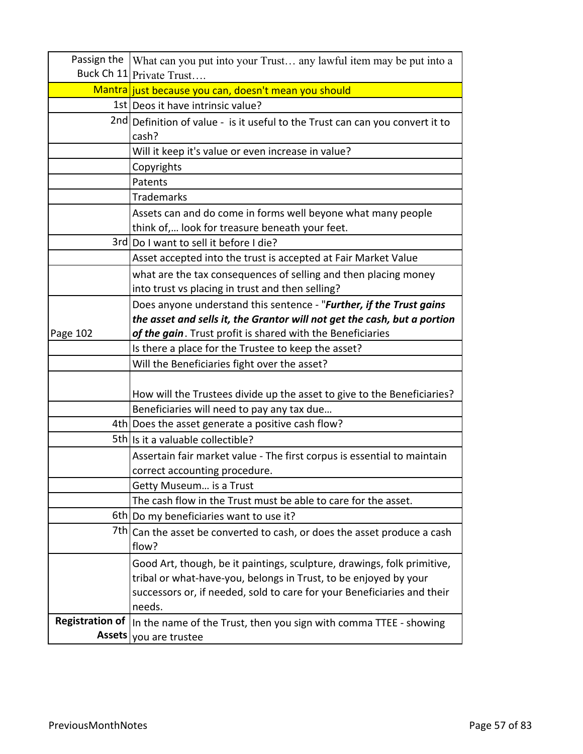| Passign the Buck Ch 11 | What can you put into your Trust… any lawful item may be put into a Private Trust…. |
|---|---|
| Mantra | just because you can, doesn't mean you should |
| 1st | Deos it have intrinsic value? |
| 2nd | Definition of value - is it useful to the Trust can can you convert it to cash? |
| | Will it keep it's value or even increase in value? |
| | Copyrights |
| | Patents |
| | Trademarks |
| | Assets can and do come in forms well beyone what many people think of,… look for treasure beneath your feet. |
| 3rd | Do I want to sell it before I die? |
| | Asset accepted into the trust is accepted at Fair Market Value |
| | what are the tax consequences of selling and then placing money into trust vs placing in trust and then selling? |
| Page 102 | Does anyone understand this sentence - "***Further, if the Trust gains the asset and sells it, the Grantor will not get the cash, but a portion of the gain***. Trust profit is shared with the Beneficiaries |
| | Is there a place for the Trustee to keep the asset? |
| | Will the Beneficiaries fight over the asset? |
| | How will the Trustees divide up the asset to give to the Beneficiaries? |
| | Beneficiaries will need to pay any tax due… |
| 4th | Does the asset generate a positive cash flow? |
| 5th | Is it a valuable collectible? |
| | Assertain fair market value - The first corpus is essential to maintain correct accounting procedure. |
| | Getty Museum… is a Trust |
| | The cash flow in the Trust must be able to care for the asset. |
| 6th | Do my beneficiaries want to use it? |
| 7th | Can the asset be converted to cash, or does the asset produce a cash flow? |
| | Good Art, though, be it paintings, sculpture, drawings, folk primitive, tribal or what-have-you, belongs in Trust, to be enjoyed by your successors or, if needed, sold to care for your Beneficiaries and their needs. |
| **Registration of Assets** | In the name of the Trust, then you sign with comma TTEE - showing you are trustee |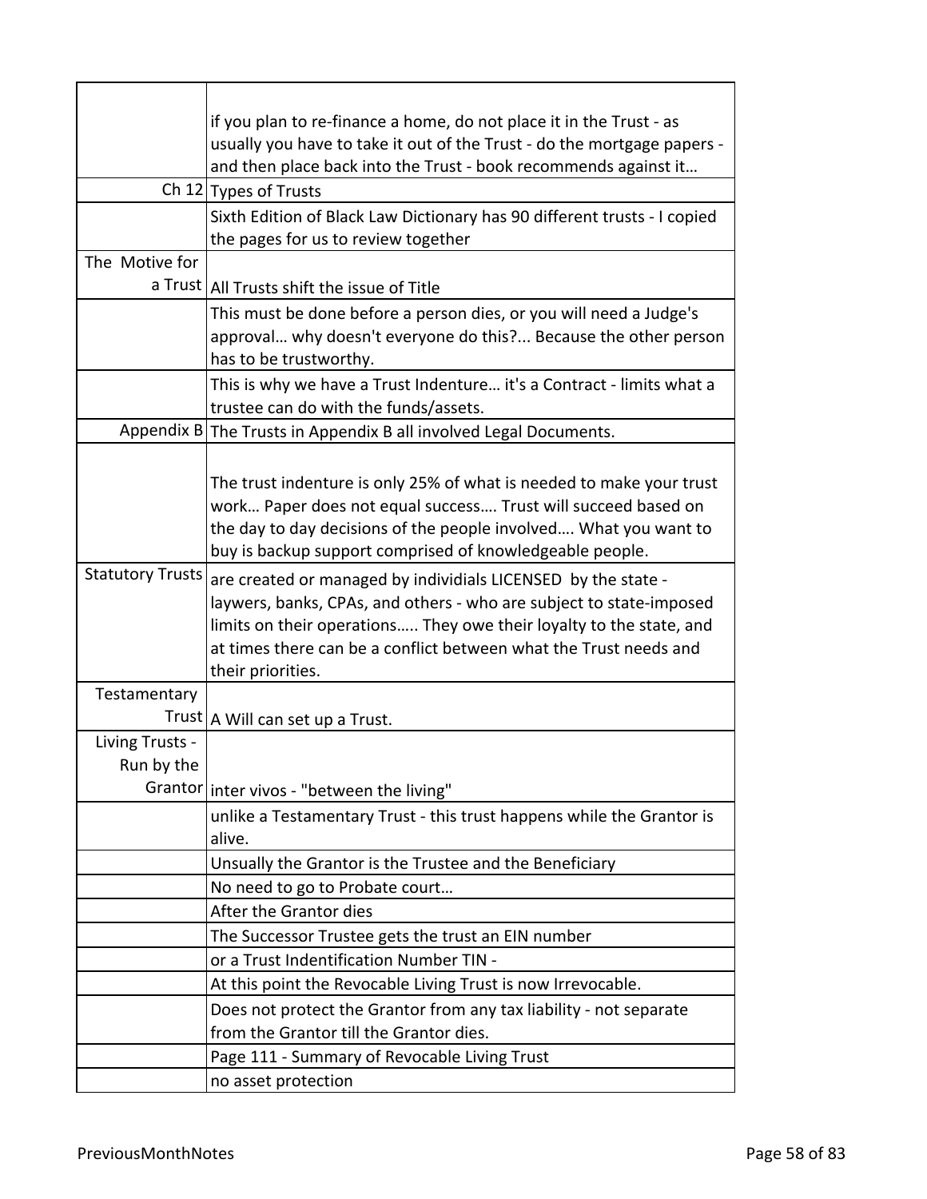| | |
|---|---|
| | if you plan to re-finance a home, do not place it in the Trust - as usually you have to take it out of the Trust - do the mortgage papers - and then place back into the Trust - book recommends against it… |
| Ch 12 | Types of Trusts |
| | Sixth Edition of Black Law Dictionary has 90 different trusts - I copied the pages for us to review together |
| The Motive for a Trust | All Trusts shift the issue of Title |
| | This must be done before a person dies, or you will need a Judge's approval… why doesn't everyone do this?... Because the other person has to be trustworthy. |
| | This is why we have a Trust Indenture… it's a Contract - limits what a trustee can do with the funds/assets. |
| Appendix B | The Trusts in Appendix B all involved Legal Documents. |
| | The trust indenture is only 25% of what is needed to make your trust work… Paper does not equal success…. Trust will succeed based on the day to day decisions of the people involved…. What you want to buy is backup support comprised of knowledgeable people. |
| Statutory Trusts | are created or managed by individials LICENSED by the state - laywers, banks, CPAs, and others - who are subject to state-imposed limits on their operations….. They owe their loyalty to the state, and at times there can be a conflict between what the Trust needs and their priorities. |
| Testamentary Trust | A Will can set up a Trust. |
| Living Trusts - Run by the Grantor | inter vivos - "between the living" |
| | unlike a Testamentary Trust - this trust happens while the Grantor is alive. |
| | Unsually the Grantor is the Trustee and the Beneficiary |
| | No need to go to Probate court… |
| | After the Grantor dies |
| | The Successor Trustee gets the trust an EIN number |
| | or a Trust Indentification Number TIN - |
| | At this point the Revocable Living Trust is now Irrevocable. |
| | Does not protect the Grantor from any tax liability - not separate from the Grantor till the Grantor dies. |
| | Page 111 - Summary of Revocable Living Trust |
| | no asset protection |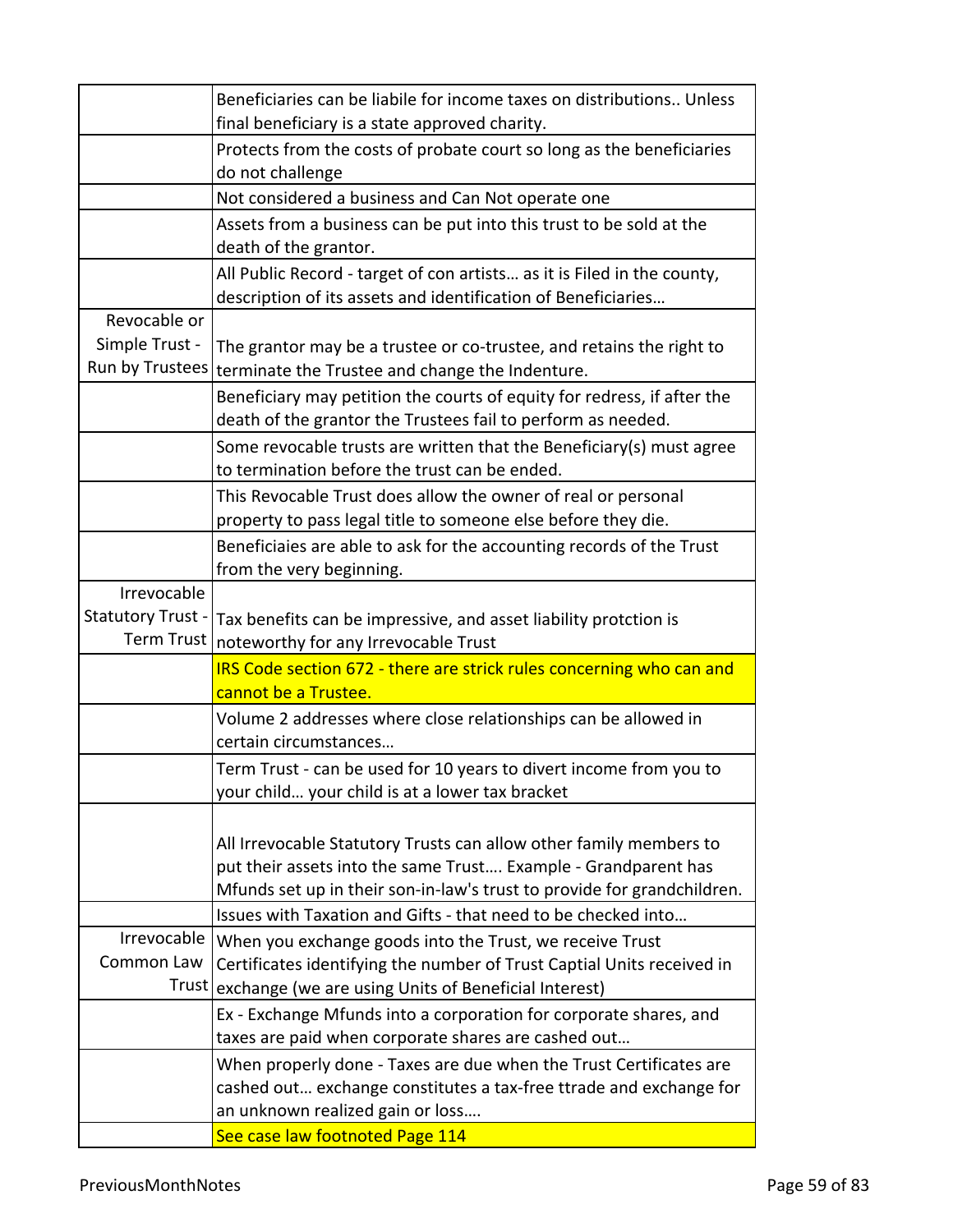| | |
|---|---|
| | Beneficiaries can be liabile for income taxes on distributions.. Unless final beneficiary is a state approved charity. |
| | Protects from the costs of probate court so long as the beneficiaries do not challenge |
| | Not considered a business and Can Not operate one |
| | Assets from a business can be put into this trust to be sold at the death of the grantor. |
| | All Public Record - target of con artists… as it is Filed in the county, description of its assets and identification of Beneficiaries… |
| Revocable or Simple Trust - Run by Trustees | The grantor may be a trustee or co-trustee, and retains the right to terminate the Trustee and change the Indenture. |
| | Beneficiary may petition the courts of equity for redress, if after the death of the grantor the Trustees fail to perform as needed. |
| | Some revocable trusts are written that the Beneficiary(s) must agree to termination before the trust can be ended. |
| | This Revocable Trust does allow the owner of real or personal property to pass legal title to someone else before they die. |
| | Beneficiaies are able to ask for the accounting records of the Trust from the very beginning. |
| Irrevocable Statutory Trust - Term Trust | Tax benefits can be impressive, and asset liability protction is noteworthy for any Irrevocable Trust |
| | IRS Code section 672 - there are strick rules concerning who can and cannot be a Trustee. |
| | Volume 2 addresses where close relationships can be allowed in certain circumstances… |
| | Term Trust - can be used for 10 years to divert income from you to your child… your child is at a lower tax bracket |
| | All Irrevocable Statutory Trusts can allow other family members to put their assets into the same Trust…. Example - Grandparent has Mfunds set up in their son-in-law's trust to provide for grandchildren. |
| | Issues with Taxation and Gifts - that need to be checked into… |
| Irrevocable Common Law Trust | When you exchange goods into the Trust, we receive Trust Certificates identifying the number of Trust Captial Units received in exchange (we are using Units of Beneficial Interest) |
| | Ex - Exchange Mfunds into a corporation for corporate shares, and taxes are paid when corporate shares are cashed out… |
| | When properly done - Taxes are due when the Trust Certificates are cashed out… exchange constitutes a tax-free ttrade and exchange for an unknown realized gain or loss…. |
| | See case law footnoted Page 114 |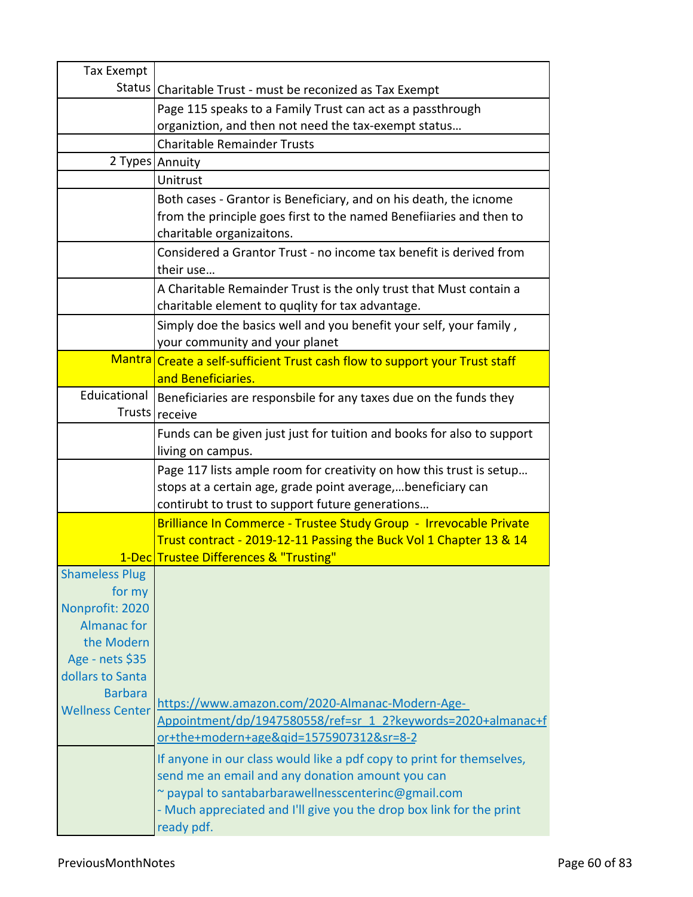| | |
|---|---|
| Tax Exempt Status | Charitable Trust - must be reconized as Tax Exempt |
| | Page 115 speaks to a Family Trust can act as a passthrough organiztion, and then not need the tax-exempt status… |
| | Charitable Remainder Trusts |
| 2 Types | Annuity |
| | Unitrust |
| | Both cases - Grantor is Beneficiary, and on his death, the icnome from the principle goes first to the named Benefiiaries and then to charitable organizaitons. |
| | Considered a Grantor Trust - no income tax benefit is derived from their use… |
| | A Charitable Remainder Trust is the only trust that Must contain a charitable element to quqlity for tax advantage. |
| | Simply doe the basics well and you benefit your self, your family , your community and your planet |
| Mantra | Create a self-sufficient Trust cash flow to support your Trust staff and Beneficiaries. |
| Educiational Trusts | Beneficiaries are responsbile for any taxes due on the funds they receive |
| | Funds can be given just just for tuition and books for also to support living on campus. |
| | Page 117 lists ample room for creativity on how this trust is setup… stops at a certain age, grade point average,…beneficiary can contirubt to trust to support future generations… |
| 1-Dec | Brilliance In Commerce - Trustee Study Group - Irrevocable Private Trust contract - 2019-12-11 Passing the Buck Vol 1 Chapter 13 & 14 Trustee Differences & "Trusting" |
| Shameless Plug for my Nonprofit: 2020 Almanac for the Modern Age - nets $35 dollars to Santa Barbara Wellness Center | https://www.amazon.com/2020-Almanac-Modern-Age-Appointment/dp/1947580558/ref=sr_1_2?keywords=2020+almanac+for+the+modern+age&qid=1575907312&sr=8-2 |
| | If anyone in our class would like a pdf copy to print for themselves, send me an email and any donation amount you can ~ paypal to santabarbarawellnesscenterinc@gmail.com - Much appreciated and I'll give you the drop box link for the print ready pdf. |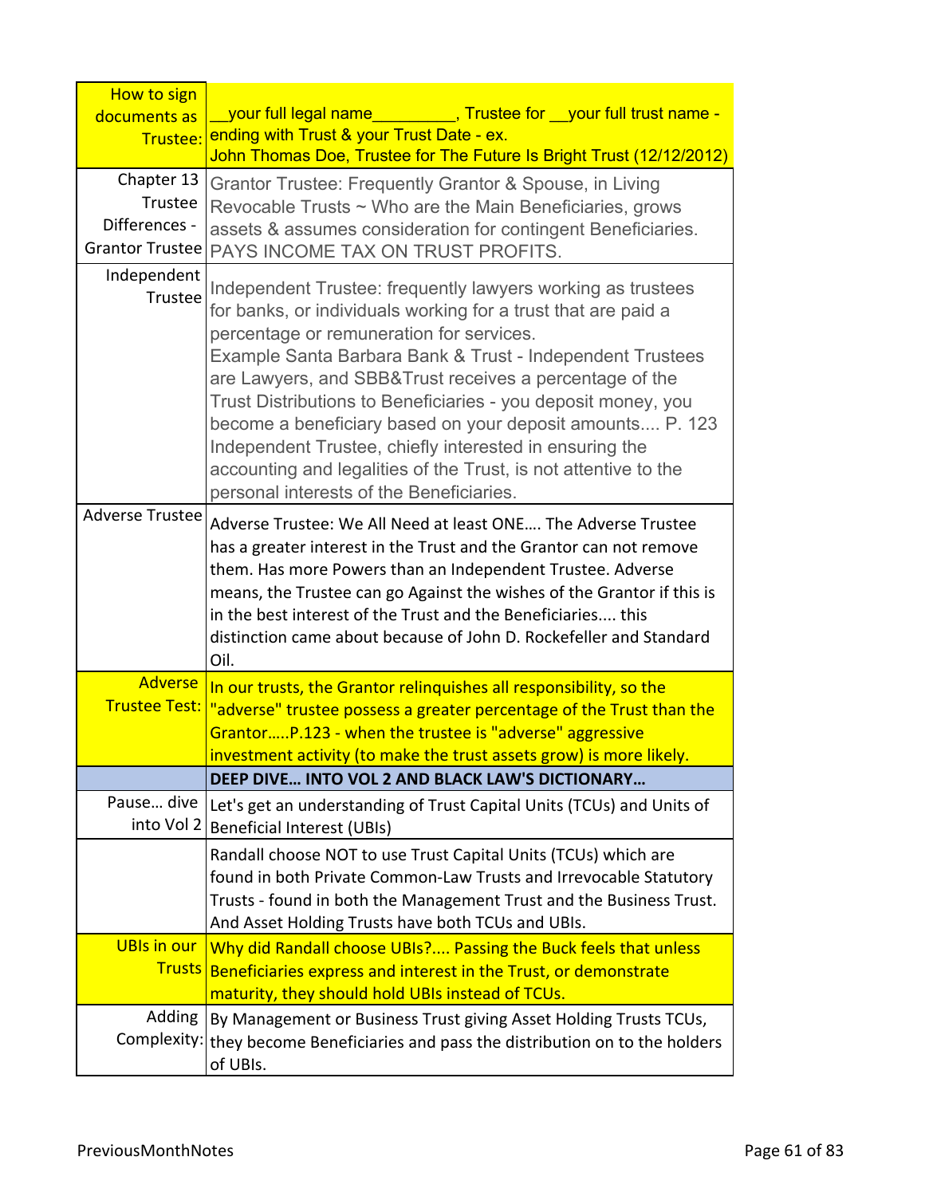| How to sign documents as Trustee: | __your full legal name_________, Trustee for __your full trust name - ending with Trust & your Trust Date - ex. John Thomas Doe, Trustee for The Future Is Bright Trust (12/12/2012) |
|---|---|
| Chapter 13 Trustee Differences - Grantor Trustee | Grantor Trustee: Frequently Grantor & Spouse, in Living Revocable Trusts ~ Who are the Main Beneficiaries, grows assets & assumes consideration for contingent Beneficiaries. PAYS INCOME TAX ON TRUST PROFITS. |
| Independent Trustee | Independent Trustee: frequently lawyers working as trustees for banks, or individuals working for a trust that are paid a percentage or remuneration for services. Example Santa Barbara Bank & Trust - Independent Trustees are Lawyers, and SBB&Trust receives a percentage of the Trust Distributions to Beneficiaries - you deposit money, you become a beneficiary based on your deposit amounts.... P. 123 Independent Trustee, chiefly interested in ensuring the accounting and legalities of the Trust, is not attentive to the personal interests of the Beneficiaries. |
| Adverse Trustee | Adverse Trustee: We All Need at least ONE…. The Adverse Trustee has a greater interest in the Trust and the Grantor can not remove them. Has more Powers than an Independent Trustee. Adverse means, the Trustee can go Against the wishes of the Grantor if this is in the best interest of the Trust and the Beneficiaries.... this distinction came about because of John D. Rockefeller and Standard Oil. |
| Adverse Trustee Test: | In our trusts, the Grantor relinquishes all responsibility, so the "adverse" trustee possess a greater percentage of the Trust than the Grantor…..P.123 - when the trustee is "adverse" aggressive investment activity (to make the trust assets grow) is more likely. |
| | **DEEP DIVE… INTO VOL 2 AND BLACK LAW'S DICTIONARY…** |
| Pause… dive into Vol 2 | Let's get an understanding of Trust Capital Units (TCUs) and Units of Beneficial Interest (UBIs) |
| | Randall choose NOT to use Trust Capital Units (TCUs) which are found in both Private Common-Law Trusts and Irrevocable Statutory Trusts - found in both the Management Trust and the Business Trust. And Asset Holding Trusts have both TCUs and UBIs. |
| UBIs in our Trusts | Why did Randall choose UBIs?.... Passing the Buck feels that unless Beneficiaries express and interest in the Trust, or demonstrate maturity, they should hold UBIs instead of TCUs. |
| Adding Complexity: | By Management or Business Trust giving Asset Holding Trusts TCUs, they become Beneficiaries and pass the distribution on to the holders of UBIs. |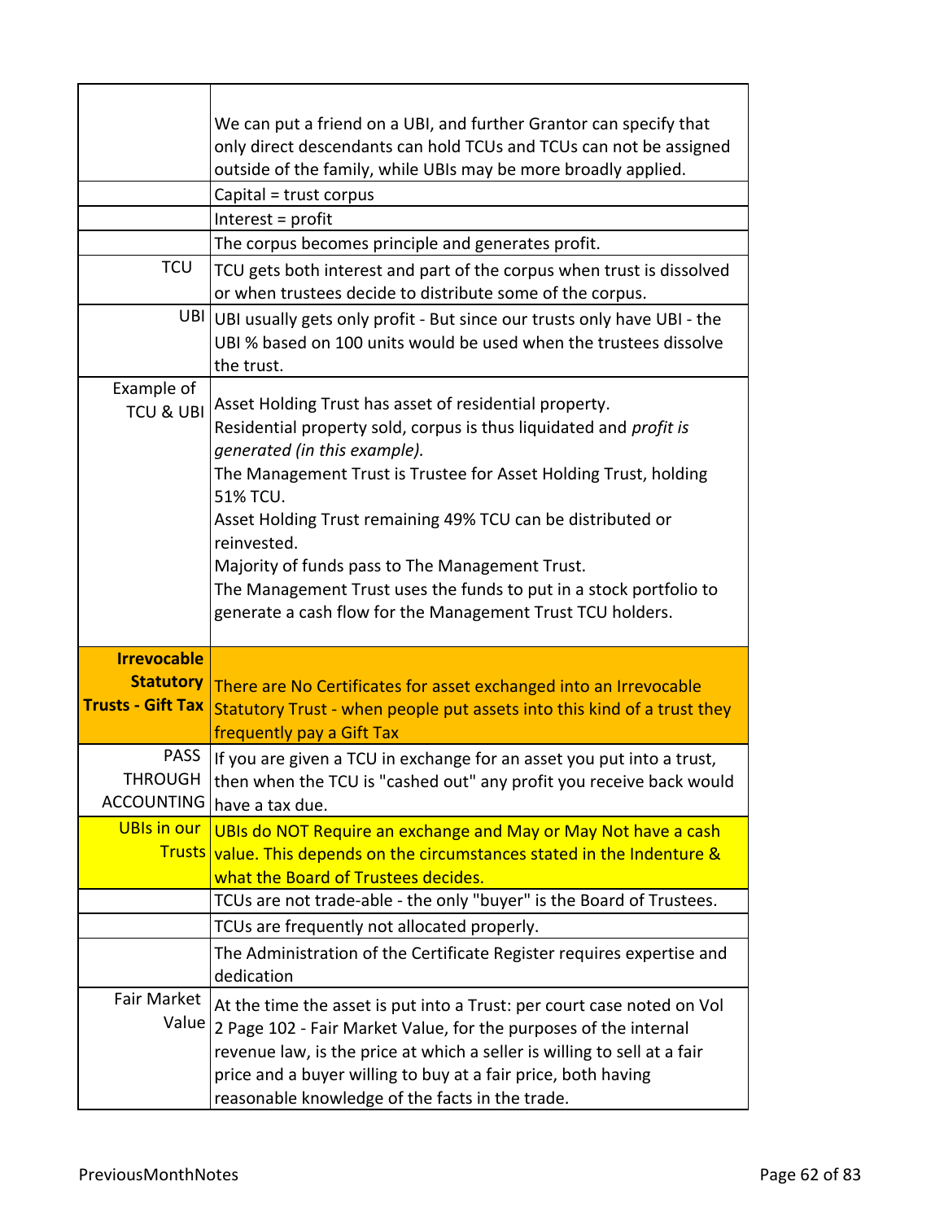| | |
|---|---|
| | We can put a friend on a UBI, and further Grantor can specify that only direct descendants can hold TCUs and TCUs can not be assigned outside of the family, while UBIs may be more broadly applied. |
| | Capital = trust corpus |
| | Interest = profit |
| | The corpus becomes principle and generates profit. |
| TCU | TCU gets both interest and part of the corpus when trust is dissolved or when trustees decide to distribute some of the corpus. |
| UBI | UBI usually gets only profit - But since our trusts only have UBI - the UBI % based on 100 units would be used when the trustees dissolve the trust. |
| Example of TCU & UBI | Asset Holding Trust has asset of residential property.<br>Residential property sold, corpus is thus liquidated and *profit is generated (in this example).*<br>The Management Trust is Trustee for Asset Holding Trust, holding 51% TCU.<br>Asset Holding Trust remaining 49% TCU can be distributed or reinvested.<br>Majority of funds pass to The Management Trust.<br>The Management Trust uses the funds to put in a stock portfolio to generate a cash flow for the Management Trust TCU holders. |
| **Irrevocable Statutory Trusts - Gift Tax** | There are No Certificates for asset exchanged into an Irrevocable Statutory Trust - when people put assets into this kind of a trust they frequently pay a Gift Tax |
| PASS THROUGH ACCOUNTING | If you are given a TCU in exchange for an asset you put into a trust, then when the TCU is "cashed out" any profit you receive back would have a tax due. |
| UBIs in our Trusts | UBIs do NOT Require an exchange and May or May Not have a cash value. This depends on the circumstances stated in the Indenture & what the Board of Trustees decides. |
| | TCUs are not trade-able - the only "buyer" is the Board of Trustees. |
| | TCUs are frequently not allocated properly. |
| | The Administration of the Certificate Register requires expertise and dedication |
| Fair Market Value | At the time the asset is put into a Trust: per court case noted on Vol 2 Page 102 - Fair Market Value, for the purposes of the internal revenue law, is the price at which a seller is willing to sell at a fair price and a buyer willing to buy at a fair price, both having reasonable knowledge of the facts in the trade. |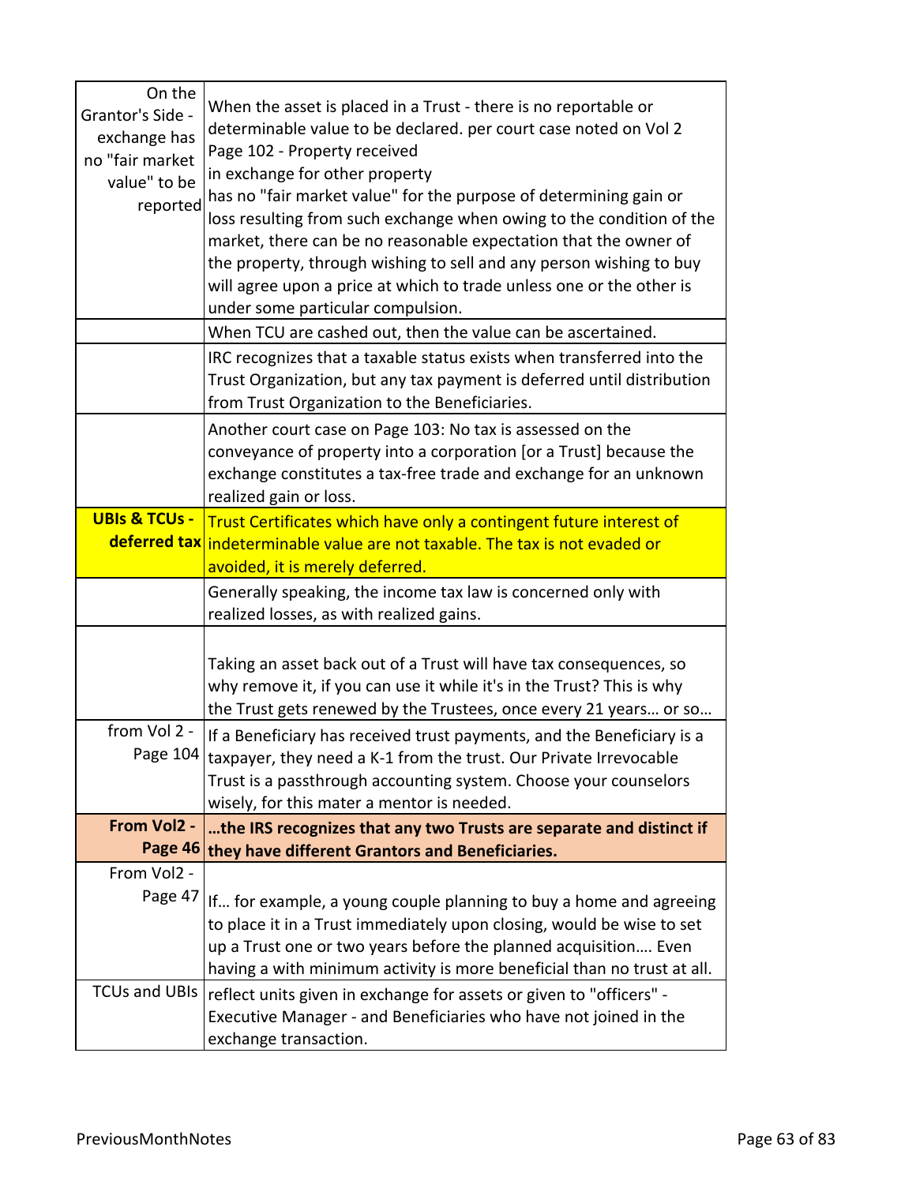| | |
|---|---|
| On the Grantor's Side - exchange has no "fair market value" to be reported | When the asset is placed in a Trust - there is no reportable or determinable value to be declared. per court case noted on Vol 2 Page 102 - Property received in exchange for other property has no "fair market value" for the purpose of determining gain or loss resulting from such exchange when owing to the condition of the market, there can be no reasonable expectation that the owner of the property, through wishing to sell and any person wishing to buy will agree upon a price at which to trade unless one or the other is under some particular compulsion. |
| | When TCU are cashed out, then the value can be ascertained. |
| | IRC recognizes that a taxable status exists when transferred into the Trust Organization, but any tax payment is deferred until distribution from Trust Organization to the Beneficiaries. |
| | Another court case on Page 103: No tax is assessed on the conveyance of property into a corporation [or a Trust] because the exchange constitutes a tax-free trade and exchange for an unknown realized gain or loss. |
| **UBIs & TCUs - deferred tax** | Trust Certificates which have only a contingent future interest of indeterminable value are not taxable. The tax is not evaded or avoided, it is merely deferred. |
| | Generally speaking, the income tax law is concerned only with realized losses, as with realized gains. |
| | Taking an asset back out of a Trust will have tax consequences, so why remove it, if you can use it while it's in the Trust? This is why the Trust gets renewed by the Trustees, once every 21 years… or so… |
| from Vol 2 - Page 104 | If a Beneficiary has received trust payments, and the Beneficiary is a taxpayer, they need a K-1 from the trust. Our Private Irrevocable Trust is a passthrough accounting system. Choose your counselors wisely, for this mater a mentor is needed. |
| **From Vol2 - Page 46** | **…the IRS recognizes that any two Trusts are separate and distinct if they have different Grantors and Beneficiaries.** |
| From Vol2 - Page 47 | If… for example, a young couple planning to buy a home and agreeing to place it in a Trust immediately upon closing, would be wise to set up a Trust one or two years before the planned acquisition…. Even having a with minimum activity is more beneficial than no trust at all. |
| TCUs and UBIs | reflect units given in exchange for assets or given to "officers" - Executive Manager - and Beneficiaries who have not joined in the exchange transaction. |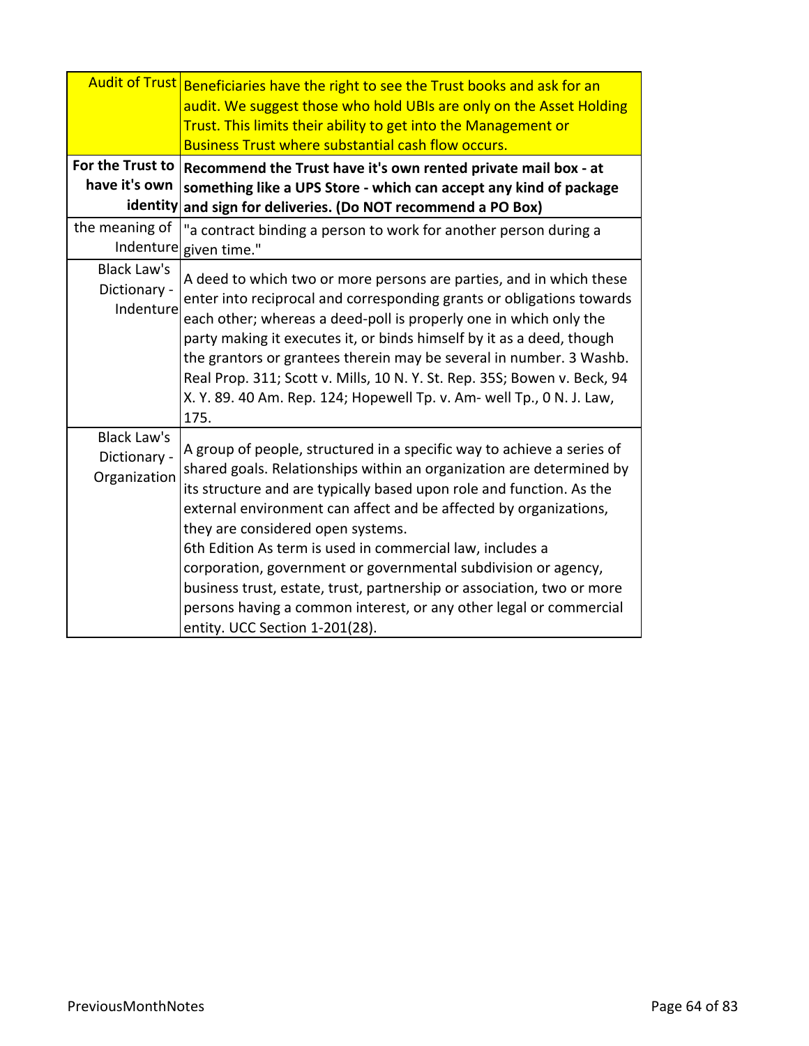| | |
|---|---|
| Audit of Trust | Beneficiaries have the right to see the Trust books and ask for an audit. We suggest those who hold UBIs are only on the Asset Holding Trust. This limits their ability to get into the Management or Business Trust where substantial cash flow occurs. |
| **For the Trust to have it's own identity** | **Recommend the Trust have it's own rented private mail box - at something like a UPS Store - which can accept any kind of package and sign for deliveries. (Do NOT recommend a PO Box)** |
| the meaning of Indenture | "a contract binding a person to work for another person during a given time." |
| Black Law's Dictionary - Indenture | A deed to which two or more persons are parties, and in which these enter into reciprocal and corresponding grants or obligations towards each other; whereas a deed-poll is properly one in which only the party making it executes it, or binds himself by it as a deed, though the grantors or grantees therein may be several in number. 3 Washb. Real Prop. 311; Scott v. Mills, 10 N. Y. St. Rep. 35S; Bowen v. Beck, 94 X. Y. 89. 40 Am. Rep. 124; Hopewell Tp. v. Am- well Tp., 0 N. J. Law, 175. |
| Black Law's Dictionary - Organization | A group of people, structured in a specific way to achieve a series of shared goals. Relationships within an organization are determined by its structure and are typically based upon role and function. As the external environment can affect and be affected by organizations, they are considered open systems.<br>6th Edition As term is used in commercial law, includes a corporation, government or governmental subdivision or agency, business trust, estate, trust, partnership or association, two or more persons having a common interest, or any other legal or commercial entity. UCC Section 1-201(28). |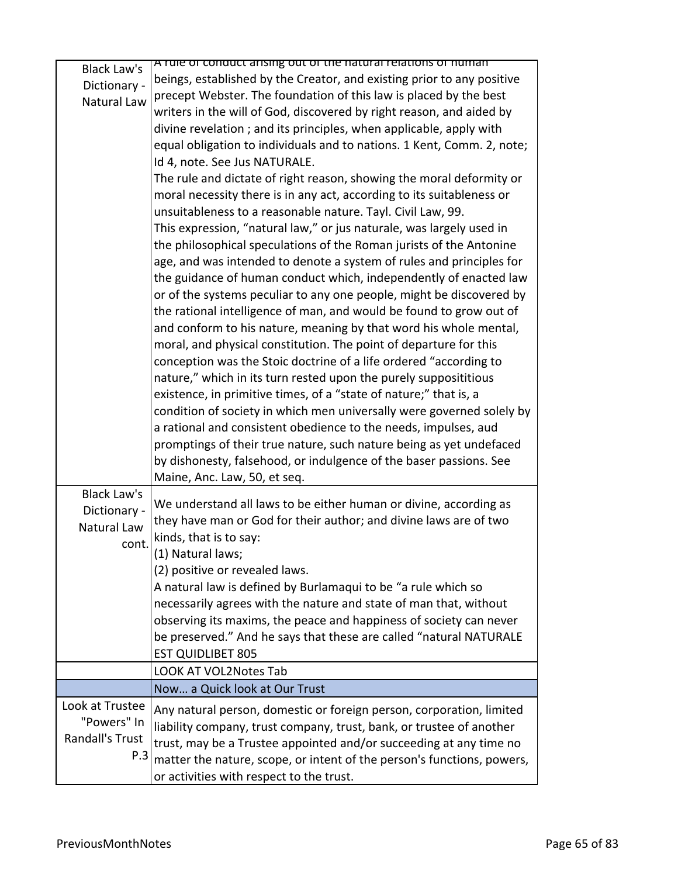| | |
|---|---|
| Black Law's Dictionary - Natural Law | A rule of conduct arising out of the natural relations of human beings, established by the Creator, and existing prior to any positive precept Webster. The foundation of this law is placed by the best writers in the will of God, discovered by right reason, and aided by divine revelation ; and its principles, when applicable, apply with equal obligation to individuals and to nations. 1 Kent, Comm. 2, note; Id 4, note. See Jus NATURALE.<br>The rule and dictate of right reason, showing the moral deformity or moral necessity there is in any act, according to its suitableness or unsuitableness to a reasonable nature. Tayl. Civil Law, 99.<br>This expression, "natural law," or jus naturale, was largely used in the philosophical speculations of the Roman jurists of the Antonine age, and was intended to denote a system of rules and principles for the guidance of human conduct which, independently of enacted law or of the systems peculiar to any one people, might be discovered by the rational intelligence of man, and would be found to grow out of and conform to his nature, meaning by that word his whole mental, moral, and physical constitution. The point of departure for this conception was the Stoic doctrine of a life ordered "according to nature," which in its turn rested upon the purely supposititious existence, in primitive times, of a "state of nature;" that is, a condition of society in which men universally were governed solely by a rational and consistent obedience to the needs, impulses, aud promptings of their true nature, such nature being as yet undefaced by dishonesty, falsehood, or indulgence of the baser passions. See Maine, Anc. Law, 50, et seq. |
| Black Law's Dictionary - Natural Law cont. | We understand all laws to be either human or divine, according as they have man or God for their author; and divine laws are of two kinds, that is to say:<br>(1) Natural laws;<br>(2) positive or revealed laws.<br>A natural law is defined by Burlamaqui to be "a rule which so necessarily agrees with the nature and state of man that, without observing its maxims, the peace and happiness of society can never be preserved." And he says that these are called "natural NATURALE EST QUIDLIBET 805 |
| | LOOK AT VOL2Notes Tab |
| | Now… a Quick look at Our Trust |
| Look at Trustee "Powers" In Randall's Trust P.3 | Any natural person, domestic or foreign person, corporation, limited liability company, trust company, trust, bank, or trustee of another trust, may be a Trustee appointed and/or succeeding at any time no matter the nature, scope, or intent of the person's functions, powers, or activities with respect to the trust. |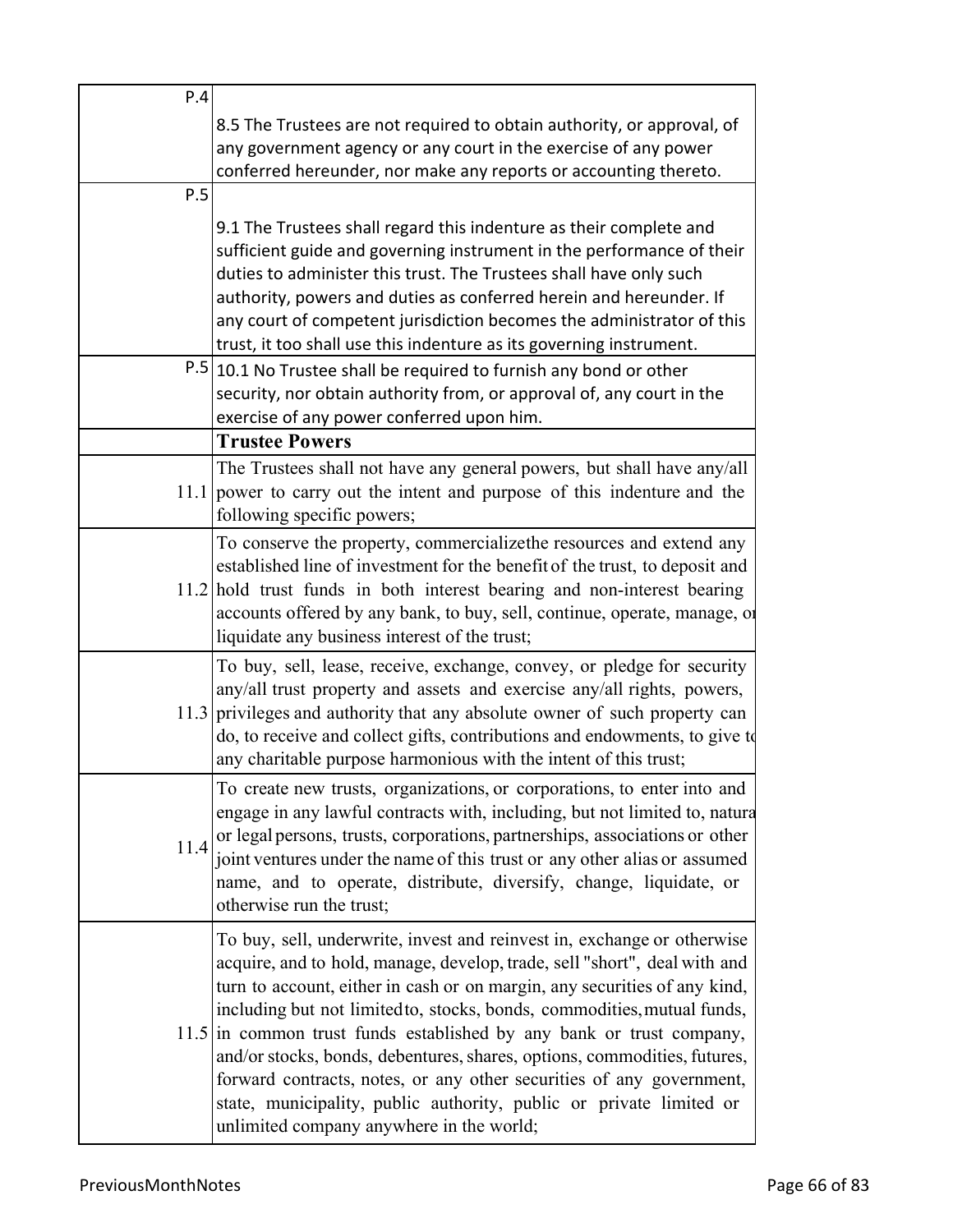| | |
|---|---|
| P.4 | 8.5 The Trustees are not required to obtain authority, or approval, of any government agency or any court in the exercise of any power conferred hereunder, nor make any reports or accounting thereto. |
| P.5 | 9.1 The Trustees shall regard this indenture as their complete and sufficient guide and governing instrument in the performance of their duties to administer this trust. The Trustees shall have only such authority, powers and duties as conferred herein and hereunder. If any court of competent jurisdiction becomes the administrator of this trust, it too shall use this indenture as its governing instrument. |
| P.5 | 10.1 No Trustee shall be required to furnish any bond or other security, nor obtain authority from, or approval of, any court in the exercise of any power conferred upon him. |
| | **Trustee Powers** |
| 11.1 | The Trustees shall not have any general powers, but shall have any/all power to carry out the intent and purpose of this indenture and the following specific powers; |
| 11.2 | To conserve the property, commercializethe resources and extend any established line of investment for the benefit of the trust, to deposit and hold trust funds in both interest bearing and non-interest bearing accounts offered by any bank, to buy, sell, continue, operate, manage, or liquidate any business interest of the trust; |
| 11.3 | To buy, sell, lease, receive, exchange, convey, or pledge for security any/all trust property and assets and exercise any/all rights, powers, privileges and authority that any absolute owner of such property can do, to receive and collect gifts, contributions and endowments, to give to any charitable purpose harmonious with the intent of this trust; |
| 11.4 | To create new trusts, organizations, or corporations, to enter into and engage in any lawful contracts with, including, but not limited to, natural or legal persons, trusts, corporations, partnerships, associations or other joint ventures under the name of this trust or any other alias or assumed name, and to operate, distribute, diversify, change, liquidate, or otherwise run the trust; |
| 11.5 | To buy, sell, underwrite, invest and reinvest in, exchange or otherwise acquire, and to hold, manage, develop, trade, sell "short", deal with and turn to account, either in cash or on margin, any securities of any kind, including but not limitedto, stocks, bonds, commodities,mutual funds, in common trust funds established by any bank or trust company, and/or stocks, bonds, debentures, shares, options, commodities, futures, forward contracts, notes, or any other securities of any government, state, municipality, public authority, public or private limited or unlimited company anywhere in the world; |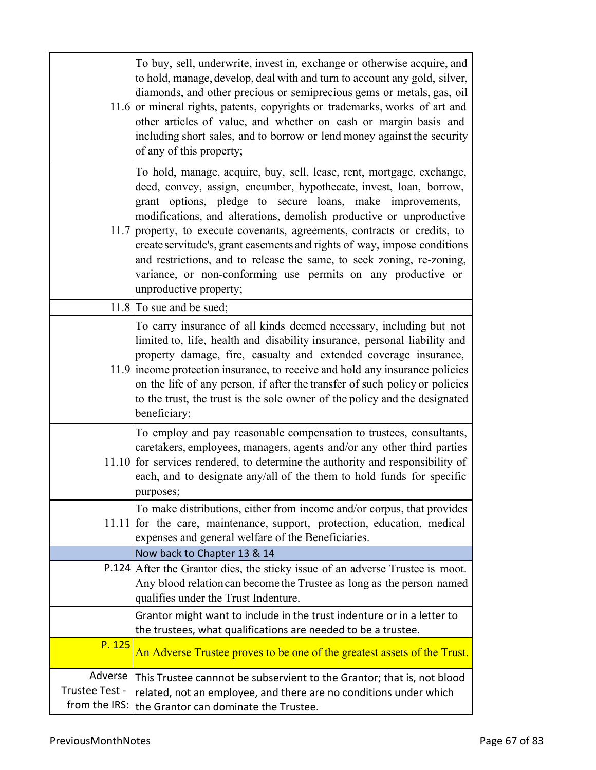| | |
|---|---|
| 11.6 | To buy, sell, underwrite, invest in, exchange or otherwise acquire, and to hold, manage, develop, deal with and turn to account any gold, silver, diamonds, and other precious or semiprecious gems or metals, gas, oil or mineral rights, patents, copyrights or trademarks, works of art and other articles of value, and whether on cash or margin basis and including short sales, and to borrow or lend money against the security of any of this property; |
| 11.7 | To hold, manage, acquire, buy, sell, lease, rent, mortgage, exchange, deed, convey, assign, encumber, hypothecate, invest, loan, borrow, grant options, pledge to secure loans, make improvements, modifications, and alterations, demolish productive or unproductive property, to execute covenants, agreements, contracts or credits, to create servitude's, grant easements and rights of way, impose conditions and restrictions, and to release the same, to seek zoning, re-zoning, variance, or non-conforming use permits on any productive or unproductive property; |
| 11.8 | To sue and be sued; |
| 11.9 | To carry insurance of all kinds deemed necessary, including but not limited to, life, health and disability insurance, personal liability and property damage, fire, casualty and extended coverage insurance, income protection insurance, to receive and hold any insurance policies on the life of any person, if after the transfer of such policy or policies to the trust, the trust is the sole owner of the policy and the designated beneficiary; |
| 11.10 | To employ and pay reasonable compensation to trustees, consultants, caretakers, employees, managers, agents and/or any other third parties for services rendered, to determine the authority and responsibility of each, and to designate any/all of the them to hold funds for specific purposes; |
| 11.11 | To make distributions, either from income and/or corpus, that provides for the care, maintenance, support, protection, education, medical expenses and general welfare of the Beneficiaries. |
| | Now back to Chapter 13 & 14 |
| P.124 | After the Grantor dies, the sticky issue of an adverse Trustee is moot. Any blood relation can become the Trustee as long as the person named qualifies under the Trust Indenture. |
| | Grantor might want to include in the trust indenture or in a letter to the trustees, what qualifications are needed to be a trustee. |
| P. 125 | An Adverse Trustee proves to be one of the greatest assets of the Trust. |
| Adverse Trustee Test - from the IRS: | This Trustee cannot be subservient to the Grantor; that is, not blood related, not an employee, and there are no conditions under which the Grantor can dominate the Trustee. |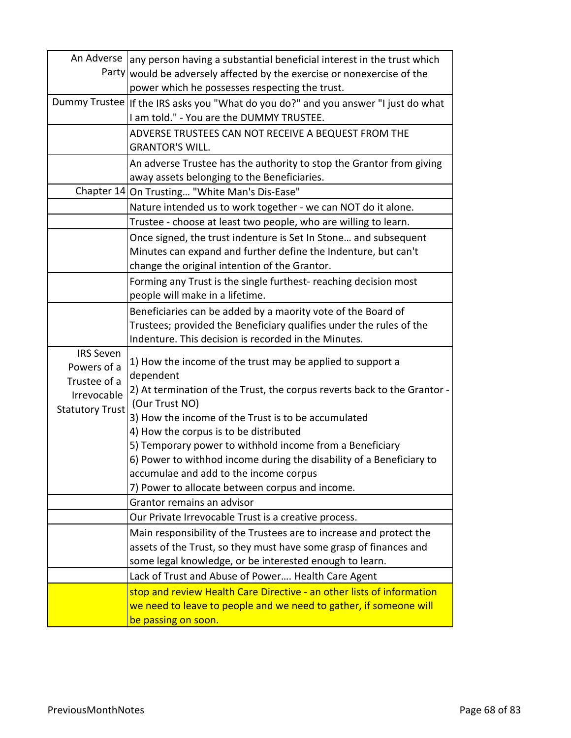| | |
|---|---|
| An Adverse Party | any person having a substantial beneficial interest in the trust which would be adversely affected by the exercise or nonexercise of the power which he possesses respecting the trust. |
| Dummy Trustee | If the IRS asks you "What do you do?" and you answer "I just do what I am told." - You are the DUMMY TRUSTEE. |
| | ADVERSE TRUSTEES CAN NOT RECEIVE A BEQUEST FROM THE GRANTOR'S WILL. |
| | An adverse Trustee has the authority to stop the Grantor from giving away assets belonging to the Beneficiaries. |
| Chapter 14 | On Trusting… "White Man's Dis-Ease" |
| | Nature intended us to work together - we can NOT do it alone. |
| | Trustee - choose at least two people, who are willing to learn. |
| | Once signed, the trust indenture is Set In Stone… and subsequent Minutes can expand and further define the Indenture, but can't change the original intention of the Grantor. |
| | Forming any Trust is the single furthest- reaching decision most people will make in a lifetime. |
| | Beneficiaries can be added by a maority vote of the Board of Trustees; provided the Beneficiary qualifies under the rules of the Indenture. This decision is recorded in the Minutes. |
| IRS Seven Powers of a Trustee of a Irrevocable Statutory Trust | 1) How the income of the trust may be applied to support a dependent<br>2) At termination of the Trust, the corpus reverts back to the Grantor - (Our Trust NO)<br>3) How the income of the Trust is to be accumulated<br>4) How the corpus is to be distributed<br>5) Temporary power to withhold income from a Beneficiary<br>6) Power to withhod income during the disability of a Beneficiary to accumulae and add to the income corpus<br>7) Power to allocate between corpus and income. |
| | Grantor remains an advisor |
| | Our Private Irrevocable Trust is a creative process. |
| | Main responsibility of the Trustees are to increase and protect the assets of the Trust, so they must have some grasp of finances and some legal knowledge, or be interested enough to learn. |
| | Lack of Trust and Abuse of Power…. Health Care Agent |
| | stop and review Health Care Directive - an other lists of information we need to leave to people and we need to gather, if someone will be passing on soon. |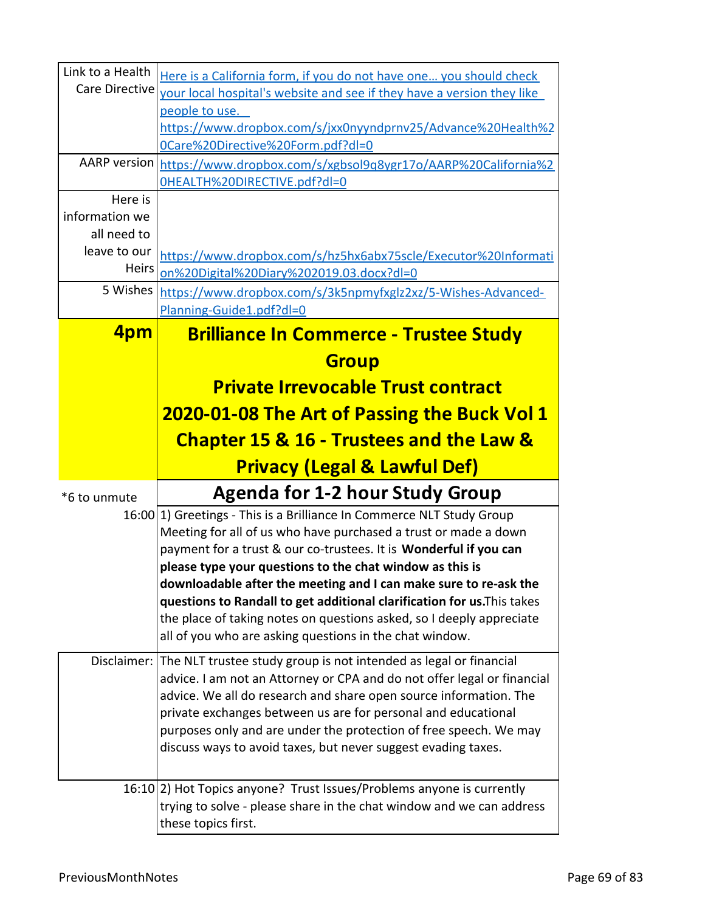| | |
|---|---|
| Link to a Health Care Directive | Here is a California form, if you do not have one… you should check your local hospital's website and see if they have a version they like people to use. https://www.dropbox.com/s/jxx0nyyndprnv25/Advance%20Health%20Care%20Directive%20Form.pdf?dl=0 |
| AARP version | https://www.dropbox.com/s/xgbsol9q8ygr17o/AARP%20California%20HEALTH%20DIRECTIVE.pdf?dl=0 |
| Here is information we all need to leave to our Heirs | https://www.dropbox.com/s/hz5hx6abx75scle/Executor%20Information%20Digital%20Diary%202019.03.docx?dl=0 |
| 5 Wishes | https://www.dropbox.com/s/3k5npmyfxglz2xz/5-Wishes-Advanced-Planning-Guide1.pdf?dl=0 |
| **4pm** | **Brilliance In Commerce - Trustee Study Group**<br>**Private Irrevocable Trust contract**<br>**2020-01-08 The Art of Passing the Buck Vol 1**<br>**Chapter 15 & 16 - Trustees and the Law & Privacy (Legal & Lawful Def)** |
| *6 to unmute | **Agenda for 1-2 hour Study Group** |
| 16:00 | 1) Greetings - This is a Brilliance In Commerce NLT Study Group Meeting for all of us who have purchased a trust or made a down payment for a trust & our co-trustees. It is **Wonderful if you can please type your questions to the chat window as this is downloadable after the meeting and I can make sure to re-ask the questions to Randall to get additional clarification for us.** This takes the place of taking notes on questions asked, so I deeply appreciate all of you who are asking questions in the chat window. |
| Disclaimer: | The NLT trustee study group is not intended as legal or financial advice. I am not an Attorney or CPA and do not offer legal or financial advice. We all do research and share open source information. The private exchanges between us are for personal and educational purposes only and are under the protection of free speech. We may discuss ways to avoid taxes, but never suggest evading taxes. |
| 16:10 | 2) Hot Topics anyone? Trust Issues/Problems anyone is currently trying to solve - please share in the chat window and we can address these topics first. |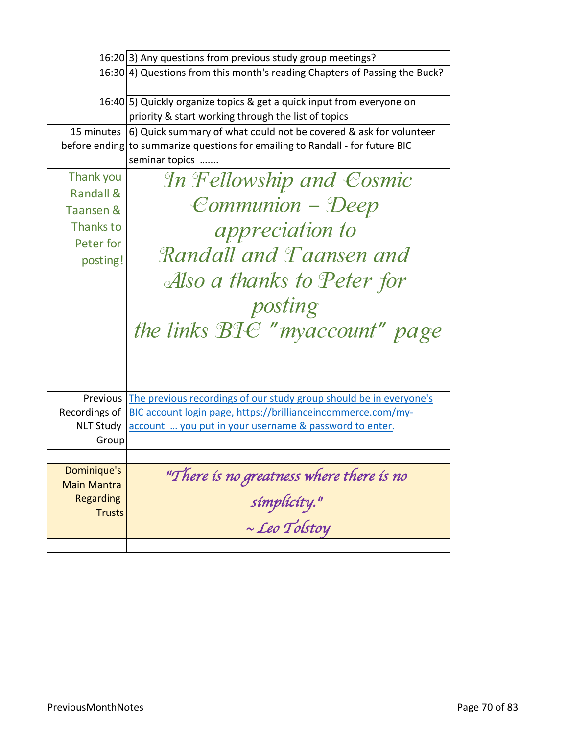| | |
|---|---|
| 16:20 | 3) Any questions from previous study group meetings? |
| 16:30 | 4) Questions from this month's reading Chapters of Passing the Buck? |
| 16:40 | 5) Quickly organize topics & get a quick input from everyone on priority & start working through the list of topics |
| 15 minutes before ending | 6) Quick summary of what could not be covered & ask for volunteer to summarize questions for emailing to Randall - for future BIC seminar topics ....... |
| Thank you Randall & Taansen & Thanks to Peter for posting! | *In Fellowship and Cosmic Communion – Deep appreciation to Randall and Taansen and Also a thanks to Peter for posting the links BIC "myaccount" page* |
| Previous Recordings of NLT Study Group | The previous recordings of our study group should be in everyone's BIC account login page, https://brillianceincommerce.com/my-account ... you put in your username & password to enter. |
| | |
| Dominique's Main Mantra Regarding Trusts | *"There is no greatness where there is no simplicity."* *~ Leo Tolstoy* |
| | |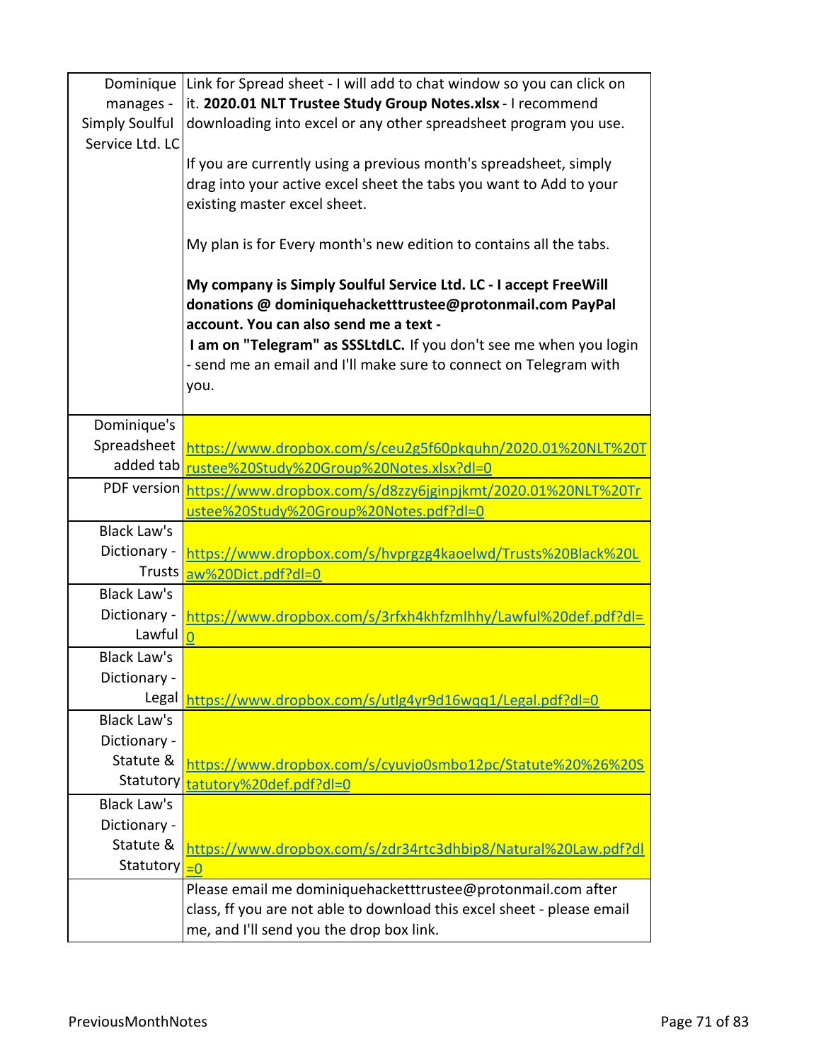| | |
|---|---|
| Dominique manages - Simply Soulful Service Ltd. LC | Link for Spread sheet - I will add to chat window so you can click on it. **2020.01 NLT Trustee Study Group Notes.xlsx** - I recommend downloading into excel or any other spreadsheet program you use.<br><br>If you are currently using a previous month's spreadsheet, simply drag into your active excel sheet the tabs you want to Add to your existing master excel sheet.<br><br>My plan is for Every month's new edition to contains all the tabs.<br><br>**My company is Simply Soulful Service Ltd. LC - I accept FreeWill donations @ dominiquehacketttrustee@protonmail.com PayPal account. You can also send me a text -**<br>**I am on "Telegram" as SSSLtdLC.** If you don't see me when you login - send me an email and I'll make sure to connect on Telegram with you. |
| Dominique's Spreadsheet added tab | https://www.dropbox.com/s/ceu2g5f60pkquhn/2020.01%20NLT%20Trustee%20Study%20Group%20Notes.xlsx?dl=0 |
| PDF version | https://www.dropbox.com/s/d8zzy6jginpjkmt/2020.01%20NLT%20Trustee%20Study%20Group%20Notes.pdf?dl=0 |
| Black Law's Dictionary - Trusts | https://www.dropbox.com/s/hvprgzg4kaoelwd/Trusts%20Black%20Law%20Dict.pdf?dl=0 |
| Black Law's Dictionary - Lawful | https://www.dropbox.com/s/3rfxh4khfzmlhhy/Lawful%20def.pdf?dl=0 |
| Black Law's Dictionary - Legal | https://www.dropbox.com/s/utlg4yr9d16wqq1/Legal.pdf?dl=0 |
| Black Law's Dictionary - Statute & Statutory | https://www.dropbox.com/s/cyuvjo0smbo12pc/Statute%20%26%20Statutory%20def.pdf?dl=0 |
| Black Law's Dictionary - Statute & Statutory | https://www.dropbox.com/s/zdr34rtc3dhbip8/Natural%20Law.pdf?dl=0 |
| | Please email me dominiquehacketttrustee@protonmail.com after class, ff you are not able to download this excel sheet - please email me, and I'll send you the drop box link. |

PreviousMonthNotes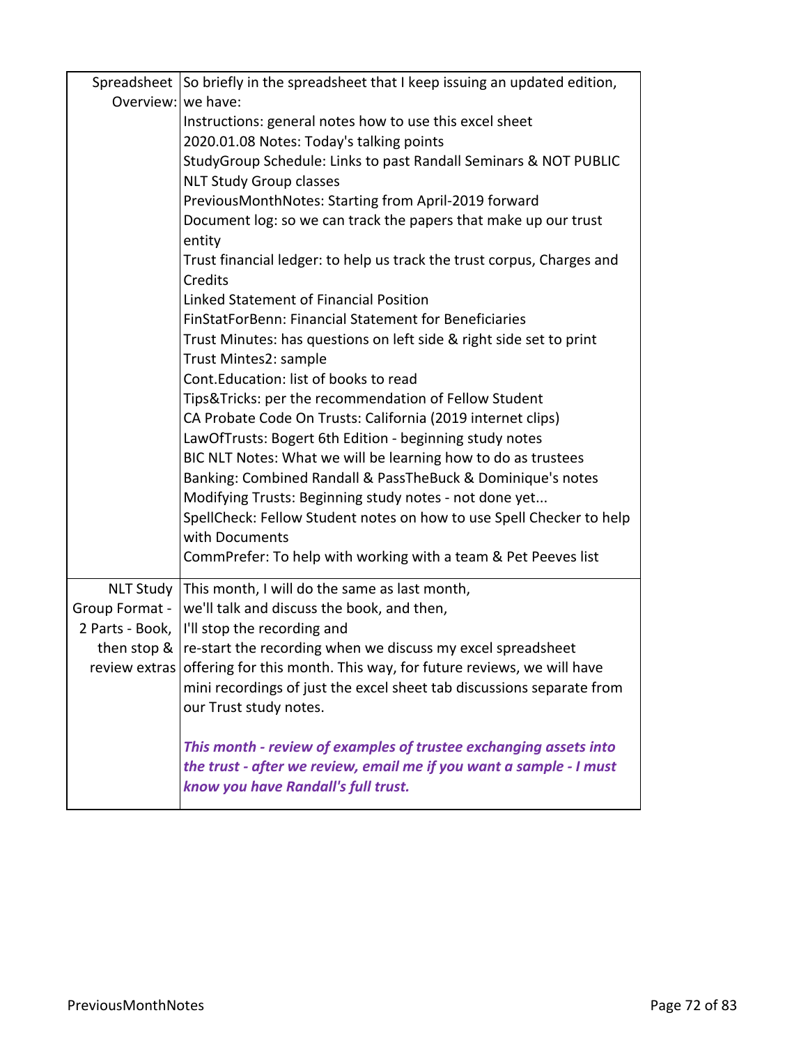| | |
|---|---|
| Spreadsheet Overview: | So briefly in the spreadsheet that I keep issuing an updated edition, we have:<br>Instructions: general notes how to use this excel sheet<br>2020.01.08 Notes: Today's talking points<br>StudyGroup Schedule: Links to past Randall Seminars & NOT PUBLIC NLT Study Group classes<br>PreviousMonthNotes: Starting from April-2019 forward<br>Document log: so we can track the papers that make up our trust entity<br>Trust financial ledger: to help us track the trust corpus, Charges and Credits<br>Linked Statement of Financial Position<br>FinStatForBenn: Financial Statement for Beneficiaries<br>Trust Minutes: has questions on left side & right side set to print<br>Trust Mintes2: sample<br>Cont.Education: list of books to read<br>Tips&Tricks: per the recommendation of Fellow Student<br>CA Probate Code On Trusts: California (2019 internet clips)<br>LawOfTrusts: Bogert 6th Edition - beginning study notes<br>BIC NLT Notes: What we will be learning how to do as trustees<br>Banking: Combined Randall & PassTheBuck & Dominique's notes<br>Modifying Trusts: Beginning study notes - not done yet...<br>SpellCheck: Fellow Student notes on how to use Spell Checker to help with Documents<br>CommPrefer: To help with working with a team & Pet Peeves list |
| NLT Study Group Format - 2 Parts - Book, then stop & review extras | This month, I will do the same as last month,<br>we'll talk and discuss the book, and then,<br>I'll stop the recording and<br>re-start the recording when we discuss my excel spreadsheet offering for this month. This way, for future reviews, we will have mini recordings of just the excel sheet tab discussions separate from our Trust study notes.<br><br>***This month - review of examples of trustee exchanging assets into the trust - after we review, email me if you want a sample - I must know you have Randall's full trust.*** |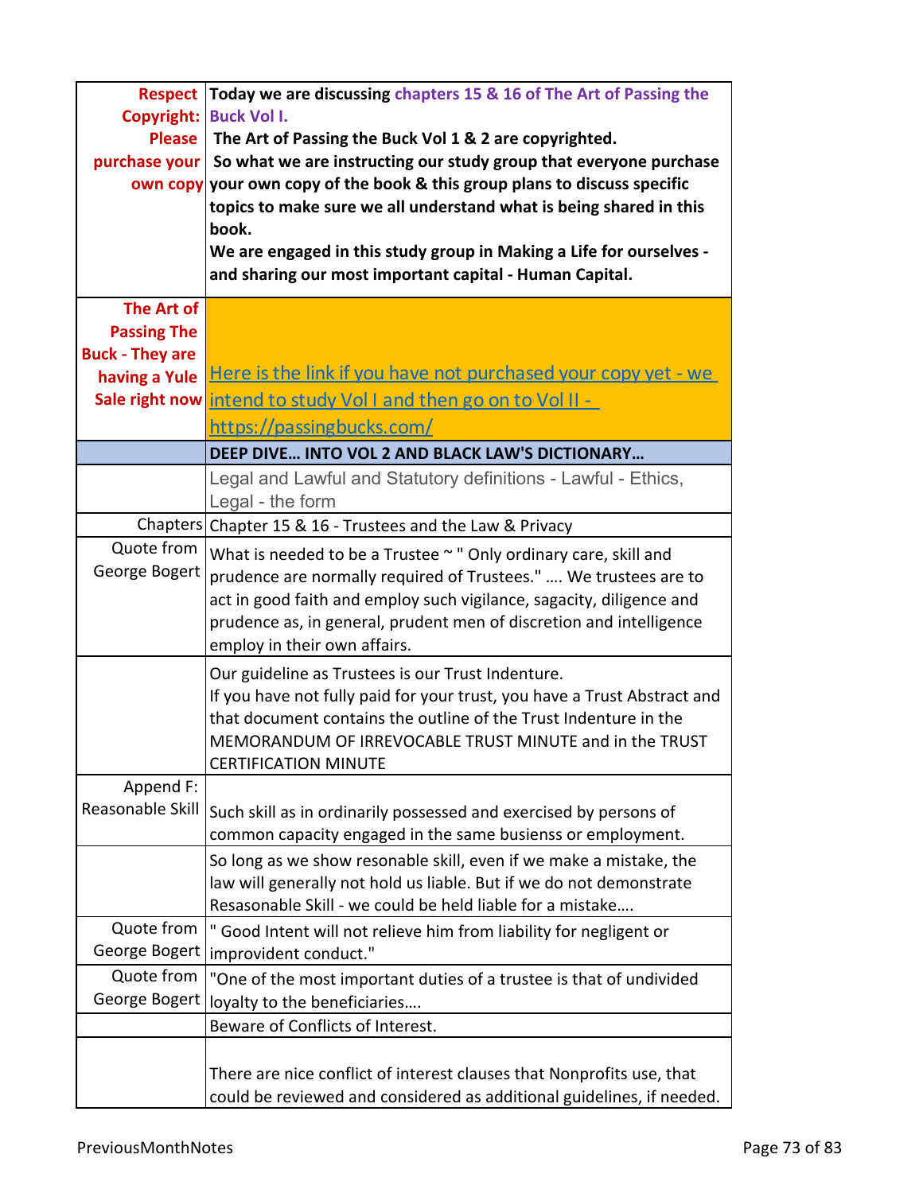| | |
|---|---|
| **Respect Copyright: Please purchase your own copy** | **Today we are discussing chapters 15 & 16 of The Art of Passing the Buck Vol I.**<br>**The Art of Passing the Buck Vol 1 & 2 are copyrighted.**<br>**So what we are instructing our study group that everyone purchase your own copy of the book & this group plans to discuss specific topics to make sure we all understand what is being shared in this book.**<br>**We are engaged in this study group in Making a Life for ourselves - and sharing our most important capital - Human Capital.** |
| **The Art of Passing The Buck - They are having a Yule Sale right now** | Here is the link if you have not purchased your copy yet - we intend to study Vol I and then go on to Vol II - https://passingbucks.com/ |
| | **DEEP DIVE… INTO VOL 2 AND BLACK LAW'S DICTIONARY…** |
| | Legal and Lawful and Statutory definitions - Lawful - Ethics, Legal - the form |
| Chapters | Chapter 15 & 16 - Trustees and the Law & Privacy |
| Quote from George Bogert | What is needed to be a Trustee ~ " Only ordinary care, skill and prudence are normally required of Trustees." …. We trustees are to act in good faith and employ such vigilance, sagacity, diligence and prudence as, in general, prudent men of discretion and intelligence employ in their own affairs. |
| | Our guideline as Trustees is our Trust Indenture.<br>If you have not fully paid for your trust, you have a Trust Abstract and that document contains the outline of the Trust Indenture in the MEMORANDUM OF IRREVOCABLE TRUST MINUTE and in the TRUST CERTIFICATION MINUTE |
| Append F: Reasonable Skill | Such skill as in ordinarily possessed and exercised by persons of common capacity engaged in the same busienss or employment. |
| | So long as we show resonable skill, even if we make a mistake, the law will generally not hold us liable. But if we do not demonstrate Resasonable Skill - we could be held liable for a mistake…. |
| Quote from George Bogert | " Good Intent will not relieve him from liability for negligent or improvident conduct." |
| Quote from George Bogert | "One of the most important duties of a trustee is that of undivided loyalty to the beneficiaries…. |
| | Beware of Conflicts of Interest. |
| | There are nice conflict of interest clauses that Nonprofits use, that could be reviewed and considered as additional guidelines, if needed. |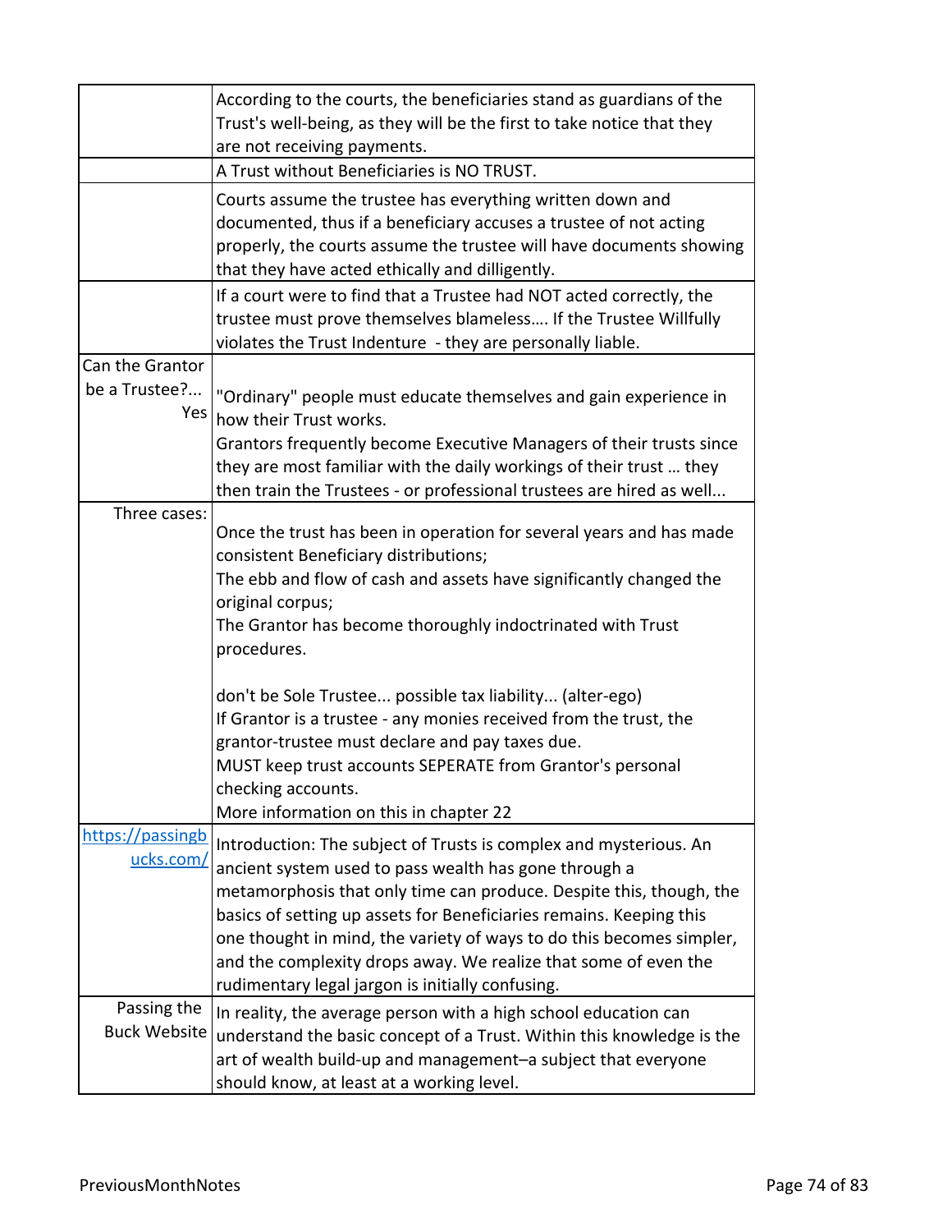| | |
|---|---|
| | According to the courts, the beneficiaries stand as guardians of the Trust's well-being, as they will be the first to take notice that they are not receiving payments. |
| | A Trust without Beneficiaries is NO TRUST. |
| | Courts assume the trustee has everything written down and documented, thus if a beneficiary accuses a trustee of not acting properly, the courts assume the trustee will have documents showing that they have acted ethically and dilligently. |
| | If a court were to find that a Trustee had NOT acted correctly, the trustee must prove themselves blameless.... If the Trustee Willfully violates the Trust Indenture - they are personally liable. |
| Can the Grantor be a Trustee?... Yes | "Ordinary" people must educate themselves and gain experience in how their Trust works.<br>Grantors frequently become Executive Managers of their trusts since they are most familiar with the daily workings of their trust … they then train the Trustees - or professional trustees are hired as well... |
| Three cases: | Once the trust has been in operation for several years and has made consistent Beneficiary distributions;<br>The ebb and flow of cash and assets have significantly changed the original corpus;<br>The Grantor has become thoroughly indoctrinated with Trust procedures.<br><br>don't be Sole Trustee... possible tax liability... (alter-ego)<br>If Grantor is a trustee - any monies received from the trust, the grantor-trustee must declare and pay taxes due.<br>MUST keep trust accounts SEPERATE from Grantor's personal checking accounts.<br>More information on this in chapter 22 |
| [https://passingbucks.com/](https://passingbucks.com/) | Introduction: The subject of Trusts is complex and mysterious. An ancient system used to pass wealth has gone through a metamorphosis that only time can produce. Despite this, though, the basics of setting up assets for Beneficiaries remains. Keeping this one thought in mind, the variety of ways to do this becomes simpler, and the complexity drops away. We realize that some of even the rudimentary legal jargon is initially confusing. |
| Passing the Buck Website | In reality, the average person with a high school education can understand the basic concept of a Trust. Within this knowledge is the art of wealth build-up and management–a subject that everyone should know, at least at a working level. |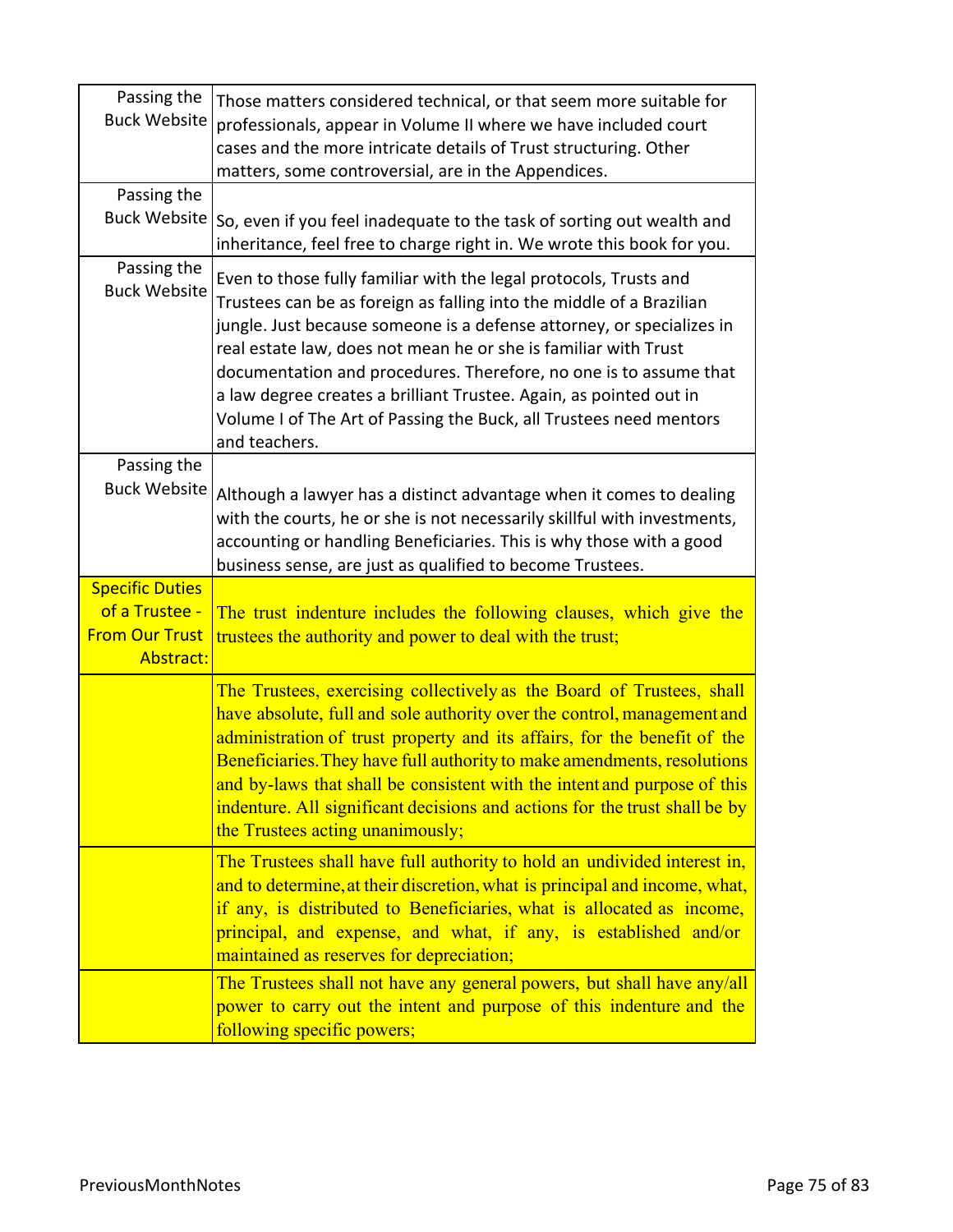| | |
|---|---|
| Passing the Buck Website | Those matters considered technical, or that seem more suitable for professionals, appear in Volume II where we have included court cases and the more intricate details of Trust structuring. Other matters, some controversial, are in the Appendices. |
| Passing the Buck Website | So, even if you feel inadequate to the task of sorting out wealth and inheritance, feel free to charge right in. We wrote this book for you. |
| Passing the Buck Website | Even to those fully familiar with the legal protocols, Trusts and Trustees can be as foreign as falling into the middle of a Brazilian jungle. Just because someone is a defense attorney, or specializes in real estate law, does not mean he or she is familiar with Trust documentation and procedures. Therefore, no one is to assume that a law degree creates a brilliant Trustee. Again, as pointed out in Volume I of The Art of Passing the Buck, all Trustees need mentors and teachers. |
| Passing the Buck Website | Although a lawyer has a distinct advantage when it comes to dealing with the courts, he or she is not necessarily skillful with investments, accounting or handling Beneficiaries. This is why those with a good business sense, are just as qualified to become Trustees. |
| Specific Duties of a Trustee - From Our Trust Abstract: | The trust indenture includes the following clauses, which give the trustees the authority and power to deal with the trust; |
| | The Trustees, exercising collectively as the Board of Trustees, shall have absolute, full and sole authority over the control, management and administration of trust property and its affairs, for the benefit of the Beneficiaries. They have full authority to make amendments, resolutions and by-laws that shall be consistent with the intent and purpose of this indenture. All significant decisions and actions for the trust shall be by the Trustees acting unanimously; |
| | The Trustees shall have full authority to hold an undivided interest in, and to determine, at their discretion, what is principal and income, what, if any, is distributed to Beneficiaries, what is allocated as income, principal, and expense, and what, if any, is established and/or maintained as reserves for depreciation; |
| | The Trustees shall not have any general powers, but shall have any/all power to carry out the intent and purpose of this indenture and the following specific powers; |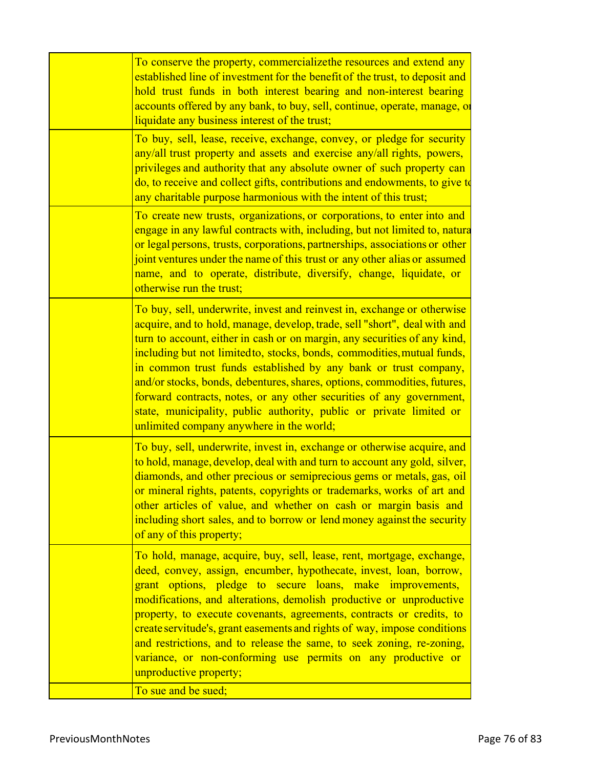| | |
|---|---|
| | To conserve the property, commercializethe resources and extend any established line of investment for the benefit of the trust, to deposit and hold trust funds in both interest bearing and non-interest bearing accounts offered by any bank, to buy, sell, continue, operate, manage, or liquidate any business interest of the trust; |
| | To buy, sell, lease, receive, exchange, convey, or pledge for security any/all trust property and assets and exercise any/all rights, powers, privileges and authority that any absolute owner of such property can do, to receive and collect gifts, contributions and endowments, to give to any charitable purpose harmonious with the intent of this trust; |
| | To create new trusts, organizations, or corporations, to enter into and engage in any lawful contracts with, including, but not limited to, natural or legal persons, trusts, corporations, partnerships, associations or other joint ventures under the name of this trust or any other alias or assumed name, and to operate, distribute, diversify, change, liquidate, or otherwise run the trust; |
| | To buy, sell, underwrite, invest and reinvest in, exchange or otherwise acquire, and to hold, manage, develop, trade, sell "short", deal with and turn to account, either in cash or on margin, any securities of any kind, including but not limitedto, stocks, bonds, commodities,mutual funds, in common trust funds established by any bank or trust company, and/or stocks, bonds, debentures, shares, options, commodities, futures, forward contracts, notes, or any other securities of any government, state, municipality, public authority, public or private limited or unlimited company anywhere in the world; |
| | To buy, sell, underwrite, invest in, exchange or otherwise acquire, and to hold, manage, develop, deal with and turn to account any gold, silver, diamonds, and other precious or semiprecious gems or metals, gas, oil or mineral rights, patents, copyrights or trademarks, works of art and other articles of value, and whether on cash or margin basis and including short sales, and to borrow or lend money against the security of any of this property; |
| | To hold, manage, acquire, buy, sell, lease, rent, mortgage, exchange, deed, convey, assign, encumber, hypothecate, invest, loan, borrow, grant options, pledge to secure loans, make improvements, modifications, and alterations, demolish productive or unproductive property, to execute covenants, agreements, contracts or credits, to create servitude's, grant easements and rights of way, impose conditions and restrictions, and to release the same, to seek zoning, re-zoning, variance, or non-conforming use permits on any productive or unproductive property; |
| | To sue and be sued; |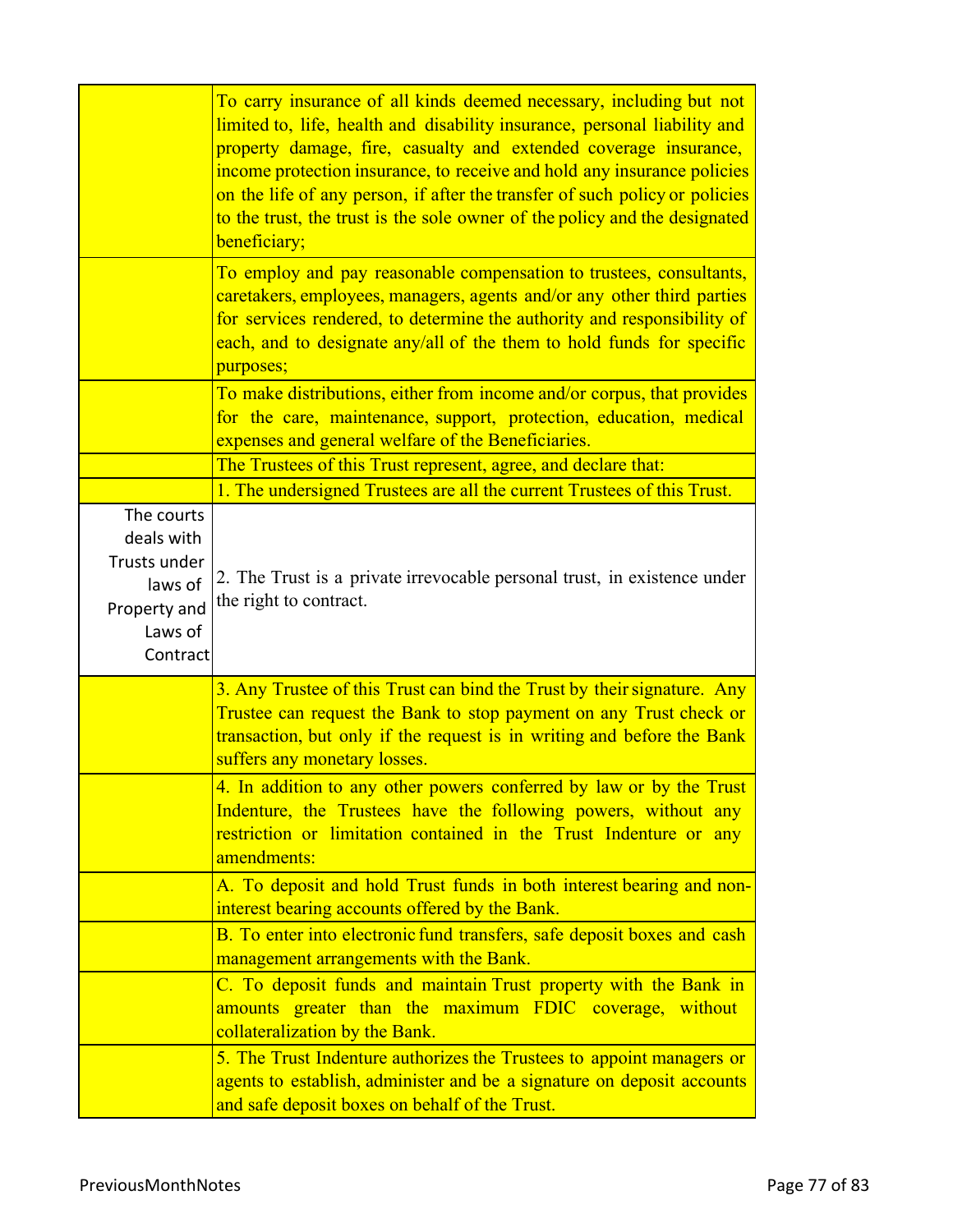| | |
|---|---|
| | To carry insurance of all kinds deemed necessary, including but not limited to, life, health and disability insurance, personal liability and property damage, fire, casualty and extended coverage insurance, income protection insurance, to receive and hold any insurance policies on the life of any person, if after the transfer of such policy or policies to the trust, the trust is the sole owner of the policy and the designated beneficiary; |
| | To employ and pay reasonable compensation to trustees, consultants, caretakers, employees, managers, agents and/or any other third parties for services rendered, to determine the authority and responsibility of each, and to designate any/all of the them to hold funds for specific purposes; |
| | To make distributions, either from income and/or corpus, that provides for the care, maintenance, support, protection, education, medical expenses and general welfare of the Beneficiaries. |
| | The Trustees of this Trust represent, agree, and declare that: |
| | 1. The undersigned Trustees are all the current Trustees of this Trust. |
| The courts deals with Trusts under laws of Property and Laws of Contract | 2. The Trust is a private irrevocable personal trust, in existence under the right to contract. |
| | 3. Any Trustee of this Trust can bind the Trust by their signature. Any Trustee can request the Bank to stop payment on any Trust check or transaction, but only if the request is in writing and before the Bank suffers any monetary losses. |
| | 4. In addition to any other powers conferred by law or by the Trust Indenture, the Trustees have the following powers, without any restriction or limitation contained in the Trust Indenture or any amendments: |
| | A. To deposit and hold Trust funds in both interest bearing and non-interest bearing accounts offered by the Bank. |
| | B. To enter into electronic fund transfers, safe deposit boxes and cash management arrangements with the Bank. |
| | C. To deposit funds and maintain Trust property with the Bank in amounts greater than the maximum FDIC coverage, without collateralization by the Bank. |
| | 5. The Trust Indenture authorizes the Trustees to appoint managers or agents to establish, administer and be a signature on deposit accounts and safe deposit boxes on behalf of the Trust. |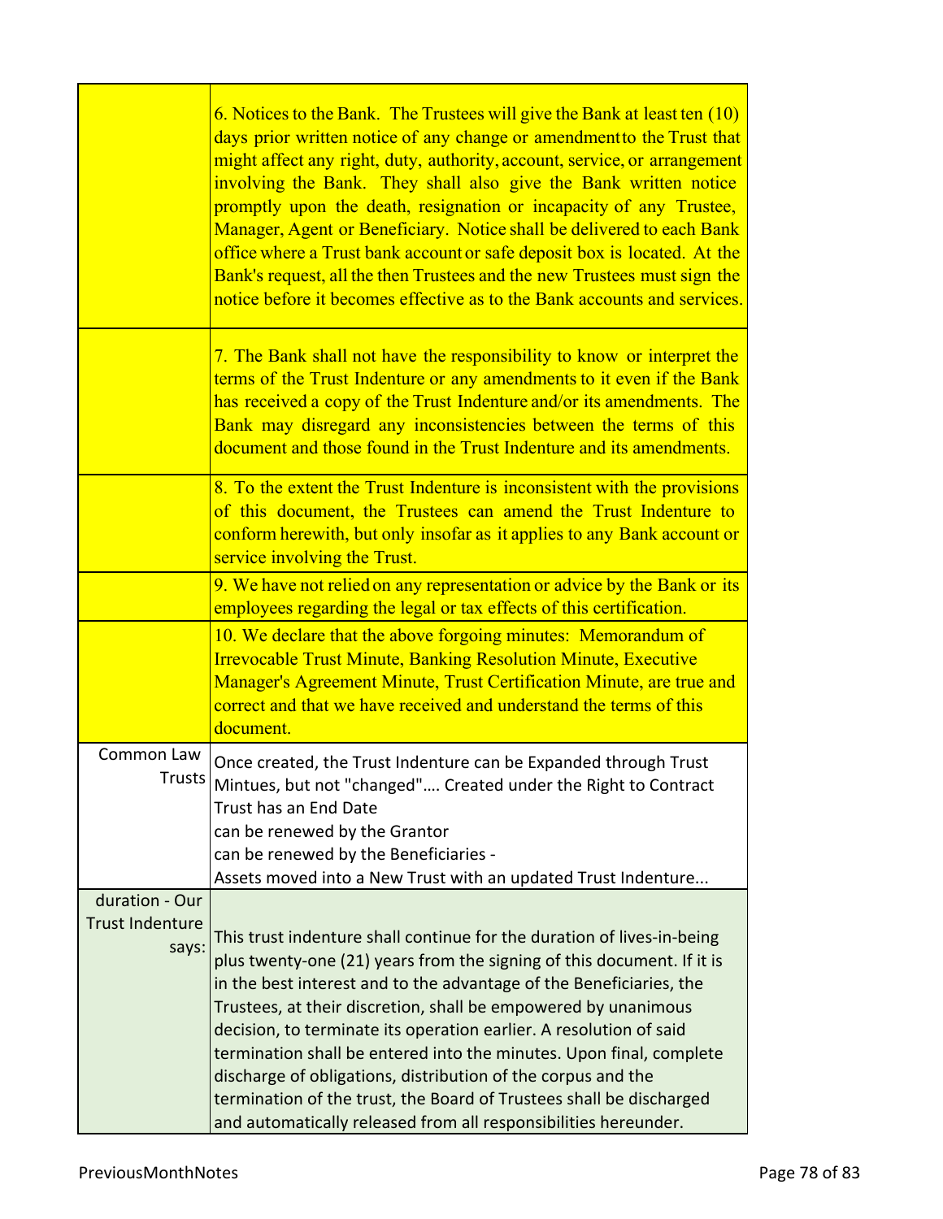| | |
|---|---|
| | 6. Notices to the Bank. The Trustees will give the Bank at least ten (10) days prior written notice of any change or amendment to the Trust that might affect any right, duty, authority, account, service, or arrangement involving the Bank. They shall also give the Bank written notice promptly upon the death, resignation or incapacity of any Trustee, Manager, Agent or Beneficiary. Notice shall be delivered to each Bank office where a Trust bank account or safe deposit box is located. At the Bank's request, all the then Trustees and the new Trustees must sign the notice before it becomes effective as to the Bank accounts and services. |
| | 7. The Bank shall not have the responsibility to know or interpret the terms of the Trust Indenture or any amendments to it even if the Bank has received a copy of the Trust Indenture and/or its amendments. The Bank may disregard any inconsistencies between the terms of this document and those found in the Trust Indenture and its amendments. |
| | 8. To the extent the Trust Indenture is inconsistent with the provisions of this document, the Trustees can amend the Trust Indenture to conform herewith, but only insofar as it applies to any Bank account or service involving the Trust. |
| | 9. We have not relied on any representation or advice by the Bank or its employees regarding the legal or tax effects of this certification. |
| | 10. We declare that the above forgoing minutes: Memorandum of Irrevocable Trust Minute, Banking Resolution Minute, Executive Manager's Agreement Minute, Trust Certification Minute, are true and correct and that we have received and understand the terms of this document. |
| Common Law Trusts | Once created, the Trust Indenture can be Expanded through Trust Mintues, but not "changed".... Created under the Right to Contract<br>Trust has an End Date<br>can be renewed by the Grantor<br>can be renewed by the Beneficiaries -<br>Assets moved into a New Trust with an updated Trust Indenture... |
| duration - Our Trust Indenture says: | This trust indenture shall continue for the duration of lives-in-being plus twenty-one (21) years from the signing of this document. If it is in the best interest and to the advantage of the Beneficiaries, the Trustees, at their discretion, shall be empowered by unanimous decision, to terminate its operation earlier. A resolution of said termination shall be entered into the minutes. Upon final, complete discharge of obligations, distribution of the corpus and the termination of the trust, the Board of Trustees shall be discharged and automatically released from all responsibilities hereunder. |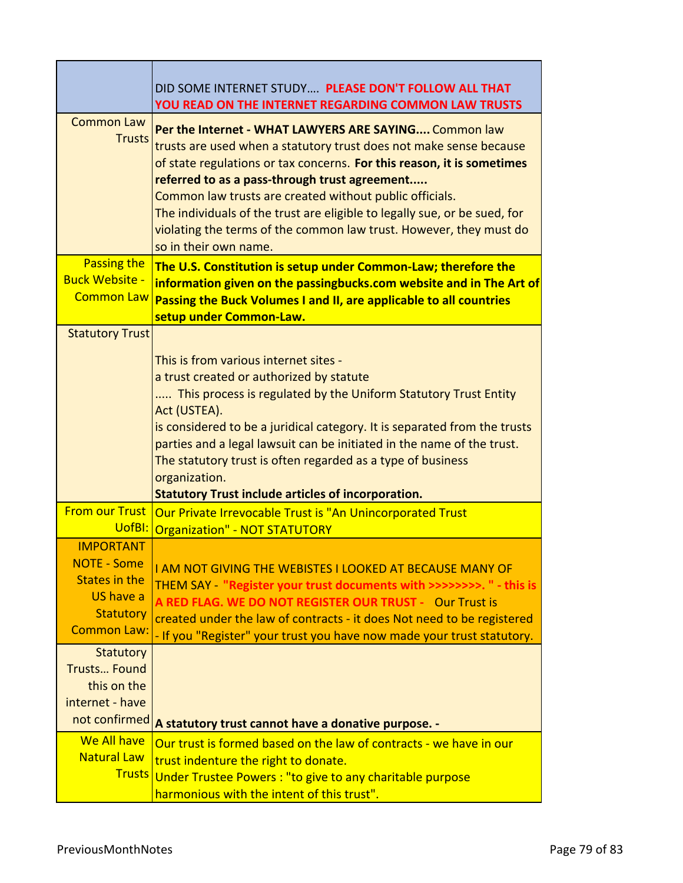| | DID SOME INTERNET STUDY.... **PLEASE DON'T FOLLOW ALL THAT YOU READ ON THE INTERNET REGARDING COMMON LAW TRUSTS** |
|---|---|
| Common Law Trusts | **Per the Internet - WHAT LAWYERS ARE SAYING....** Common law trusts are used when a statutory trust does not make sense because of state regulations or tax concerns. **For this reason, it is sometimes referred to as a pass-through trust agreement.....** Common law trusts are created without public officials. The individuals of the trust are eligible to legally sue, or be sued, for violating the terms of the common law trust. However, they must do so in their own name. |
| Passing the Buck Website - Common Law | **The U.S. Constitution is setup under Common-Law; therefore the information given on the passingbucks.com website and in The Art of Passing the Buck Volumes I and II, are applicable to all countries setup under Common-Law.** |
| Statutory Trust | This is from various internet sites - a trust created or authorized by statute ..... This process is regulated by the Uniform Statutory Trust Entity Act (USTEA). is considered to be a juridical category. It is separated from the trusts parties and a legal lawsuit can be initiated in the name of the trust. The statutory trust is often regarded as a type of business organization. **Statutory Trust include articles of incorporation.** |
| From our Trust UofBI: | Our Private Irrevocable Trust is "An Unincorporated Trust Organization" - NOT STATUTORY |
| IMPORTANT NOTE - Some States in the US have a Statutory Common Law: | I AM NOT GIVING THE WEBISTES I LOOKED AT BECAUSE MANY OF THEM SAY - **"Register your trust documents with >>>>>>>>. " - this is A RED FLAG. WE DO NOT REGISTER OUR TRUST -** Our Trust is created under the law of contracts - it does Not need to be registered - If you "Register" your trust you have now made your trust statutory. |
| Statutory Trusts... Found this on the internet - have not confirmed | **A statutory trust cannot have a donative purpose. -** |
| We All have Natural Law Trusts | Our trust is formed based on the law of contracts - we have in our trust indenture the right to donate. Under Trustee Powers : "to give to any charitable purpose harmonious with the intent of this trust". |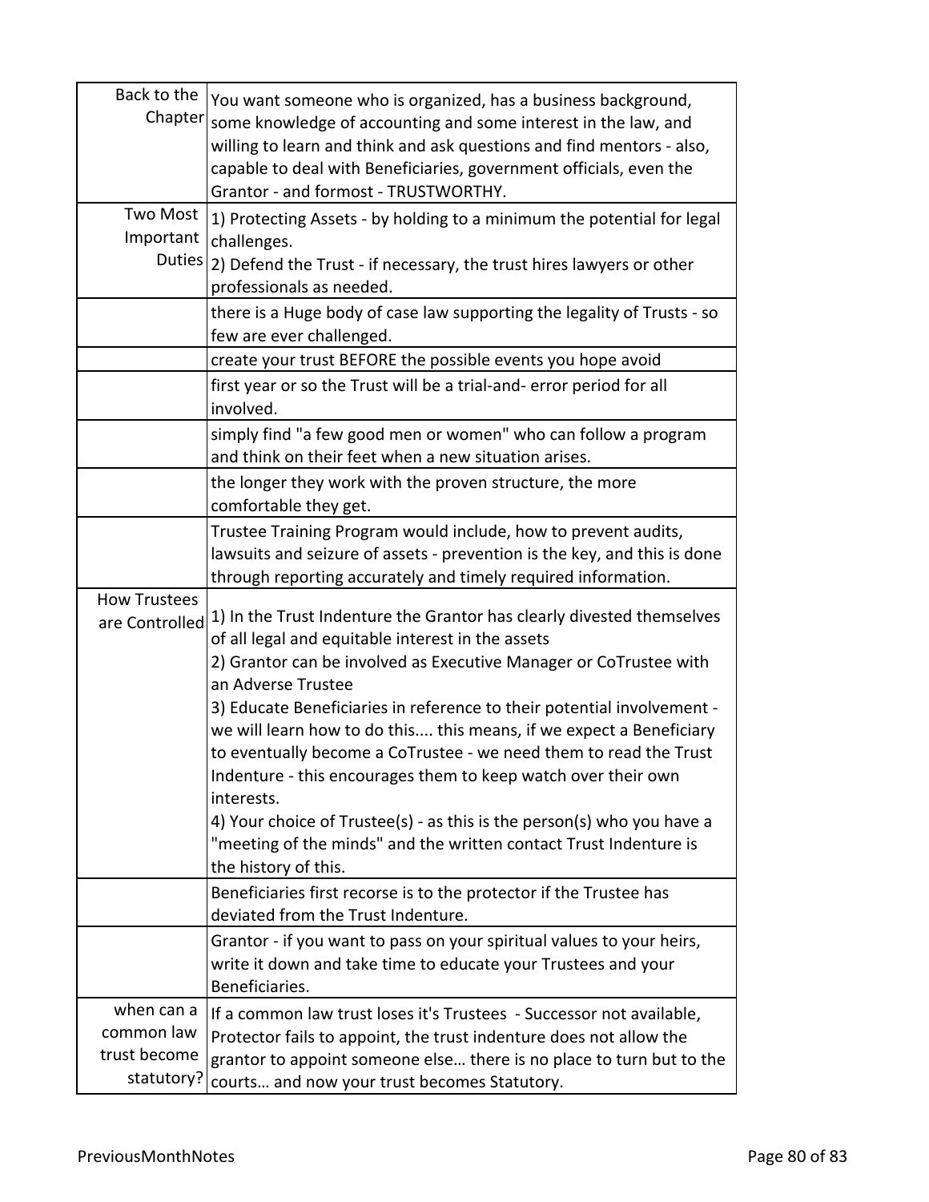| | |
|---|---|
| Back to the Chapter | You want someone who is organized, has a business background, some knowledge of accounting and some interest in the law, and willing to learn and think and ask questions and find mentors - also, capable to deal with Beneficiaries, government officials, even the Grantor - and formost - TRUSTWORTHY. |
| Two Most Important Duties | 1) Protecting Assets - by holding to a minimum the potential for legal challenges.<br>2) Defend the Trust - if necessary, the trust hires lawyers or other professionals as needed. |
| | there is a Huge body of case law supporting the legality of Trusts - so few are ever challenged. |
| | create your trust BEFORE the possible events you hope avoid |
| | first year or so the Trust will be a trial-and- error period for all involved. |
| | simply find "a few good men or women" who can follow a program and think on their feet when a new situation arises. |
| | the longer they work with the proven structure, the more comfortable they get. |
| | Trustee Training Program would include, how to prevent audits, lawsuits and seizure of assets - prevention is the key, and this is done through reporting accurately and timely required information. |
| How Trustees are Controlled | 1) In the Trust Indenture the Grantor has clearly divested themselves of all legal and equitable interest in the assets<br>2) Grantor can be involved as Executive Manager or CoTrustee with an Adverse Trustee<br>3) Educate Beneficiaries in reference to their potential involvement - we will learn how to do this.... this means, if we expect a Beneficiary to eventually become a CoTrustee - we need them to read the Trust Indenture - this encourages them to keep watch over their own interests.<br>4) Your choice of Trustee(s) - as this is the person(s) who you have a "meeting of the minds" and the written contact Trust Indenture is the history of this. |
| | Beneficiaries first recorse is to the protector if the Trustee has deviated from the Trust Indenture. |
| | Grantor - if you want to pass on your spiritual values to your heirs, write it down and take time to educate your Trustees and your Beneficiaries. |
| when can a common law trust become statutory? | If a common law trust loses it's Trustees - Successor not available, Protector fails to appoint, the trust indenture does not allow the grantor to appoint someone else… there is no place to turn but to the courts… and now your trust becomes Statutory. |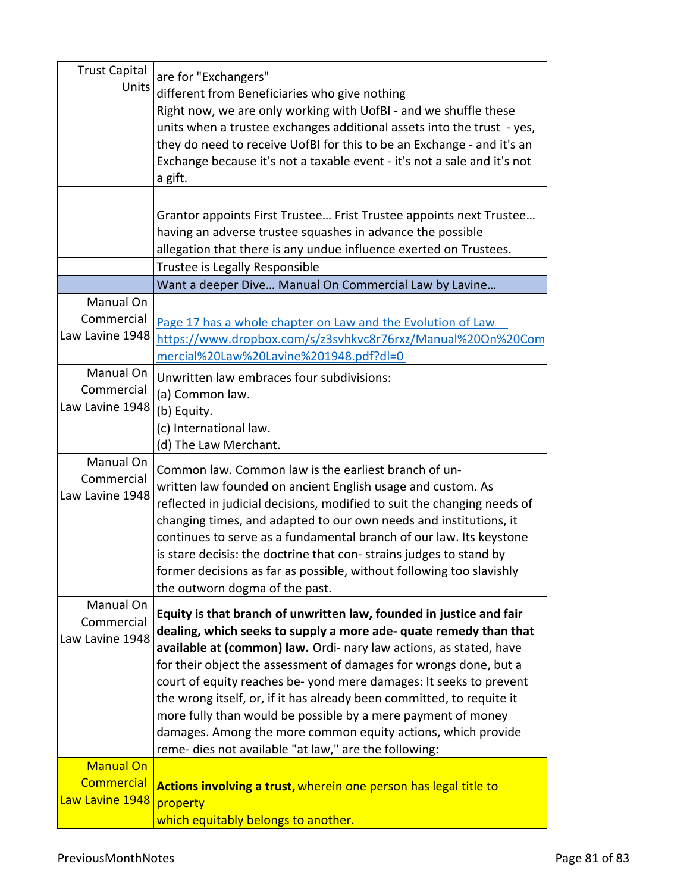| | |
|---|---|
| Trust Capital Units | are for "Exchangers"<br>different from Beneficiaries who give nothing<br>Right now, we are only working with UofBI - and we shuffle these units when a trustee exchanges additional assets into the trust - yes, they do need to receive UofBI for this to be an Exchange - and it's an Exchange because it's not a taxable event - it's not a sale and it's not a gift. |
| | Grantor appoints First Trustee… Frist Trustee appoints next Trustee… having an adverse trustee squashes in advance the possible allegation that there is any undue influence exerted on Trustees. |
| | Trustee is Legally Responsible |
| | Want a deeper Dive… Manual On Commercial Law by Lavine… |
| Manual On Commercial Law Lavine 1948 | [Page 17 has a whole chapter on Law and the Evolution of Law https://www.dropbox.com/s/z3svhkvc8r76rxz/Manual%20On%20Commercial%20Law%20Lavine%201948.pdf?dl=0](https://www.dropbox.com/s/z3svhkvc8r76rxz/Manual%20On%20Commercial%20Law%20Lavine%201948.pdf?dl=0) |
| Manual On Commercial Law Lavine 1948 | Unwritten law embraces four subdivisions:<br>(a) Common law.<br>(b) Equity.<br>(c) International law.<br>(d) The Law Merchant. |
| Manual On Commercial Law Lavine 1948 | Common law. Common law is the earliest branch of un- written law founded on ancient English usage and custom. As reflected in judicial decisions, modified to suit the changing needs of changing times, and adapted to our own needs and institutions, it continues to serve as a fundamental branch of our law. Its keystone is stare decisis: the doctrine that con- strains judges to stand by former decisions as far as possible, without following too slavishly the outworn dogma of the past. |
| Manual On Commercial Law Lavine 1948 | **Equity is that branch of unwritten law, founded in justice and fair dealing, which seeks to supply a more ade- quate remedy than that available at (common) law.** Ordi- nary law actions, as stated, have for their object the assessment of damages for wrongs done, but a court of equity reaches be- yond mere damages: It seeks to prevent the wrong itself, or, if it has already been committed, to requite it more fully than would be possible by a mere payment of money damages. Among the more common equity actions, which provide reme- dies not available "at law," are the following: |
| Manual On Commercial Law Lavine 1948 | **Actions involving a trust,** wherein one person has legal title to property<br>which equitably belongs to another. |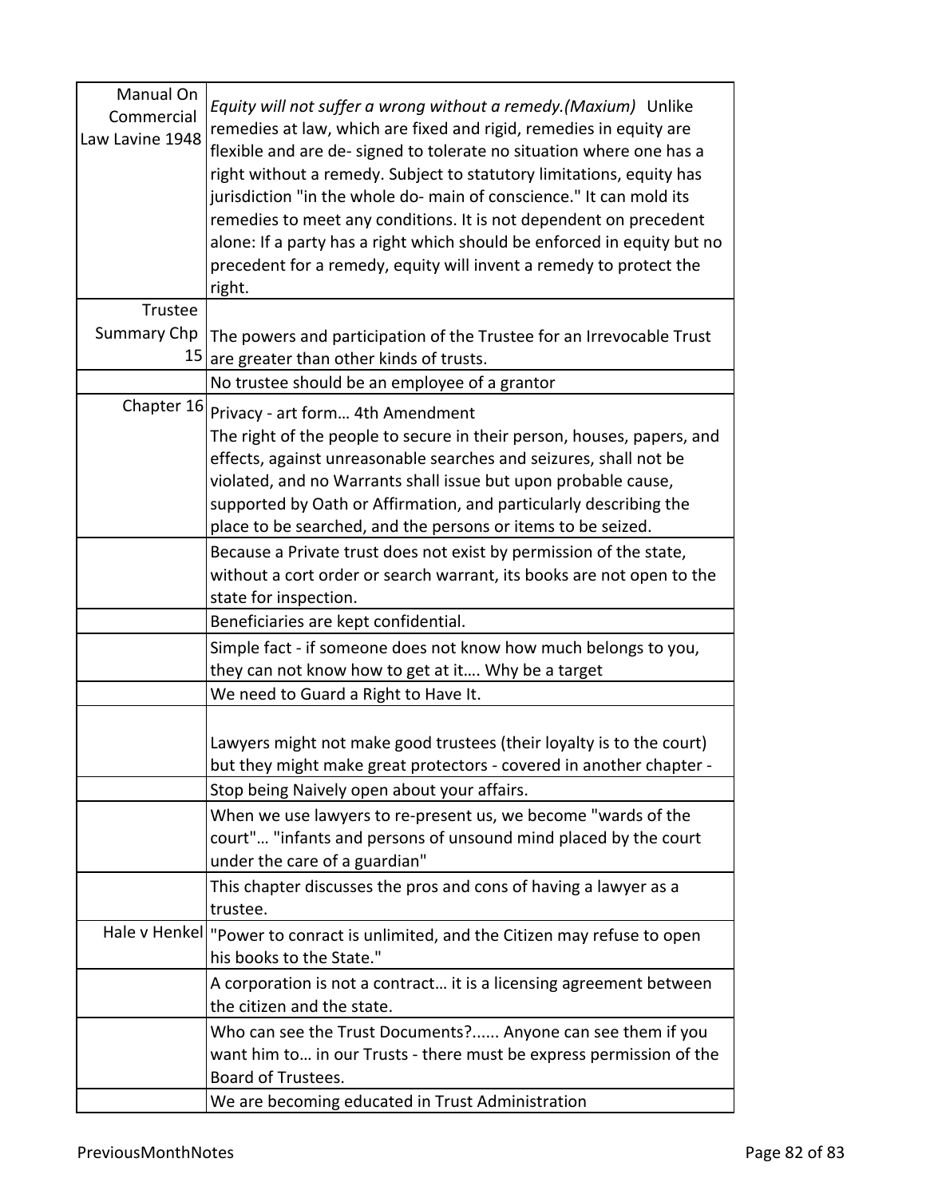| | |
|---|---|
| Manual On Commercial Law Lavine 1948 | *Equity will not suffer a wrong without a remedy.(Maxium)* Unlike remedies at law, which are fixed and rigid, remedies in equity are flexible and are de- signed to tolerate no situation where one has a right without a remedy. Subject to statutory limitations, equity has jurisdiction "in the whole do- main of conscience." It can mold its remedies to meet any conditions. It is not dependent on precedent alone: If a party has a right which should be enforced in equity but no precedent for a remedy, equity will invent a remedy to protect the right. |
| Trustee Summary Chp 15 | The powers and participation of the Trustee for an Irrevocable Trust are greater than other kinds of trusts. |
| | No trustee should be an employee of a grantor |
| Chapter 16 | Privacy - art form… 4th Amendment<br>The right of the people to secure in their person, houses, papers, and effects, against unreasonable searches and seizures, shall not be violated, and no Warrants shall issue but upon probable cause, supported by Oath or Affirmation, and particularly describing the place to be searched, and the persons or items to be seized. |
| | Because a Private trust does not exist by permission of the state, without a cort order or search warrant, its books are not open to the state for inspection. |
| | Beneficiaries are kept confidential. |
| | Simple fact - if someone does not know how much belongs to you, they can not know how to get at it…. Why be a target |
| | We need to Guard a Right to Have It. |
| | Lawyers might not make good trustees (their loyalty is to the court) but they might make great protectors - covered in another chapter - |
| | Stop being Naively open about your affairs. |
| | When we use lawyers to re-present us, we become "wards of the court"… "infants and persons of unsound mind placed by the court under the care of a guardian" |
| | This chapter discusses the pros and cons of having a lawyer as a trustee. |
| Hale v Henkel | "Power to conract is unlimited, and the Citizen may refuse to open his books to the State." |
| | A corporation is not a contract… it is a licensing agreement between the citizen and the state. |
| | Who can see the Trust Documents?...... Anyone can see them if you want him to… in our Trusts - there must be express permission of the Board of Trustees. |
| | We are becoming educated in Trust Administration |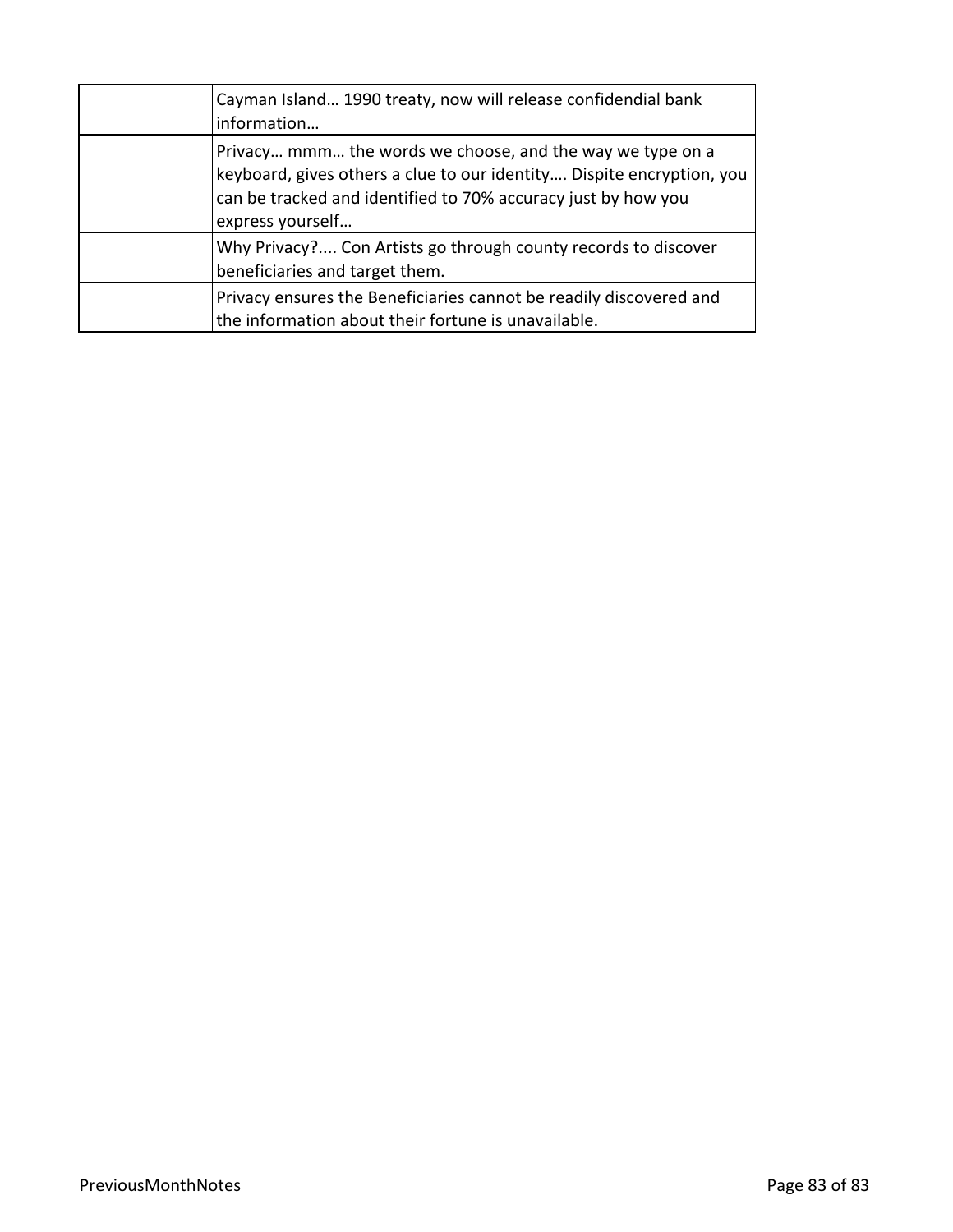| | |
|---|---|
| | Cayman Island… 1990 treaty, now will release confidendial bank information… |
| | Privacy… mmm… the words we choose, and the way we type on a keyboard, gives others a clue to our identity…. Dispite encryption, you can be tracked and identified to 70% accuracy just by how you express yourself… |
| | Why Privacy?.... Con Artists go through county records to discover beneficiaries and target them. |
| | Privacy ensures the Beneficiaries cannot be readily discovered and the information about their fortune is unavailable. |